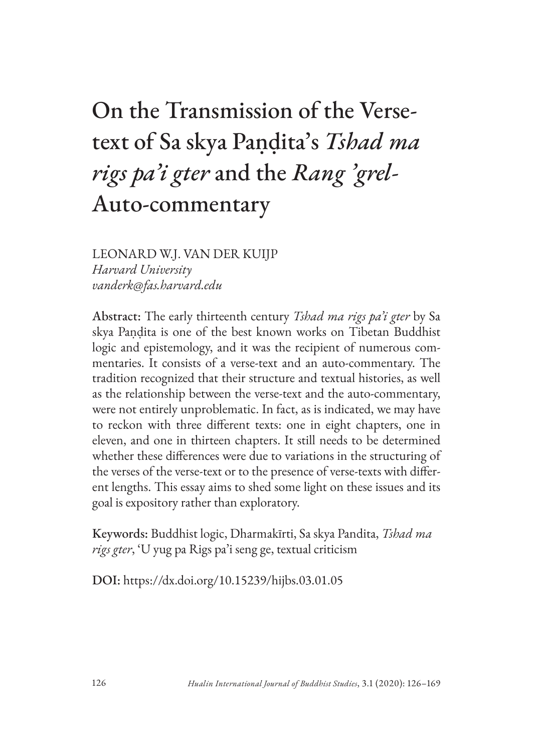# On the Transmission of the Verse-text of Sa skya Paṇḍita's *Tshad ma rigs pa'i gter* and the *Rang 'grel*-Auto-commentary

LEONARD W.J. VAN DER KUIJP
*Harvard University*
*vanderk@fas.harvard.edu*

**Abstract:** The early thirteenth century *Tshad ma rigs pa'i gter* by Sa skya Paṇḍita is one of the best known works on Tibetan Buddhist logic and epistemology, and it was the recipient of numerous commentaries. It consists of a verse-text and an auto-commentary. The tradition recognized that their structure and textual histories, as well as the relationship between the verse-text and the auto-commentary, were not entirely unproblematic. In fact, as is indicated, we may have to reckon with three different texts: one in eight chapters, one in eleven, and one in thirteen chapters. It still needs to be determined whether these differences were due to variations in the structuring of the verses of the verse-text or to the presence of verse-texts with different lengths. This essay aims to shed some light on these issues and its goal is expository rather than exploratory.

**Keywords:** Buddhist logic, Dharmakīrti, Sa skya Pandita, *Tshad ma rigs gter*, 'U yug pa Rigs pa'i seng ge, textual criticism

**DOI:** https://dx.doi.org/10.15239/hijbs.03.01.05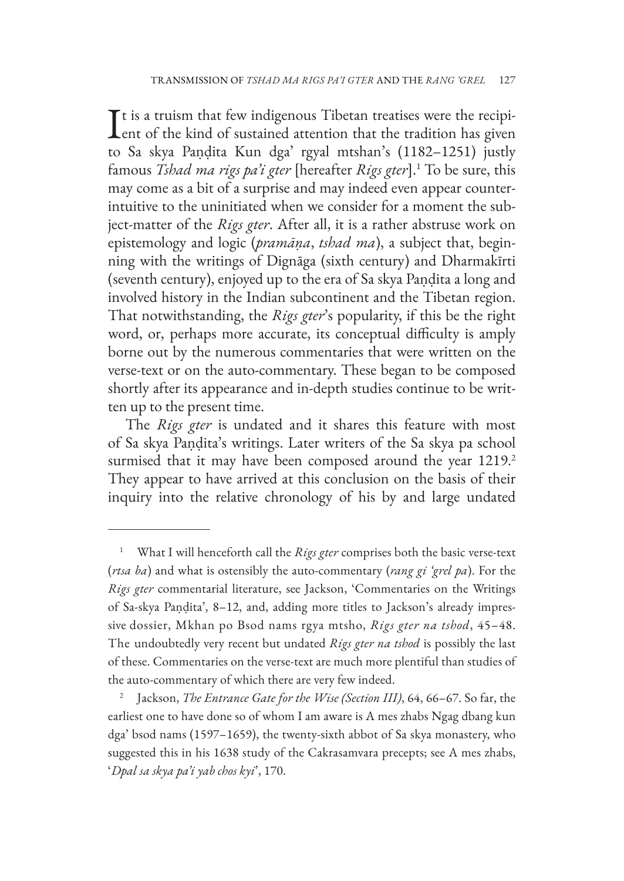It is a truism that few indigenous Tibetan treatises were the recipient of the kind of sustained attention that the tradition has given to Sa skya Paṇḍita Kun dga' rgyal mtshan's (1182–1251) justly famous *Tshad ma rigs pa'i gter* [hereafter *Rigs gter*].[1] To be sure, this may come as a bit of a surprise and may indeed even appear counter-intuitive to the uninitiated when we consider for a moment the subject-matter of the *Rigs gter*. After all, it is a rather abstruse work on epistemology and logic (*pramāṇa*, *tshad ma*), a subject that, beginning with the writings of Dignāga (sixth century) and Dharmakīrti (seventh century), enjoyed up to the era of Sa skya Paṇḍita a long and involved history in the Indian subcontinent and the Tibetan region. That notwithstanding, the *Rigs gter*'s popularity, if this be the right word, or, perhaps more accurate, its conceptual difficulty is amply borne out by the numerous commentaries that were written on the verse-text or on the auto-commentary. These began to be composed shortly after its appearance and in-depth studies continue to be written up to the present time.

The *Rigs gter* is undated and it shares this feature with most of Sa skya Paṇḍita's writings. Later writers of the Sa skya pa school surmised that it may have been composed around the year 1219.[2] They appear to have arrived at this conclusion on the basis of their inquiry into the relative chronology of his by and large undated

---

[1] What I will henceforth call the *Rigs gter* comprises both the basic verse-text (*rtsa ba*) and what is ostensibly the auto-commentary (*rang gi 'grel pa*). For the *Rigs gter* commentarial literature, see Jackson, 'Commentaries on the Writings of Sa-skya Paṇḍita', 8–12, and, adding more titles to Jackson's already impressive dossier, Mkhan po Bsod nams rgya mtsho, *Rigs gter na tshod*, 45–48. The undoubtedly very recent but undated *Rigs gter na tshod* is possibly the last of these. Commentaries on the verse-text are much more plentiful than studies of the auto-commentary of which there are very few indeed.

[2] Jackson, *The Entrance Gate for the Wise (Section III)*, 64, 66–67. So far, the earliest one to have done so of whom I am aware is A mes zhabs Ngag dbang kun dga' bsod nams (1597–1659), the twenty-sixth abbot of Sa skya monastery, who suggested this in his 1638 study of the Cakrasamvara precepts; see A mes zhabs, '*Dpal sa skya pa'i yab chos kyi*', 170.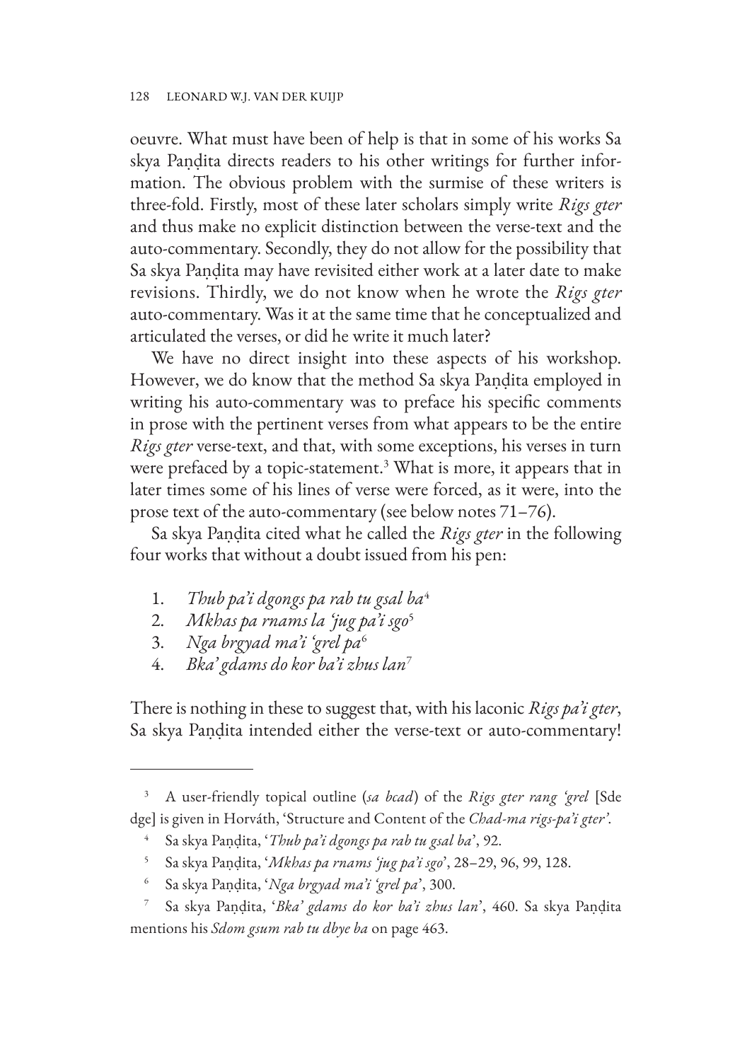oeuvre. What must have been of help is that in some of his works Sa skya Paṇḍita directs readers to his other writings for further information. The obvious problem with the surmise of these writers is three-fold. Firstly, most of these later scholars simply write *Rigs gter* and thus make no explicit distinction between the verse-text and the auto-commentary. Secondly, they do not allow for the possibility that Sa skya Paṇḍita may have revisited either work at a later date to make revisions. Thirdly, we do not know when he wrote the *Rigs gter* auto-commentary. Was it at the same time that he conceptualized and articulated the verses, or did he write it much later?

We have no direct insight into these aspects of his workshop. However, we do know that the method Sa skya Paṇḍita employed in writing his auto-commentary was to preface his specific comments in prose with the pertinent verses from what appears to be the entire *Rigs gter* verse-text, and that, with some exceptions, his verses in turn were prefaced by a topic-statement.[3] What is more, it appears that in later times some of his lines of verse were forced, as it were, into the prose text of the auto-commentary (see below notes 71–76).

Sa skya Paṇḍita cited what he called the *Rigs gter* in the following four works that without a doubt issued from his pen:

1. *Thub pa'i dgongs pa rab tu gsal ba*[4]
2. *Mkhas pa rnams la 'jug pa'i sgo*[5]
3. *Nga brgyad ma'i 'grel pa*[6]
4. *Bka' gdams do kor ba'i zhus lan*[7]

There is nothing in these to suggest that, with his laconic *Rigs pa'i gter*, Sa skya Paṇḍita intended either the verse-text or auto-commentary!

---

[3] A user-friendly topical outline (*sa bcad*) of the *Rigs gter rang 'grel* [Sde dge] is given in Horváth, 'Structure and Content of the *Chad-ma rigs-pa'i gter*'.

[4] Sa skya Paṇḍita, '*Thub pa'i dgongs pa rab tu gsal ba*', 92.

[5] Sa skya Paṇḍita, '*Mkhas pa rnams 'jug pa'i sgo*', 28–29, 96, 99, 128.

[6] Sa skya Paṇḍita, '*Nga brgyad ma'i 'grel pa*', 300.

[7] Sa skya Paṇḍita, '*Bka' gdams do kor ba'i zhus lan*', 460. Sa skya Paṇḍita mentions his *Sdom gsum rab tu dbye ba* on page 463.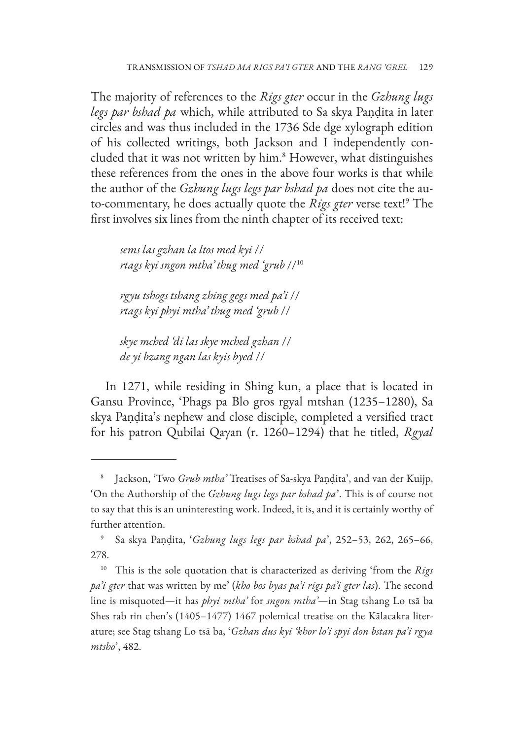The majority of references to the *Rigs gter* occur in the *Gzhung lugs legs par bshad pa* which, while attributed to Sa skya Paṇḍita in later circles and was thus included in the 1736 Sde dge xylograph edition of his collected writings, both Jackson and I independently concluded that it was not written by him.[8] However, what distinguishes these references from the ones in the above four works is that while the author of the *Gzhung lugs legs par bshad pa* does not cite the auto-commentary, he does actually quote the *Rigs gter* verse text![9] The first involves six lines from the ninth chapter of its received text:

> *sems las gzhan la ltos med kyi //*
> *rtags kyi sngon mtha' thug med 'grub //*[10]
>
> *rgyu tshogs tshang zhing gegs med pa'i //*
> *rtags kyi phyi mtha' thug med 'grub //*
>
> *skye mched 'di las skye mched gzhan //*
> *de yi bzang ngan las kyis byed //*

In 1271, while residing in Shing kun, a place that is located in Gansu Province, 'Phags pa Blo gros rgyal mtshan (1235–1280), Sa skya Paṇḍita's nephew and close disciple, completed a versified tract for his patron Qubilai Qaγan (r. 1260–1294) that he titled, *Rgyal*

---

[8] Jackson, 'Two *Grub mtha'* Treatises of Sa-skya Paṇḍita', and van der Kuijp, 'On the Authorship of the *Gzhung lugs legs par bshad pa*'. This is of course not to say that this is an uninteresting work. Indeed, it is, and it is certainly worthy of further attention.

[9] Sa skya Paṇḍita, '*Gzhung lugs legs par bshad pa*', 252–53, 262, 265–66, 278.

[10] This is the sole quotation that is characterized as deriving 'from the *Rigs pa'i gter* that was written by me' (*kho bos byas pa'i rigs pa'i gter las*). The second line is misquoted—it has *phyi mtha'* for *sngon mtha'*—in Stag tshang Lo tsā ba Shes rab rin chen's (1405–1477) 1467 polemical treatise on the Kālacakra literature; see Stag tshang Lo tsā ba, '*Gzhan dus kyi 'khor lo'i spyi don bstan pa'i rgya mtsho*', 482.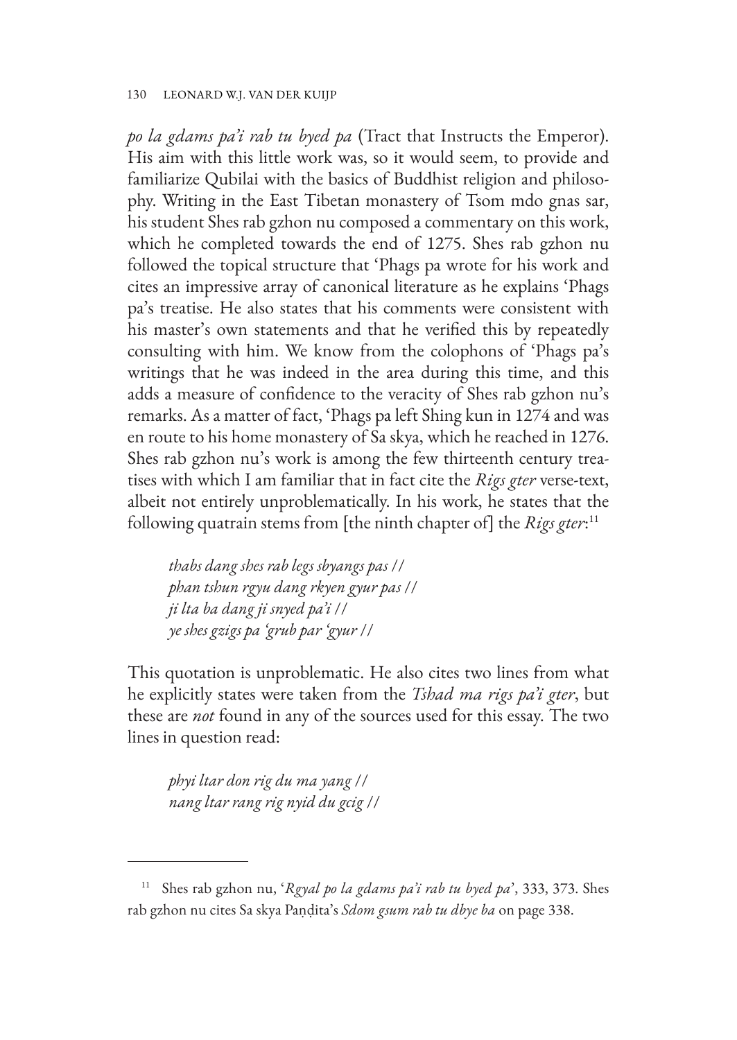*po la gdams pa'i rab tu byed pa* (Tract that Instructs the Emperor). His aim with this little work was, so it would seem, to provide and familiarize Qubilai with the basics of Buddhist religion and philosophy. Writing in the East Tibetan monastery of Tsom mdo gnas sar, his student Shes rab gzhon nu composed a commentary on this work, which he completed towards the end of 1275. Shes rab gzhon nu followed the topical structure that 'Phags pa wrote for his work and cites an impressive array of canonical literature as he explains 'Phags pa's treatise. He also states that his comments were consistent with his master's own statements and that he verified this by repeatedly consulting with him. We know from the colophons of 'Phags pa's writings that he was indeed in the area during this time, and this adds a measure of confidence to the veracity of Shes rab gzhon nu's remarks. As a matter of fact, 'Phags pa left Shing kun in 1274 and was en route to his home monastery of Sa skya, which he reached in 1276. Shes rab gzhon nu's work is among the few thirteenth century treatises with which I am familiar that in fact cite the *Rigs gter* verse-text, albeit not entirely unproblematically. In his work, he states that the following quatrain stems from [the ninth chapter of] the *Rigs gter*:[11]

> *thabs dang shes rab legs sbyangs pas //*
> *phan tshun rgyu dang rkyen gyur pas //*
> *ji lta ba dang ji snyed pa'i //*
> *ye shes gzigs pa 'grub par 'gyur //*

This quotation is unproblematic. He also cites two lines from what he explicitly states were taken from the *Tshad ma rigs pa'i gter*, but these are *not* found in any of the sources used for this essay. The two lines in question read:

> *phyi ltar don rig du ma yang //*
> *nang ltar rang rig nyid du gcig //*

---

[11] Shes rab gzhon nu, '*Rgyal po la gdams pa'i rab tu byed pa*', 333, 373. Shes rab gzhon nu cites Sa skya Paṇḍita's *Sdom gsum rab tu dbye ba* on page 338.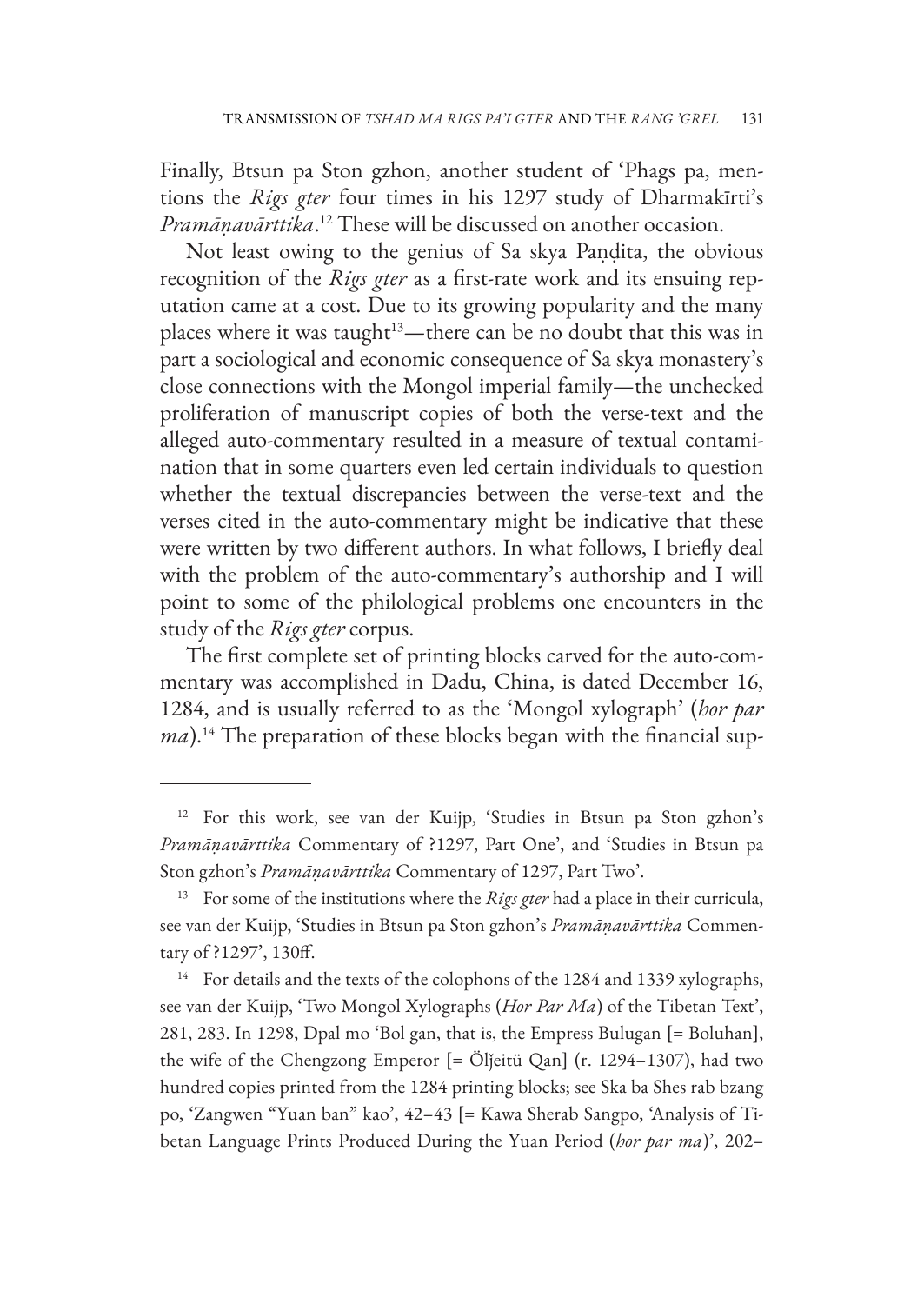Finally, Btsun pa Ston gzhon, another student of 'Phags pa, mentions the *Rigs gter* four times in his 1297 study of Dharmakīrti's *Pramāṇavārttika*.[12] These will be discussed on another occasion.

Not least owing to the genius of Sa skya Paṇḍita, the obvious recognition of the *Rigs gter* as a first-rate work and its ensuing reputation came at a cost. Due to its growing popularity and the many places where it was taught[13]—there can be no doubt that this was in part a sociological and economic consequence of Sa skya monastery's close connections with the Mongol imperial family—the unchecked proliferation of manuscript copies of both the verse-text and the alleged auto-commentary resulted in a measure of textual contamination that in some quarters even led certain individuals to question whether the textual discrepancies between the verse-text and the verses cited in the auto-commentary might be indicative that these were written by two different authors. In what follows, I briefly deal with the problem of the auto-commentary's authorship and I will point to some of the philological problems one encounters in the study of the *Rigs gter* corpus.

The first complete set of printing blocks carved for the auto-commentary was accomplished in Dadu, China, is dated December 16, 1284, and is usually referred to as the 'Mongol xylograph' (*hor par ma*).[14] The preparation of these blocks began with the financial sup-

---

[12] For this work, see van der Kuijp, 'Studies in Btsun pa Ston gzhon's *Pramāṇavārttika* Commentary of ?1297, Part One', and 'Studies in Btsun pa Ston gzhon's *Pramāṇavārttika* Commentary of 1297, Part Two'.

[13] For some of the institutions where the *Rigs gter* had a place in their curricula, see van der Kuijp, 'Studies in Btsun pa Ston gzhon's *Pramāṇavārttika* Commentary of ?1297', 130ff.

[14] For details and the texts of the colophons of the 1284 and 1339 xylographs, see van der Kuijp, 'Two Mongol Xylographs (*Hor Par Ma*) of the Tibetan Text', 281, 283. In 1298, Dpal mo 'Bol gan, that is, the Empress Bulugan [= Boluhan], the wife of the Chengzong Emperor [= Öljeitü Qan] (r. 1294–1307), had two hundred copies printed from the 1284 printing blocks; see Ska ba Shes rab bzang po, 'Zangwen "Yuan ban" kao', 42–43 [= Kawa Sherab Sangpo, 'Analysis of Tibetan Language Prints Produced During the Yuan Period (*hor par ma*)', 202–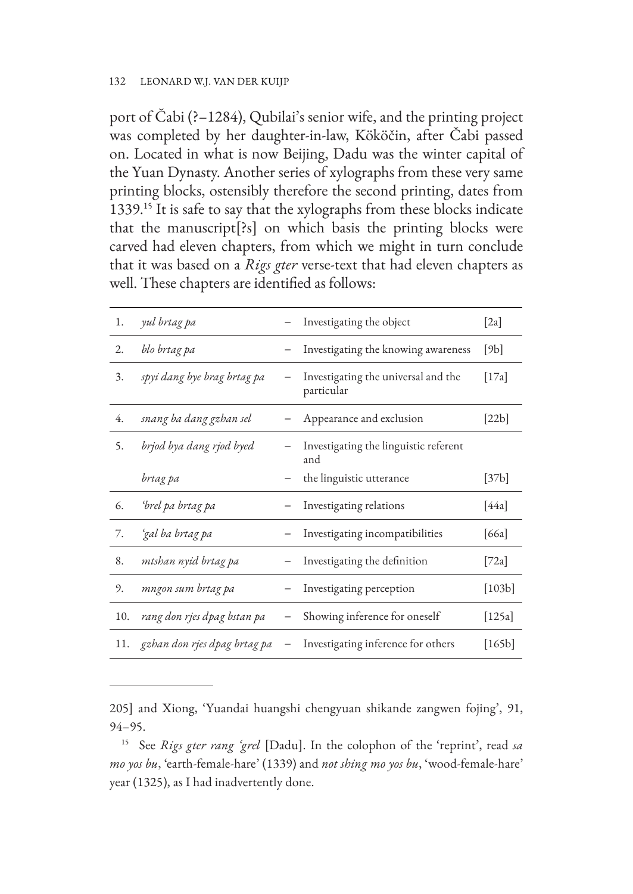port of Čabi (?–1284), Qubilai's senior wife, and the printing project was completed by her daughter-in-law, Kököčin, after Čabi passed on. Located in what is now Beijing, Dadu was the winter capital of the Yuan Dynasty. Another series of xylographs from these very same printing blocks, ostensibly therefore the second printing, dates from 1339.[15] It is safe to say that the xylographs from these blocks indicate that the manuscript[?s] on which basis the printing blocks were carved had eleven chapters, from which we might in turn conclude that it was based on a *Rigs gter* verse-text that had eleven chapters as well. These chapters are identified as follows:

| | | | | |
|---|---|---|---|---|
| 1. | *yul brtag pa* | – | Investigating the object | [2a] |
| 2. | *blo brtag pa* | – | Investigating the knowing awareness | [9b] |
| 3. | *spyi dang bye brag brtag pa* | – | Investigating the universal and the particular | [17a] |
| 4. | *snang ba dang gzhan sel* | – | Appearance and exclusion | [22b] |
| 5. | *brjod bya dang rjod byed brtag pa* | – | Investigating the linguistic referent and the linguistic utterance | [37b] |
| 6. | *'brel pa brtag pa* | – | Investigating relations | [44a] |
| 7. | *'gal ba brtag pa* | – | Investigating incompatibilities | [66a] |
| 8. | *mtshan nyid brtag pa* | – | Investigating the definition | [72a] |
| 9. | *mngon sum brtag pa* | – | Investigating perception | [103b] |
| 10. | *rang don rjes dpag bstan pa* | – | Showing inference for oneself | [125a] |
| 11. | *gzhan don rjes dpag brtag pa* | – | Investigating inference for others | [165b] |

205] and Xiong, 'Yuandai huangshi chengyuan shikande zangwen fojing', 91, 94–95.

[15] See *Rigs gter rang 'grel* [Dadu]. In the colophon of the 'reprint', read *sa mo yos bu*, 'earth-female-hare' (1339) and *not shing mo yos bu*, 'wood-female-hare' year (1325), as I had inadvertently done.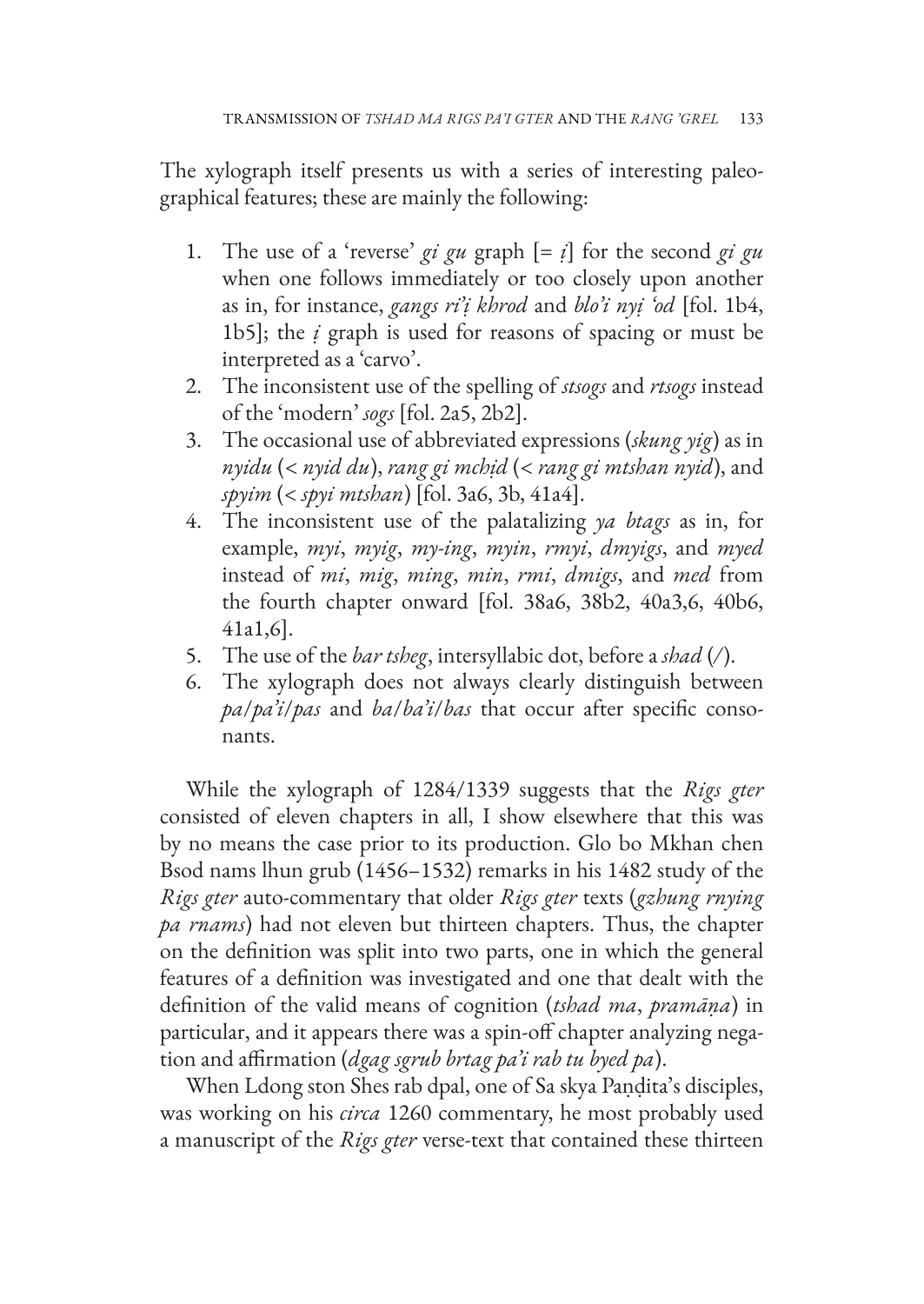The xylograph itself presents us with a series of interesting paleographical features; these are mainly the following:

1. The use of a 'reverse' *gi gu* graph [= *ị*] for the second *gi gu* when one follows immediately or too closely upon another as in, for instance, *gangs ri'ị khrod* and *blo'i nyị 'od* [fol. 1b4, 1b5]; the *ị* graph is used for reasons of spacing or must be interpreted as a 'carvo'.
2. The inconsistent use of the spelling of *stsogs* and *rtsogs* instead of the 'modern' *sogs* [fol. 2a5, 2b2].
3. The occasional use of abbreviated expressions (*skung yig*) as in *nyidu* (< *nyid du*), *rang gi mchịd* (< *rang gi mtshan nyid*), and *spyim* (< *spyi mtshan*) [fol. 3a6, 3b, 41a4].
4. The inconsistent use of the palatalizing *ya btags* as in, for example, *myi*, *myig*, *my-ing*, *myin*, *rmyi*, *dmyigs*, and *myed* instead of *mi*, *mig*, *ming*, *min*, *rmi*, *dmigs*, and *med* from the fourth chapter onward [fol. 38a6, 38b2, 40a3,6, 40b6, 41a1,6].
5. The use of the *bar tsheg*, intersyllabic dot, before a *shad* (/).
6. The xylograph does not always clearly distinguish between *pa/pa'i/pas* and *ba/ba'i/bas* that occur after specific consonants.

While the xylograph of 1284/1339 suggests that the *Rigs gter* consisted of eleven chapters in all, I show elsewhere that this was by no means the case prior to its production. Glo bo Mkhan chen Bsod nams lhun grub (1456–1532) remarks in his 1482 study of the *Rigs gter* auto-commentary that older *Rigs gter* texts (*gzhung rnying pa rnams*) had not eleven but thirteen chapters. Thus, the chapter on the definition was split into two parts, one in which the general features of a definition was investigated and one that dealt with the definition of the valid means of cognition (*tshad ma*, *pramāṇa*) in particular, and it appears there was a spin-off chapter analyzing negation and affirmation (*dgag sgrub brtag pa'i rab tu byed pa*).

When Ldong ston Shes rab dpal, one of Sa skya Paṇḍita's disciples, was working on his *circa* 1260 commentary, he most probably used a manuscript of the *Rigs gter* verse-text that contained these thirteen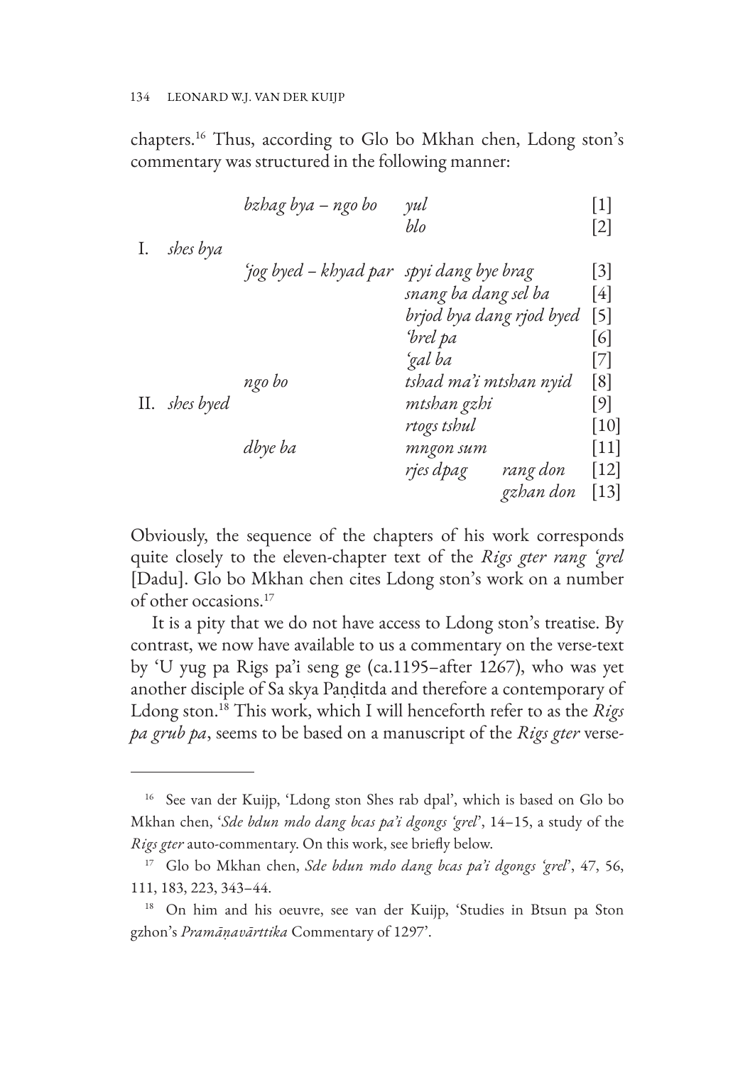chapters.[16] Thus, according to Glo bo Mkhan chen, Ldong ston's commentary was structured in the following manner:

| | | | | |
|---|---|---|---|---|
| I. *shes bya* | *bzhag bya – ngo bo* | *yul* | | [1] |
| | | *blo* | | [2] |
| | *'jog byed – khyad par* | *spyi dang bye brag* | | [3] |
| | | *snang ba dang sel ba* | | [4] |
| | | *brjod bya dang rjod byed* | | [5] |
| | | *'brel pa* | | [6] |
| | | *'gal ba* | | [7] |
| II. *shes byed* | *ngo bo* | *tshad ma'i mtshan nyid* | | [8] |
| | | *mtshan gzhi* | | [9] |
| | | *rtogs tshul* | | [10] |
| | *dbye ba* | *mngon sum* | | [11] |
| | | *rjes dpag* | *rang don* | [12] |
| | | | *gzhan don* | [13] |

Obviously, the sequence of the chapters of his work corresponds quite closely to the eleven-chapter text of the *Rigs gter rang 'grel* [Dadu]. Glo bo Mkhan chen cites Ldong ston's work on a number of other occasions.[17]

It is a pity that we do not have access to Ldong ston's treatise. By contrast, we now have available to us a commentary on the verse-text by 'U yug pa Rigs pa'i seng ge (ca.1195–after 1267), who was yet another disciple of Sa skya Paṇḍitda and therefore a contemporary of Ldong ston.[18] This work, which I will henceforth refer to as the *Rigs pa grub pa*, seems to be based on a manuscript of the *Rigs gter* verse-

---

[16] See van der Kuijp, 'Ldong ston Shes rab dpal', which is based on Glo bo Mkhan chen, '*Sde bdun mdo dang bcas pa'i dgongs 'grel*', 14–15, a study of the *Rigs gter* auto-commentary. On this work, see briefly below.

[17] Glo bo Mkhan chen, *Sde bdun mdo dang bcas pa'i dgongs 'grel*', 47, 56, 111, 183, 223, 343–44.

[18] On him and his oeuvre, see van der Kuijp, 'Studies in Btsun pa Ston gzhon's *Pramāṇavārttika* Commentary of 1297'.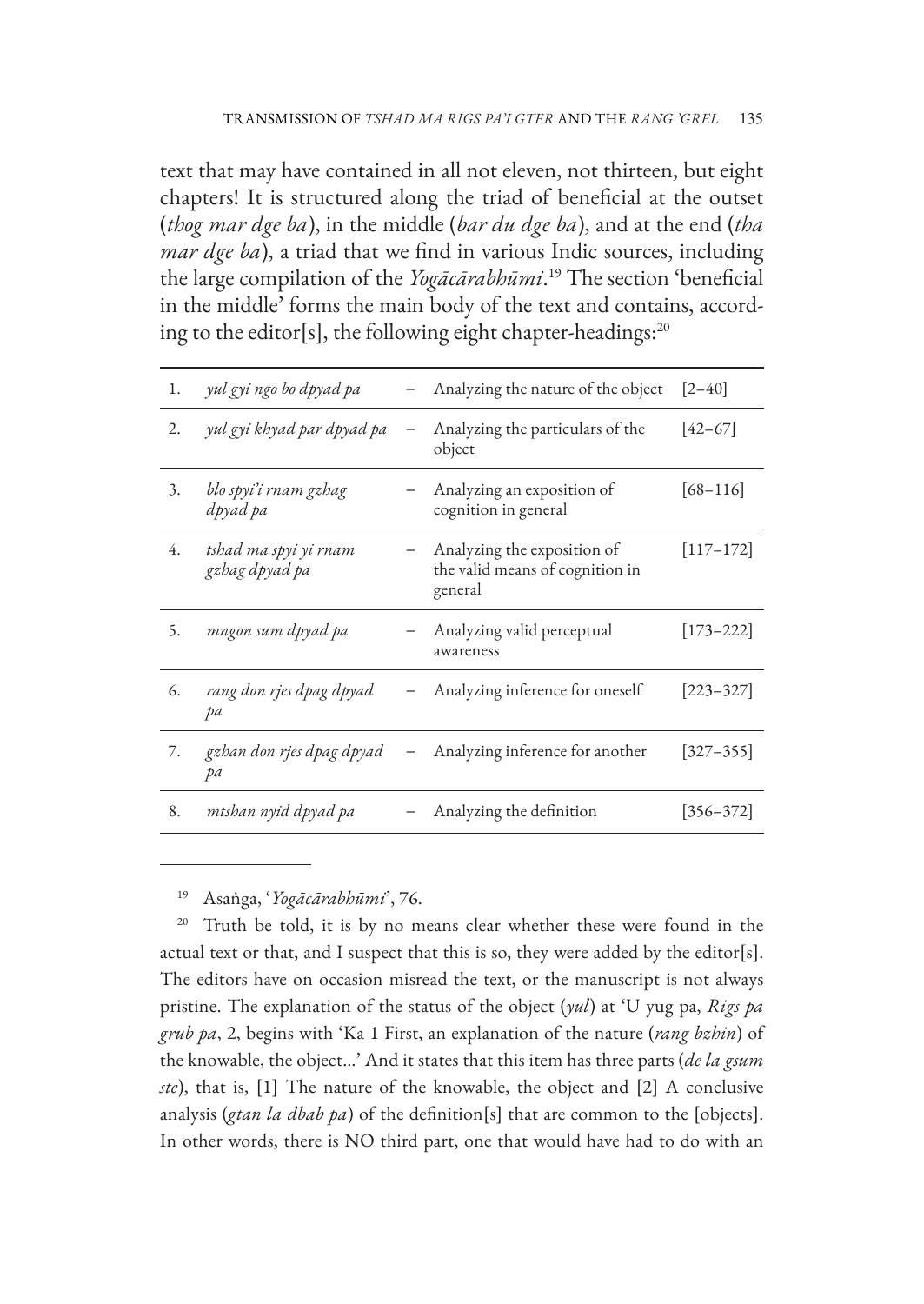text that may have contained in all not eleven, not thirteen, but eight chapters! It is structured along the triad of beneficial at the outset (*thog mar dge ba*), in the middle (*bar du dge ba*), and at the end (*tha mar dge ba*), a triad that we find in various Indic sources, including the large compilation of the *Yogācārabhūmi*.[19] The section 'beneficial in the middle' forms the main body of the text and contains, according to the editor[s], the following eight chapter-headings:[20]

| | | | | |
|---|---|---|---|---|
| 1. | *yul gyi ngo bo dpyad pa* | – | Analyzing the nature of the object | [2–40] |
| 2. | *yul gyi khyad par dpyad pa* | – | Analyzing the particulars of the object | [42–67] |
| 3. | *blo spyi'i rnam gzhag dpyad pa* | – | Analyzing an exposition of cognition in general | [68–116] |
| 4. | *tshad ma spyi yi rnam gzhag dpyad pa* | – | Analyzing the exposition of the valid means of cognition in general | [117–172] |
| 5. | *mngon sum dpyad pa* | – | Analyzing valid perceptual awareness | [173–222] |
| 6. | *rang don rjes dpag dpyad pa* | – | Analyzing inference for oneself | [223–327] |
| 7. | *gzhan don rjes dpag dpyad pa* | – | Analyzing inference for another | [327–355] |
| 8. | *mtshan nyid dpyad pa* | – | Analyzing the definition | [356–372] |

---

[19] Asaṅga, '*Yogācārabhūmi*', 76.

[20] Truth be told, it is by no means clear whether these were found in the actual text or that, and I suspect that this is so, they were added by the editor[s]. The editors have on occasion misread the text, or the manuscript is not always pristine. The explanation of the status of the object (*yul*) at 'U yug pa, *Rigs pa grub pa*, 2, begins with 'Ka 1 First, an explanation of the nature (*rang bzhin*) of the knowable, the object...' And it states that this item has three parts (*de la gsum ste*), that is, [1] The nature of the knowable, the object and [2] A conclusive analysis (*gtan la dbab pa*) of the definition[s] that are common to the [objects]. In other words, there is NO third part, one that would have had to do with an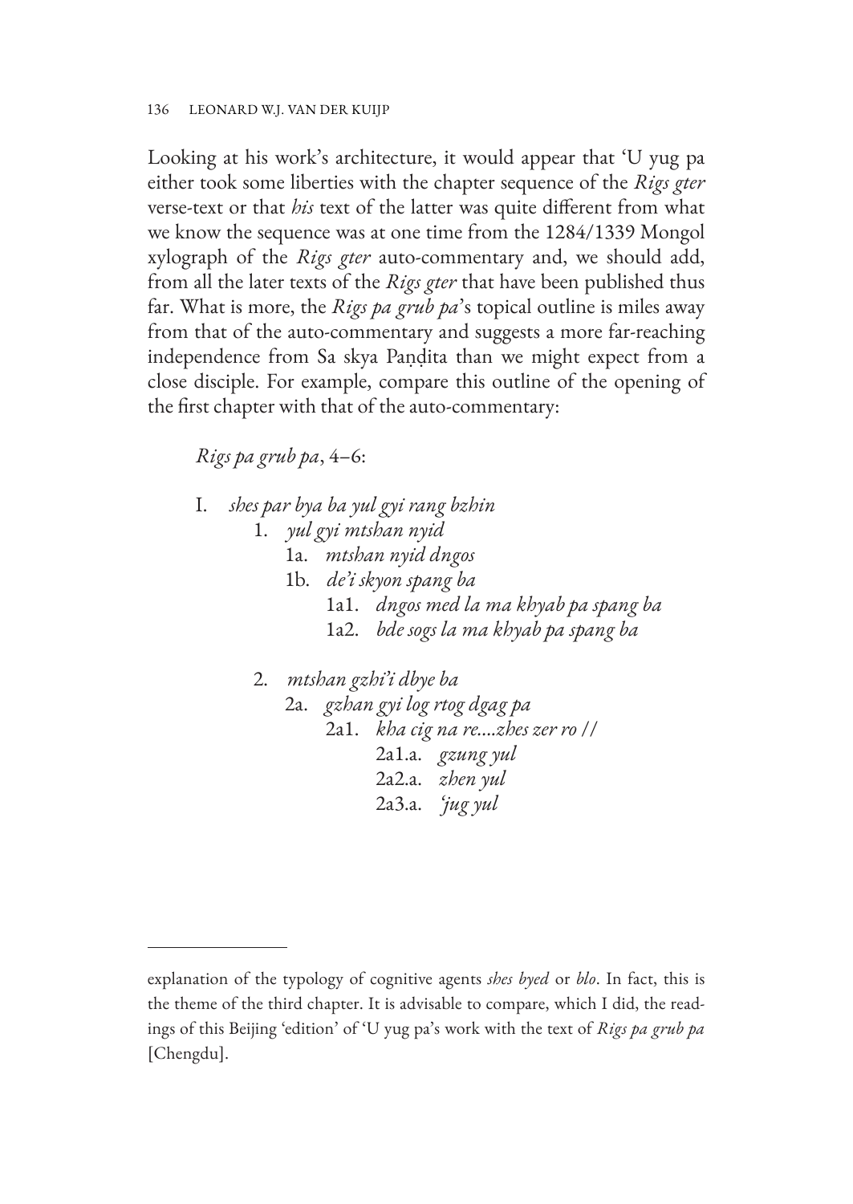Looking at his work's architecture, it would appear that 'U yug pa either took some liberties with the chapter sequence of the *Rigs gter* verse-text or that *his* text of the latter was quite different from what we know the sequence was at one time from the 1284/1339 Mongol xylograph of the *Rigs gter* auto-commentary and, we should add, from all the later texts of the *Rigs gter* that have been published thus far. What is more, the *Rigs pa grub pa*'s topical outline is miles away from that of the auto-commentary and suggests a more far-reaching independence from Sa skya Paṇḍita than we might expect from a close disciple. For example, compare this outline of the opening of the first chapter with that of the auto-commentary:

*Rigs pa grub pa*, 4–6:

- I. *shes par bya ba yul gyi rang bzhin*
    - 1. *yul gyi mtshan nyid*
        - 1a. *mtshan nyid dngos*
        - 1b. *de'i skyon spang ba*
            - 1a1. *dngos med la ma khyab pa spang ba*
            - 1a2. *bde sogs la ma khyab pa spang ba*
    - 2. *mtshan gzhi'i dbye ba*
        - 2a. *gzhan gyi log rtog dgag pa*
            - 2a1. *kha cig na re....zhes zer ro //*
                - 2a1.a. *gzung yul*
                - 2a2.a. *zhen yul*
                - 2a3.a. *'jug yul*

---

explanation of the typology of cognitive agents *shes byed* or *blo*. In fact, this is the theme of the third chapter. It is advisable to compare, which I did, the readings of this Beijing 'edition' of 'U yug pa's work with the text of *Rigs pa grub pa* [Chengdu].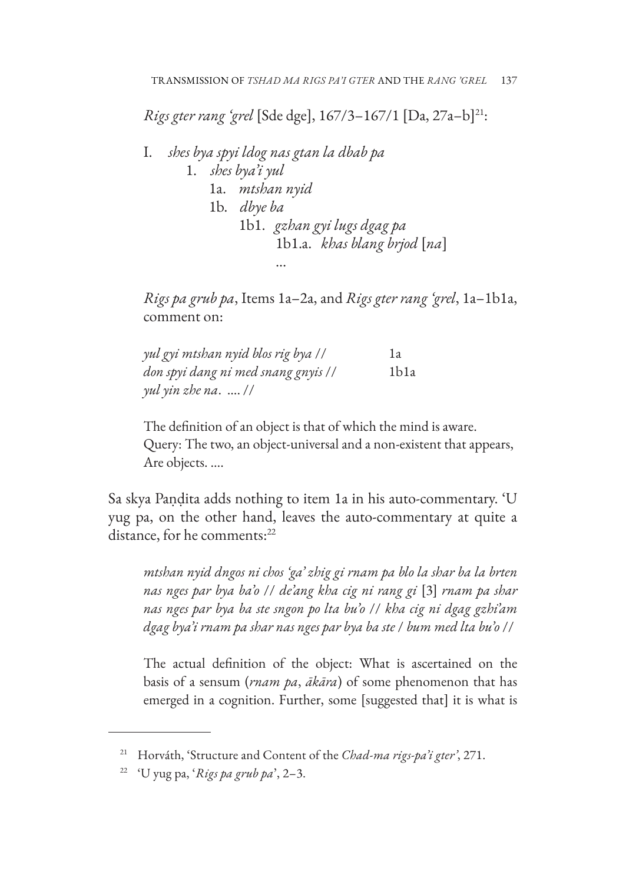*Rigs gter rang 'grel* [Sde dge], 167/3–167/1 [Da, 27a–b][21]:

- I. *shes bya spyi ldog nas gtan la dbab pa*
  - 1. *shes bya'i yul*
    - 1a. *mtshan nyid*
    - 1b. *dbye ba*
      - 1b1. *gzhan gyi lugs dgag pa*
        - 1b1.a. *khas blang brjod* [*na*]
        - ...

*Rigs pa grub pa*, Items 1a–2a, and *Rigs gter rang 'grel*, 1a–1b1a, comment on:

| | |
|---|---|
| *yul gyi mtshan nyid blos rig bya //* | 1a |
| *don spyi dang ni med snang gnyis //* | 1b1a |
| *yul yin zhe na. .... //* | |

> The definition of an object is that of which the mind is aware.
> Query: The two, an object-universal and a non-existent that appears,
> Are objects. ....

Sa skya Paṇḍita adds nothing to item 1a in his auto-commentary. 'U yug pa, on the other hand, leaves the auto-commentary at quite a distance, for he comments:[22]

> *mtshan nyid dngos ni chos 'ga' zhig gi rnam pa blo la shar ba la brten nas nges par bya ba'o // de'ang kha cig ni rang gi* [3] *rnam pa shar nas nges par bya ba ste sngon po lta bu'o // kha cig ni dgag gzhi'am dgag bya'i rnam pa shar nas nges par bya ba ste / bum med lta bu'o //*
>
> The actual definition of the object: What is ascertained on the basis of a sensum (*rnam pa*, *ākāra*) of some phenomenon that has emerged in a cognition. Further, some [suggested that] it is what is

---

[21] Horváth, 'Structure and Content of the *Chad-ma rigs-pa'i gter*', 271.

[22] 'U yug pa, '*Rigs pa grub pa*', 2–3.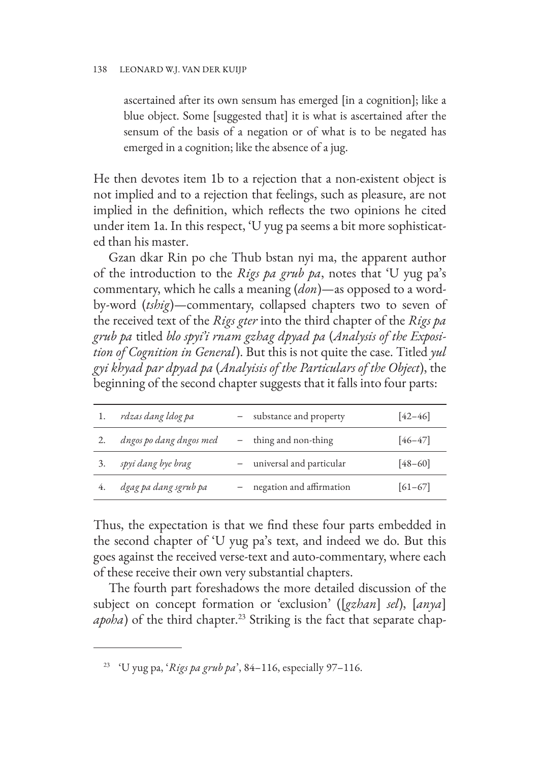> ascertained after its own sensum has emerged [in a cognition]; like a blue object. Some [suggested that] it is what is ascertained after the sensum of the basis of a negation or of what is to be negated has emerged in a cognition; like the absence of a jug.

He then devotes item 1b to a rejection that a non-existent object is not implied and to a rejection that feelings, such as pleasure, are not implied in the definition, which reflects the two opinions he cited under item 1a. In this respect, 'U yug pa seems a bit more sophisticated than his master.

Gzan dkar Rin po che Thub bstan nyi ma, the apparent author of the introduction to the *Rigs pa grub pa*, notes that 'U yug pa's commentary, which he calls a meaning (*don*)—as opposed to a word-by-word (*tshig*)—commentary, collapsed chapters two to seven of the received text of the *Rigs gter* into the third chapter of the *Rigs pa grub pa* titled *blo spyi'i rnam gzhag dpyad pa* (*Analysis of the Exposition of Cognition in General*). But this is not quite the case. Titled *yul gyi khyad par dpyad pa* (*Analyisis of the Particulars of the Object*), the beginning of the second chapter suggests that it falls into four parts:

| | | | | |
|---|---|---|---|---|
| 1. | *rdzas dang ldog pa* | – | substance and property | [42–46] |
| 2. | *dngos po dang dngos med* | – | thing and non-thing | [46–47] |
| 3. | *spyi dang bye brag* | – | universal and particular | [48–60] |
| 4. | *dgag pa dang sgrub pa* | – | negation and affirmation | [61–67] |

Thus, the expectation is that we find these four parts embedded in the second chapter of 'U yug pa's text, and indeed we do. But this goes against the received verse-text and auto-commentary, where each of these receive their own very substantial chapters.

The fourth part foreshadows the more detailed discussion of the subject on concept formation or 'exclusion' ([*gzhan*] *sel*), [*anya*] *apoha*) of the third chapter.[23] Striking is the fact that separate chap-

---

[23] 'U yug pa, '*Rigs pa grub pa*', 84–116, especially 97–116.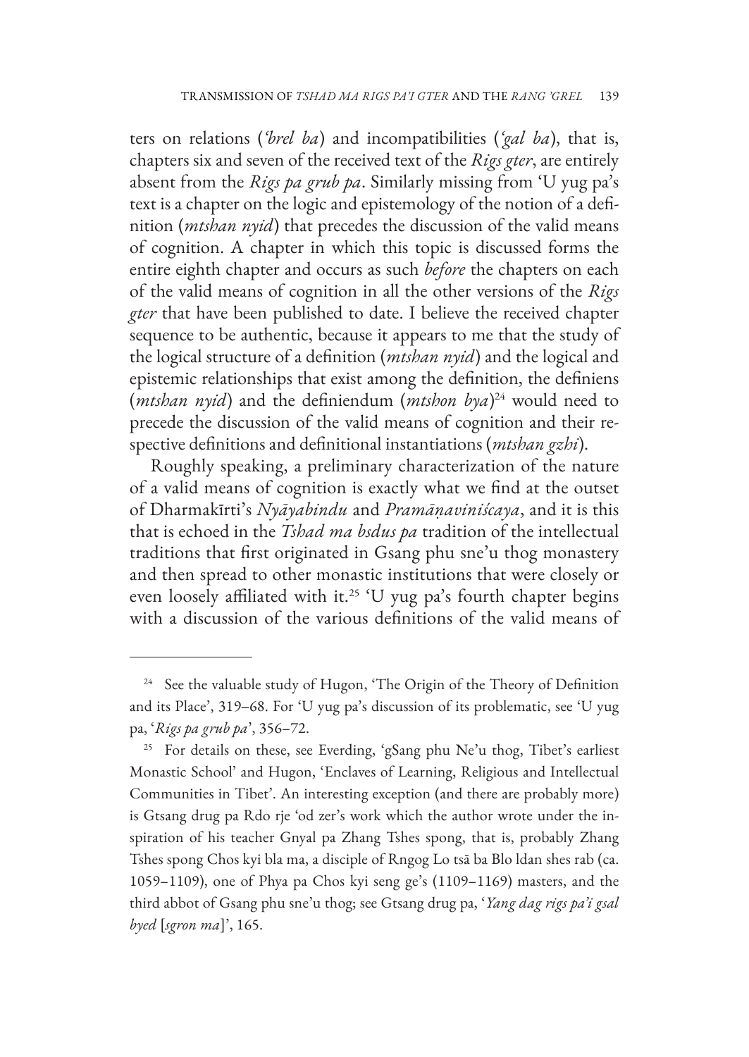ters on relations (*'brel ba*) and incompatibilities (*'gal ba*), that is, chapters six and seven of the received text of the *Rigs gter*, are entirely absent from the *Rigs pa grub pa*. Similarly missing from 'U yug pa's text is a chapter on the logic and epistemology of the notion of a definition (*mtshan nyid*) that precedes the discussion of the valid means of cognition. A chapter in which this topic is discussed forms the entire eighth chapter and occurs as such *before* the chapters on each of the valid means of cognition in all the other versions of the *Rigs gter* that have been published to date. I believe the received chapter sequence to be authentic, because it appears to me that the study of the logical structure of a definition (*mtshan nyid*) and the logical and epistemic relationships that exist among the definition, the definiens (*mtshan nyid*) and the definiendum (*mtshon bya*)[24] would need to precede the discussion of the valid means of cognition and their respective definitions and definitional instantiations (*mtshan gzhi*).

Roughly speaking, a preliminary characterization of the nature of a valid means of cognition is exactly what we find at the outset of Dharmakīrti's *Nyāyabindu* and *Pramāṇaviniścaya*, and it is this that is echoed in the *Tshad ma bsdus pa* tradition of the intellectual traditions that first originated in Gsang phu sne'u thog monastery and then spread to other monastic institutions that were closely or even loosely affiliated with it.[25] 'U yug pa's fourth chapter begins with a discussion of the various definitions of the valid means of

---

[24] See the valuable study of Hugon, 'The Origin of the Theory of Definition and its Place', 319–68. For 'U yug pa's discussion of its problematic, see 'U yug pa, '*Rigs pa grub pa*', 356–72.

[25] For details on these, see Everding, 'gSang phu Ne'u thog, Tibet's earliest Monastic School' and Hugon, 'Enclaves of Learning, Religious and Intellectual Communities in Tibet'. An interesting exception (and there are probably more) is Gtsang drug pa Rdo rje 'od zer's work which the author wrote under the inspiration of his teacher Gnyal pa Zhang Tshes spong, that is, probably Zhang Tshes spong Chos kyi bla ma, a disciple of Rngog Lo tsā ba Blo ldan shes rab (ca. 1059–1109), one of Phya pa Chos kyi seng ge's (1109–1169) masters, and the third abbot of Gsang phu sne'u thog; see Gtsang drug pa, '*Yang dag rigs pa'i gsal byed* [*sgron ma*]', 165.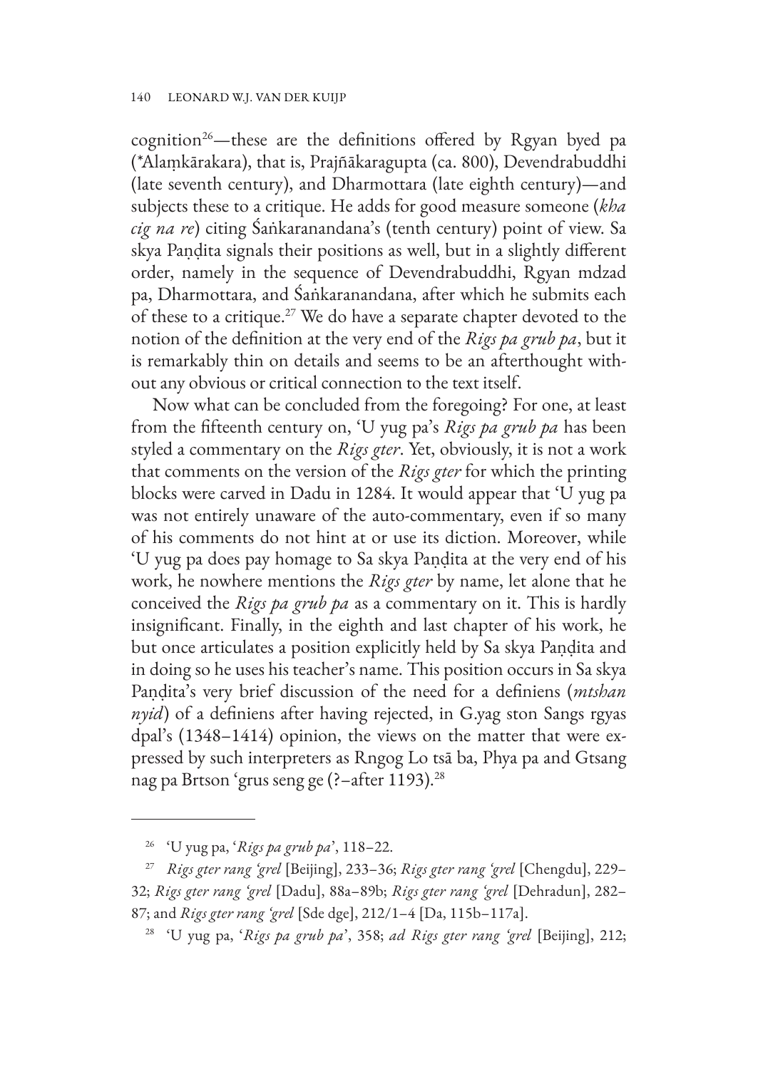cognition[26]—these are the definitions offered by Rgyan byed pa (*Alaṃkārakara), that is, Prajñākaragupta (ca. 800), Devendrabuddhi (late seventh century), and Dharmottara (late eighth century)—and subjects these to a critique. He adds for good measure someone (*kha cig na re*) citing Śaṅkaranandana's (tenth century) point of view. Sa skya Paṇḍita signals their positions as well, but in a slightly different order, namely in the sequence of Devendrabuddhi, Rgyan mdzad pa, Dharmottara, and Śaṅkaranandana, after which he submits each of these to a critique.[27] We do have a separate chapter devoted to the notion of the definition at the very end of the *Rigs pa grub pa*, but it is remarkably thin on details and seems to be an afterthought without any obvious or critical connection to the text itself.

Now what can be concluded from the foregoing? For one, at least from the fifteenth century on, 'U yug pa's *Rigs pa grub pa* has been styled a commentary on the *Rigs gter*. Yet, obviously, it is not a work that comments on the version of the *Rigs gter* for which the printing blocks were carved in Dadu in 1284. It would appear that 'U yug pa was not entirely unaware of the auto-commentary, even if so many of his comments do not hint at or use its diction. Moreover, while 'U yug pa does pay homage to Sa skya Paṇḍita at the very end of his work, he nowhere mentions the *Rigs gter* by name, let alone that he conceived the *Rigs pa grub pa* as a commentary on it. This is hardly insignificant. Finally, in the eighth and last chapter of his work, he but once articulates a position explicitly held by Sa skya Paṇḍita and in doing so he uses his teacher's name. This position occurs in Sa skya Paṇḍita's very brief discussion of the need for a definiens (*mtshan nyid*) of a definiens after having rejected, in G.yag ston Sangs rgyas dpal's (1348–1414) opinion, the views on the matter that were expressed by such interpreters as Rngog Lo tsā ba, Phya pa and Gtsang nag pa Brtson 'grus seng ge (?–after 1193).[28]

---

[26] 'U yug pa, '*Rigs pa grub pa*', 118–22.

[27] *Rigs gter rang 'grel* [Beijing], 233–36; *Rigs gter rang 'grel* [Chengdu], 229–32; *Rigs gter rang 'grel* [Dadu], 88a–89b; *Rigs gter rang 'grel* [Dehradun], 282–87; and *Rigs gter rang 'grel* [Sde dge], 212/1–4 [Da, 115b–117a].

[28] 'U yug pa, '*Rigs pa grub pa*', 358; *ad Rigs gter rang 'grel* [Beijing], 212;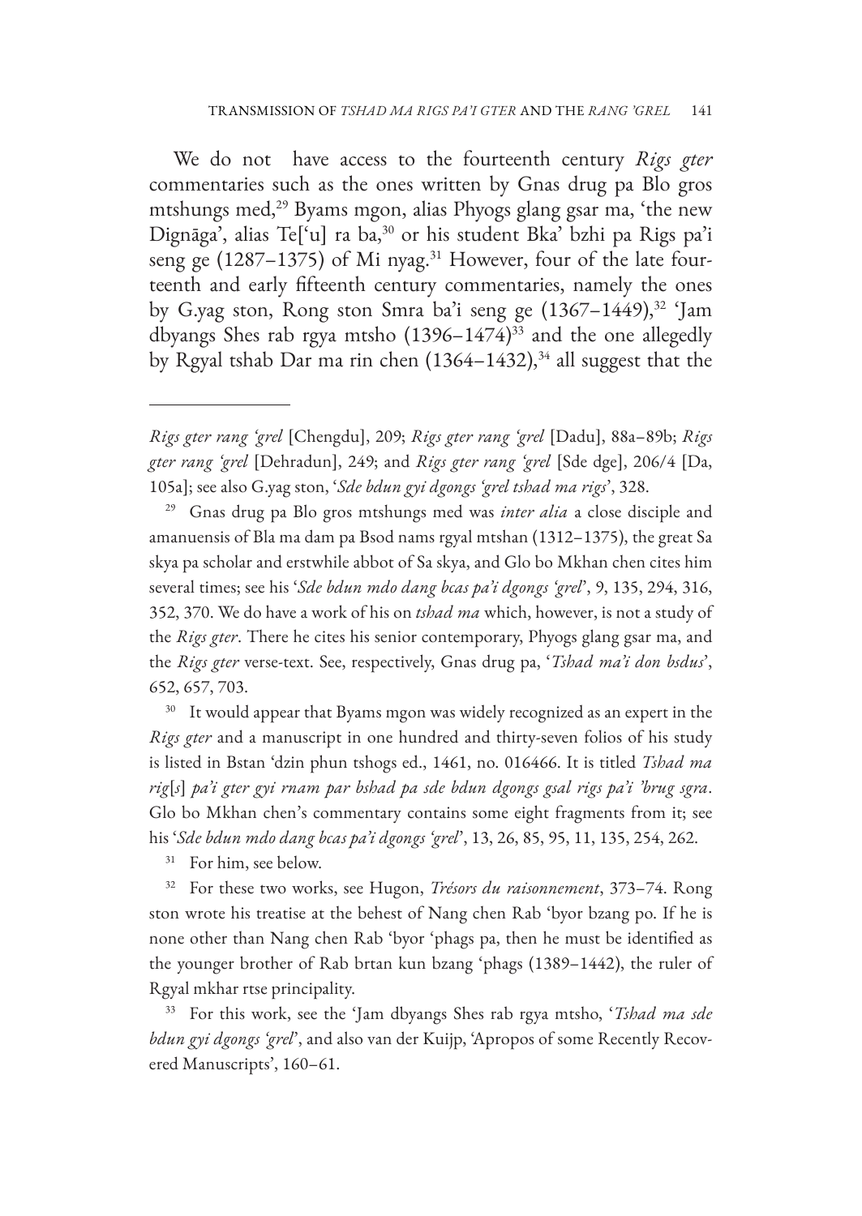We do not have access to the fourteenth century *Rigs gter* commentaries such as the ones written by Gnas drug pa Blo gros mtshungs med,[29] Byams mgon, alias Phyogs glang gsar ma, 'the new Dignāga', alias Te['u] ra ba,[30] or his student Bka' bzhi pa Rigs pa'i seng ge (1287–1375) of Mi nyag.[31] However, four of the late fourteenth and early fifteenth century commentaries, namely the ones by G.yag ston, Rong ston Smra ba'i seng ge (1367–1449),[32] 'Jam dbyangs Shes rab rgya mtsho (1396–1474)[33] and the one allegedly by Rgyal tshab Dar ma rin chen (1364–1432),[34] all suggest that the

---

*Rigs gter rang 'grel* [Chengdu], 209; *Rigs gter rang 'grel* [Dadu], 88a–89b; *Rigs gter rang 'grel* [Dehradun], 249; and *Rigs gter rang 'grel* [Sde dge], 206/4 [Da, 105a]; see also G.yag ston, '*Sde bdun gyi dgongs 'grel tshad ma rigs*', 328.

[29] Gnas drug pa Blo gros mtshungs med was *inter alia* a close disciple and amanuensis of Bla ma dam pa Bsod nams rgyal mtshan (1312–1375), the great Sa skya pa scholar and erstwhile abbot of Sa skya, and Glo bo Mkhan chen cites him several times; see his '*Sde bdun mdo dang bcas pa'i dgongs 'grel*', 9, 135, 294, 316, 352, 370. We do have a work of his on *tshad ma* which, however, is not a study of the *Rigs gter*. There he cites his senior contemporary, Phyogs glang gsar ma, and the *Rigs gter* verse-text. See, respectively, Gnas drug pa, '*Tshad ma'i don bsdus*', 652, 657, 703.

[30] It would appear that Byams mgon was widely recognized as an expert in the *Rigs gter* and a manuscript in one hundred and thirty-seven folios of his study is listed in Bstan 'dzin phun tshogs ed., 1461, no. 016466. It is titled *Tshad ma rig[s] pa'i gter gyi rnam par bshad pa sde bdun dgongs gsal rigs pa'i 'brug sgra*. Glo bo Mkhan chen's commentary contains some eight fragments from it; see his '*Sde bdun mdo dang bcas pa'i dgongs 'grel*', 13, 26, 85, 95, 11, 135, 254, 262.

[31] For him, see below.

[32] For these two works, see Hugon, *Trésors du raisonnement*, 373–74. Rong ston wrote his treatise at the behest of Nang chen Rab 'byor bzang po. If he is none other than Nang chen Rab 'byor 'phags pa, then he must be identified as the younger brother of Rab brtan kun bzang 'phags (1389–1442), the ruler of Rgyal mkhar rtse principality.

[33] For this work, see the 'Jam dbyangs Shes rab rgya mtsho, '*Tshad ma sde bdun gyi dgongs 'grel*', and also van der Kuijp, 'Apropos of some Recently Recovered Manuscripts', 160–61.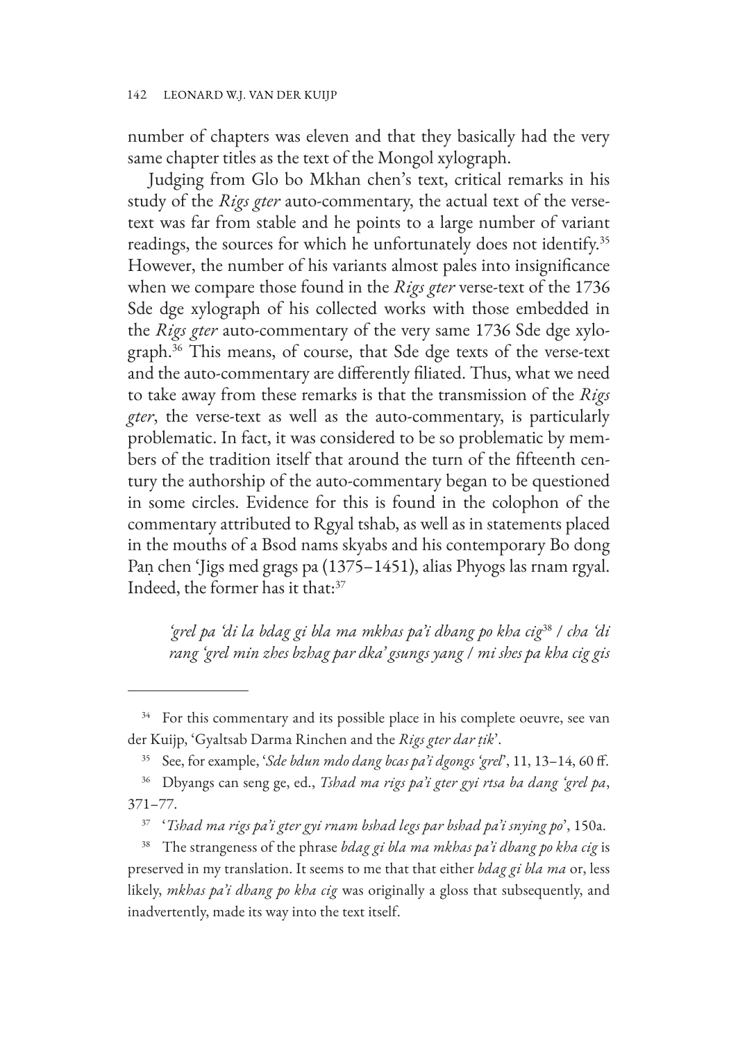number of chapters was eleven and that they basically had the very same chapter titles as the text of the Mongol xylograph.

Judging from Glo bo Mkhan chen's text, critical remarks in his study of the *Rigs gter* auto-commentary, the actual text of the verse-text was far from stable and he points to a large number of variant readings, the sources for which he unfortunately does not identify.[35] However, the number of his variants almost pales into insignificance when we compare those found in the *Rigs gter* verse-text of the 1736 Sde dge xylograph of his collected works with those embedded in the *Rigs gter* auto-commentary of the very same 1736 Sde dge xylograph.[36] This means, of course, that Sde dge texts of the verse-text and the auto-commentary are differently filiated. Thus, what we need to take away from these remarks is that the transmission of the *Rigs gter*, the verse-text as well as the auto-commentary, is particularly problematic. In fact, it was considered to be so problematic by members of the tradition itself that around the turn of the fifteenth century the authorship of the auto-commentary began to be questioned in some circles. Evidence for this is found in the colophon of the commentary attributed to Rgyal tshab, as well as in statements placed in the mouths of a Bsod nams skyabs and his contemporary Bo dong Paṇ chen 'Jigs med grags pa (1375–1451), alias Phyogs las rnam rgyal. Indeed, the former has it that:[37]

> *'grel pa 'di la bdag gi bla ma mkhas pa'i dbang po kha cig*[38] / *cha 'di rang 'grel min zhes bzhag par dka' gsungs yang / mi shes pa kha cig gis*

---

[34] For this commentary and its possible place in his complete oeuvre, see van der Kuijp, 'Gyaltsab Darma Rinchen and the *Rigs gter dar ṭik*'.

[35] See, for example, '*Sde bdun mdo dang bcas pa'i dgongs 'grel*', 11, 13–14, 60 ff.

[36] Dbyangs can seng ge, ed., *Tshad ma rigs pa'i gter gyi rtsa ba dang 'grel pa*, 371–77.

[37] '*Tshad ma rigs pa'i gter gyi rnam bshad legs par bshad pa'i snying po*', 150a.

[38] The strangeness of the phrase *bdag gi bla ma mkhas pa'i dbang po kha cig* is preserved in my translation. It seems to me that that either *bdag gi bla ma* or, less likely, *mkhas pa'i dbang po kha cig* was originally a gloss that subsequently, and inadvertently, made its way into the text itself.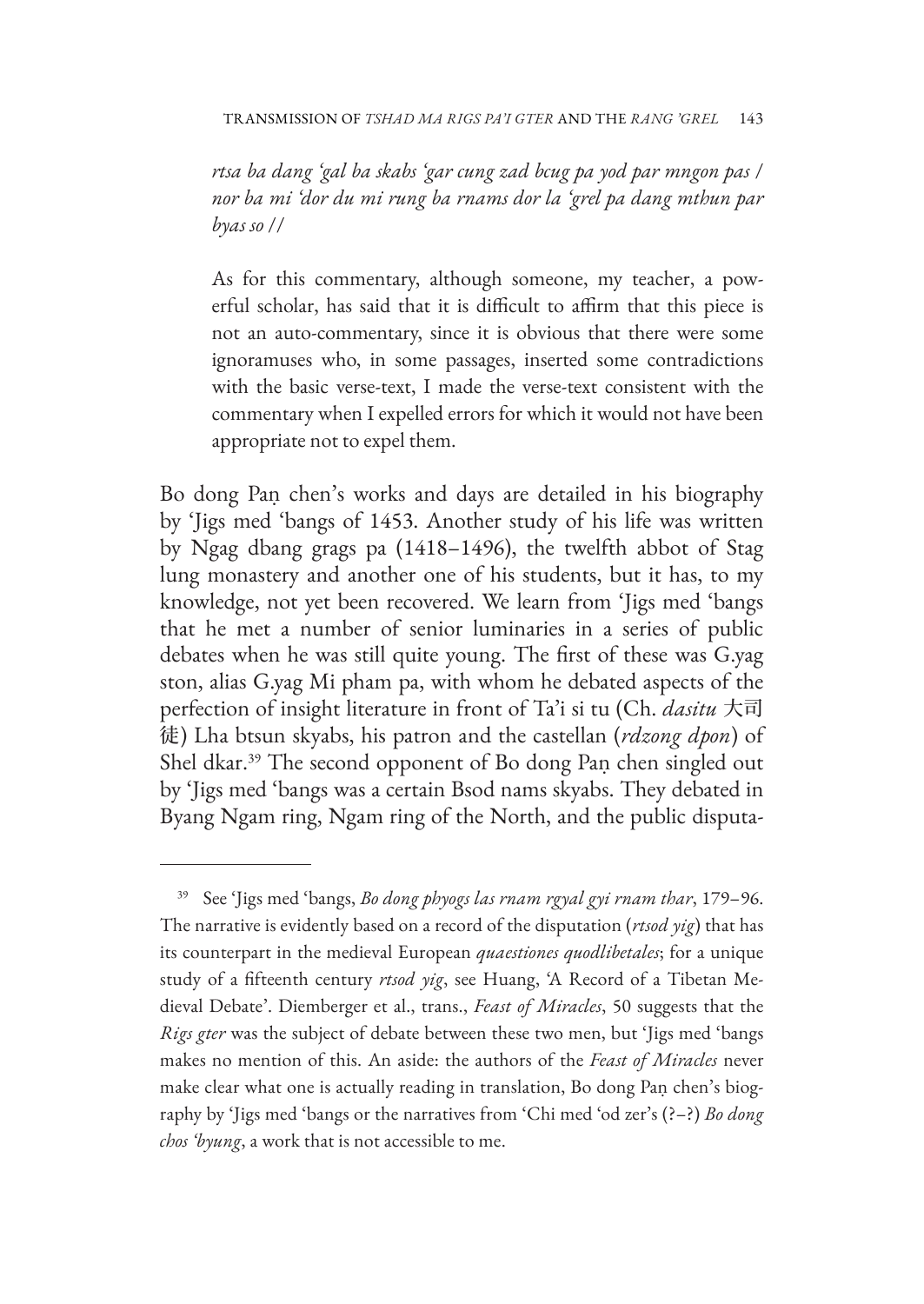*rtsa ba dang 'gal ba skabs 'gar cung zad bcug pa yod par mngon pas / nor ba mi 'dor du mi rung ba rnams dor la 'grel pa dang mthun par byas so //*

> As for this commentary, although someone, my teacher, a powerful scholar, has said that it is difficult to affirm that this piece is not an auto-commentary, since it is obvious that there were some ignoramuses who, in some passages, inserted some contradictions with the basic verse-text, I made the verse-text consistent with the commentary when I expelled errors for which it would not have been appropriate not to expel them.

Bo dong Paṇ chen's works and days are detailed in his biography by 'Jigs med 'bangs of 1453. Another study of his life was written by Ngag dbang grags pa (1418–1496), the twelfth abbot of Stag lung monastery and another one of his students, but it has, to my knowledge, not yet been recovered. We learn from 'Jigs med 'bangs that he met a number of senior luminaries in a series of public debates when he was still quite young. The first of these was G.yag ston, alias G.yag Mi pham pa, with whom he debated aspects of the perfection of insight literature in front of Ta'i si tu (Ch. *dasitu* 大司徒) Lha btsun skyabs, his patron and the castellan (*rdzong dpon*) of Shel dkar.[39] The second opponent of Bo dong Paṇ chen singled out by 'Jigs med 'bangs was a certain Bsod nams skyabs. They debated in Byang Ngam ring, Ngam ring of the North, and the public disputa-

---

[39] See 'Jigs med 'bangs, *Bo dong phyogs las rnam rgyal gyi rnam thar*, 179–96. The narrative is evidently based on a record of the disputation (*rtsod yig*) that has its counterpart in the medieval European *quaestiones quodlibetales*; for a unique study of a fifteenth century *rtsod yig*, see Huang, 'A Record of a Tibetan Medieval Debate'. Diemberger et al., trans., *Feast of Miracles*, 50 suggests that the *Rigs gter* was the subject of debate between these two men, but 'Jigs med 'bangs makes no mention of this. An aside: the authors of the *Feast of Miracles* never make clear what one is actually reading in translation, Bo dong Paṇ chen's biography by 'Jigs med 'bangs or the narratives from 'Chi med 'od zer's (?–?) *Bo dong chos 'byung*, a work that is not accessible to me.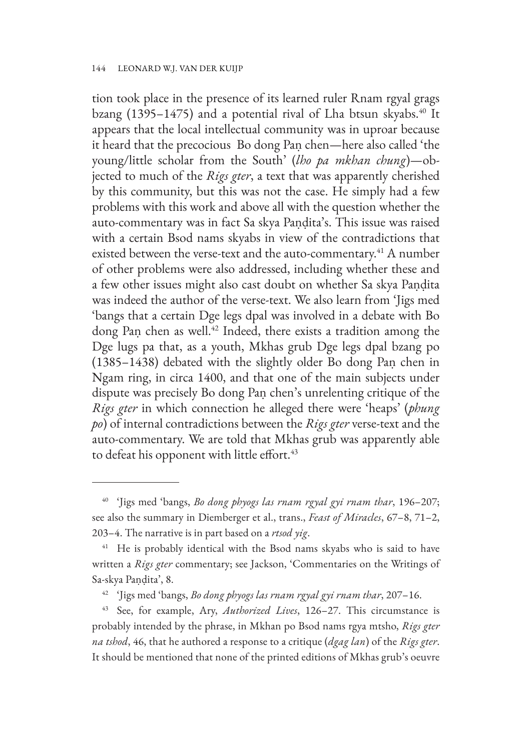tion took place in the presence of its learned ruler Rnam rgyal grags bzang (1395–1475) and a potential rival of Lha btsun skyabs.[40] It appears that the local intellectual community was in uproar because it heard that the precocious Bo dong Paṇ chen—here also called 'the young/little scholar from the South' (*lho pa mkhan chung*)—objected to much of the *Rigs gter*, a text that was apparently cherished by this community, but this was not the case. He simply had a few problems with this work and above all with the question whether the auto-commentary was in fact Sa skya Paṇḍita's. This issue was raised with a certain Bsod nams skyabs in view of the contradictions that existed between the verse-text and the auto-commentary.[41] A number of other problems were also addressed, including whether these and a few other issues might also cast doubt on whether Sa skya Paṇḍita was indeed the author of the verse-text. We also learn from 'Jigs med 'bangs that a certain Dge legs dpal was involved in a debate with Bo dong Paṇ chen as well.[42] Indeed, there exists a tradition among the Dge lugs pa that, as a youth, Mkhas grub Dge legs dpal bzang po (1385–1438) debated with the slightly older Bo dong Paṇ chen in Ngam ring, in circa 1400, and that one of the main subjects under dispute was precisely Bo dong Paṇ chen's unrelenting critique of the *Rigs gter* in which connection he alleged there were 'heaps' (*phung po*) of internal contradictions between the *Rigs gter* verse-text and the auto-commentary. We are told that Mkhas grub was apparently able to defeat his opponent with little effort.[43]

---

[40] 'Jigs med 'bangs, *Bo dong phyogs las rnam rgyal gyi rnam thar*, 196–207; see also the summary in Diemberger et al., trans., *Feast of Miracles*, 67–8, 71–2, 203–4. The narrative is in part based on a *rtsod yig*.

[41] He is probably identical with the Bsod nams skyabs who is said to have written a *Rigs gter* commentary; see Jackson, 'Commentaries on the Writings of Sa-skya Paṇḍita', 8.

[42] 'Jigs med 'bangs, *Bo dong phyogs las rnam rgyal gyi rnam thar*, 207–16.

[43] See, for example, Ary, *Authorized Lives*, 126–27. This circumstance is probably intended by the phrase, in Mkhan po Bsod nams rgya mtsho, *Rigs gter na tshod*, 46, that he authored a response to a critique (*dgag lan*) of the *Rigs gter*. It should be mentioned that none of the printed editions of Mkhas grub's oeuvre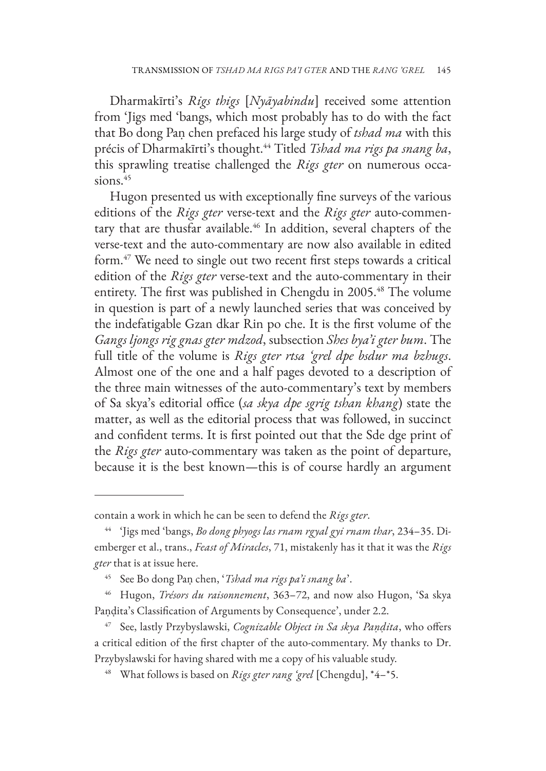Dharmakīrti's *Rigs thigs* [*Nyāyabindu*] received some attention from 'Jigs med 'bangs, which most probably has to do with the fact that Bo dong Paṇ chen prefaced his large study of *tshad ma* with this précis of Dharmakīrti's thought.[44] Titled *Tshad ma rigs pa snang ba*, this sprawling treatise challenged the *Rigs gter* on numerous occasions.[45]

Hugon presented us with exceptionally fine surveys of the various editions of the *Rigs gter* verse-text and the *Rigs gter* auto-commentary that are thusfar available.[46] In addition, several chapters of the verse-text and the auto-commentary are now also available in edited form.[47] We need to single out two recent first steps towards a critical edition of the *Rigs gter* verse-text and the auto-commentary in their entirety. The first was published in Chengdu in 2005.[48] The volume in question is part of a newly launched series that was conceived by the indefatigable Gzan dkar Rin po che. It is the first volume of the *Gangs ljongs rig gnas gter mdzod*, subsection *Shes bya'i gter bum*. The full title of the volume is *Rigs gter rtsa 'grel dpe bsdur ma bzhugs*. Almost one of the one and a half pages devoted to a description of the three main witnesses of the auto-commentary's text by members of Sa skya's editorial office (*sa skya dpe sgrig tshan khang*) state the matter, as well as the editorial process that was followed, in succinct and confident terms. It is first pointed out that the Sde dge print of the *Rigs gter* auto-commentary was taken as the point of departure, because it is the best known—this is of course hardly an argument

---

contain a work in which he can be seen to defend the *Rigs gter*.

[44] 'Jigs med 'bangs, *Bo dong phyogs las rnam rgyal gyi rnam thar*, 234–35. Diemberger et al., trans., *Feast of Miracles*, 71, mistakenly has it that it was the *Rigs gter* that is at issue here.

[45] See Bo dong Paṇ chen, '*Tshad ma rigs pa'i snang ba*'.

[46] Hugon, *Trésors du raisonnement*, 363–72, and now also Hugon, 'Sa skya Paṇḍita's Classification of Arguments by Consequence', under 2.2.

[47] See, lastly Przybyslawski, *Cognizable Object in Sa skya Paṇḍita*, who offers a critical edition of the first chapter of the auto-commentary. My thanks to Dr. Przybyslawski for having shared with me a copy of his valuable study.

[48] What follows is based on *Rigs gter rang 'grel* [Chengdu], *4–*5.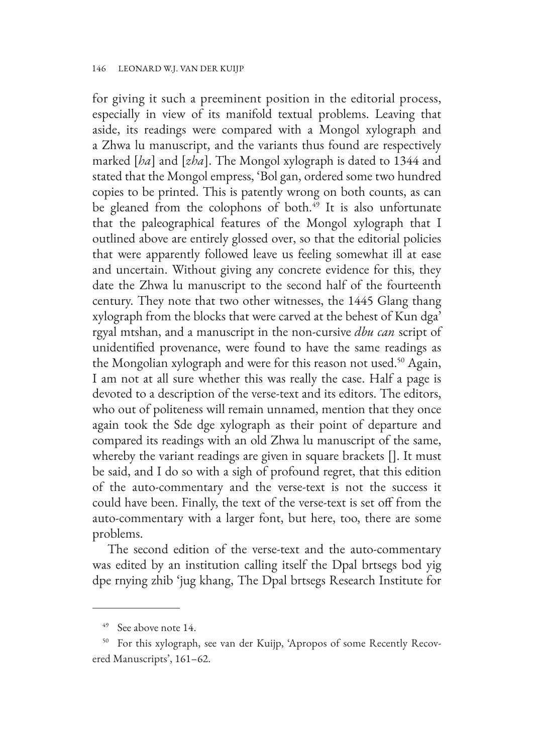for giving it such a preeminent position in the editorial process, especially in view of its manifold textual problems. Leaving that aside, its readings were compared with a Mongol xylograph and a Zhwa lu manuscript, and the variants thus found are respectively marked [*ha*] and [*zha*]. The Mongol xylograph is dated to 1344 and stated that the Mongol empress, 'Bol gan, ordered some two hundred copies to be printed. This is patently wrong on both counts, as can be gleaned from the colophons of both.[49] It is also unfortunate that the paleographical features of the Mongol xylograph that I outlined above are entirely glossed over, so that the editorial policies that were apparently followed leave us feeling somewhat ill at ease and uncertain. Without giving any concrete evidence for this, they date the Zhwa lu manuscript to the second half of the fourteenth century. They note that two other witnesses, the 1445 Glang thang xylograph from the blocks that were carved at the behest of Kun dga' rgyal mtshan, and a manuscript in the non-cursive *dbu can* script of unidentified provenance, were found to have the same readings as the Mongolian xylograph and were for this reason not used.[50] Again, I am not at all sure whether this was really the case. Half a page is devoted to a description of the verse-text and its editors. The editors, who out of politeness will remain unnamed, mention that they once again took the Sde dge xylograph as their point of departure and compared its readings with an old Zhwa lu manuscript of the same, whereby the variant readings are given in square brackets []. It must be said, and I do so with a sigh of profound regret, that this edition of the auto-commentary and the verse-text is not the success it could have been. Finally, the text of the verse-text is set off from the auto-commentary with a larger font, but here, too, there are some problems.

The second edition of the verse-text and the auto-commentary was edited by an institution calling itself the Dpal brtsegs bod yig dpe rnying zhib 'jug khang, The Dpal brtsegs Research Institute for

---

[49] See above note 14.

[50] For this xylograph, see van der Kuijp, 'Apropos of some Recently Recovered Manuscripts', 161–62.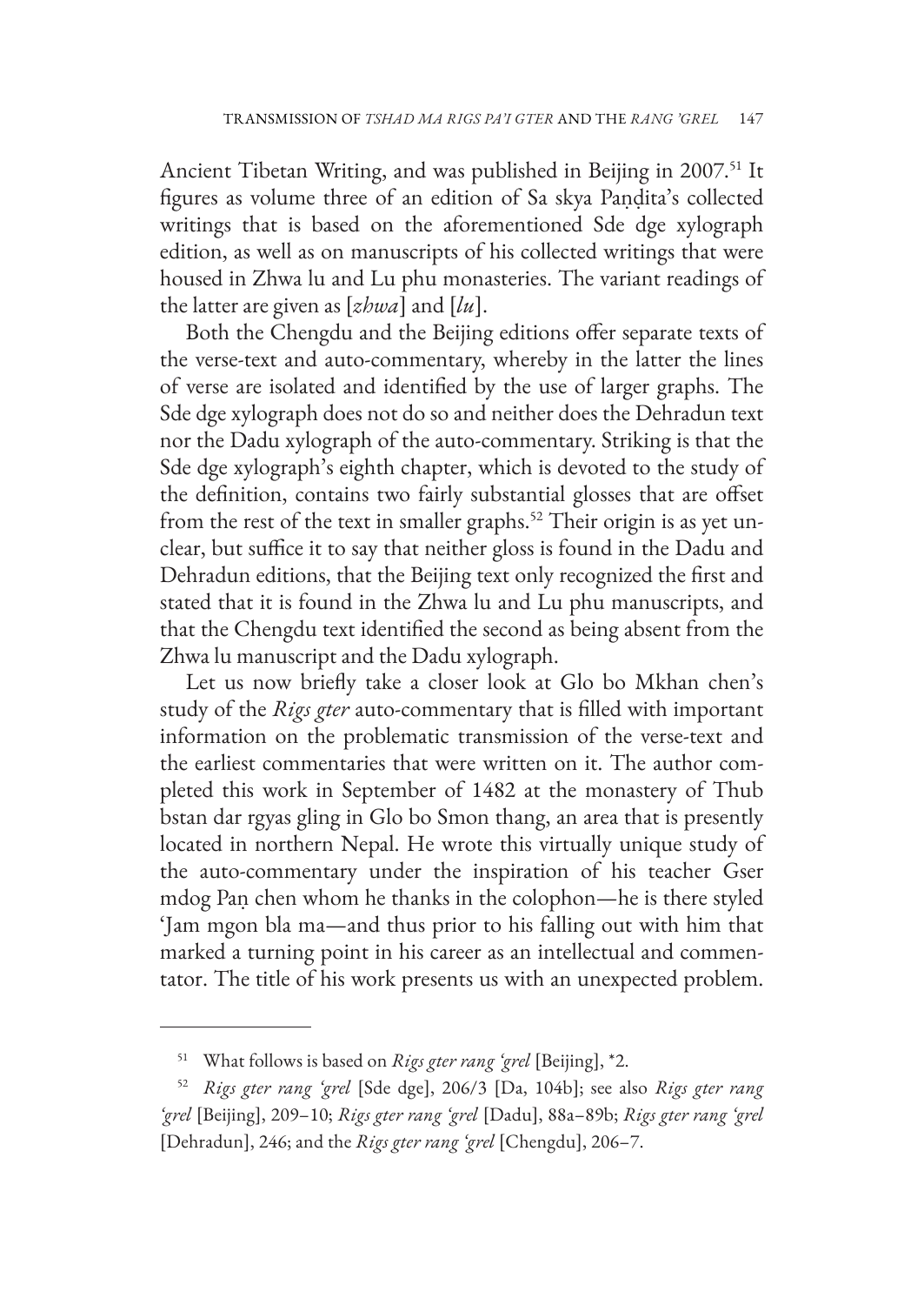Ancient Tibetan Writing, and was published in Beijing in 2007.[51] It figures as volume three of an edition of Sa skya Paṇḍita's collected writings that is based on the aforementioned Sde dge xylograph edition, as well as on manuscripts of his collected writings that were housed in Zhwa lu and Lu phu monasteries. The variant readings of the latter are given as [*zhwa*] and [*lu*].

Both the Chengdu and the Beijing editions offer separate texts of the verse-text and auto-commentary, whereby in the latter the lines of verse are isolated and identified by the use of larger graphs. The Sde dge xylograph does not do so and neither does the Dehradun text nor the Dadu xylograph of the auto-commentary. Striking is that the Sde dge xylograph's eighth chapter, which is devoted to the study of the definition, contains two fairly substantial glosses that are offset from the rest of the text in smaller graphs.[52] Their origin is as yet unclear, but suffice it to say that neither gloss is found in the Dadu and Dehradun editions, that the Beijing text only recognized the first and stated that it is found in the Zhwa lu and Lu phu manuscripts, and that the Chengdu text identified the second as being absent from the Zhwa lu manuscript and the Dadu xylograph.

Let us now briefly take a closer look at Glo bo Mkhan chen's study of the *Rigs gter* auto-commentary that is filled with important information on the problematic transmission of the verse-text and the earliest commentaries that were written on it. The author completed this work in September of 1482 at the monastery of Thub bstan dar rgyas gling in Glo bo Smon thang, an area that is presently located in northern Nepal. He wrote this virtually unique study of the auto-commentary under the inspiration of his teacher Gser mdog Paṇ chen whom he thanks in the colophon—he is there styled 'Jam mgon bla ma—and thus prior to his falling out with him that marked a turning point in his career as an intellectual and commentator. The title of his work presents us with an unexpected problem.

---

[51] What follows is based on *Rigs gter rang 'grel* [Beijing], *2.

[52] *Rigs gter rang 'grel* [Sde dge], 206/3 [Da, 104b]; see also *Rigs gter rang 'grel* [Beijing], 209–10; *Rigs gter rang 'grel* [Dadu], 88a–89b; *Rigs gter rang 'grel* [Dehradun], 246; and the *Rigs gter rang 'grel* [Chengdu], 206–7.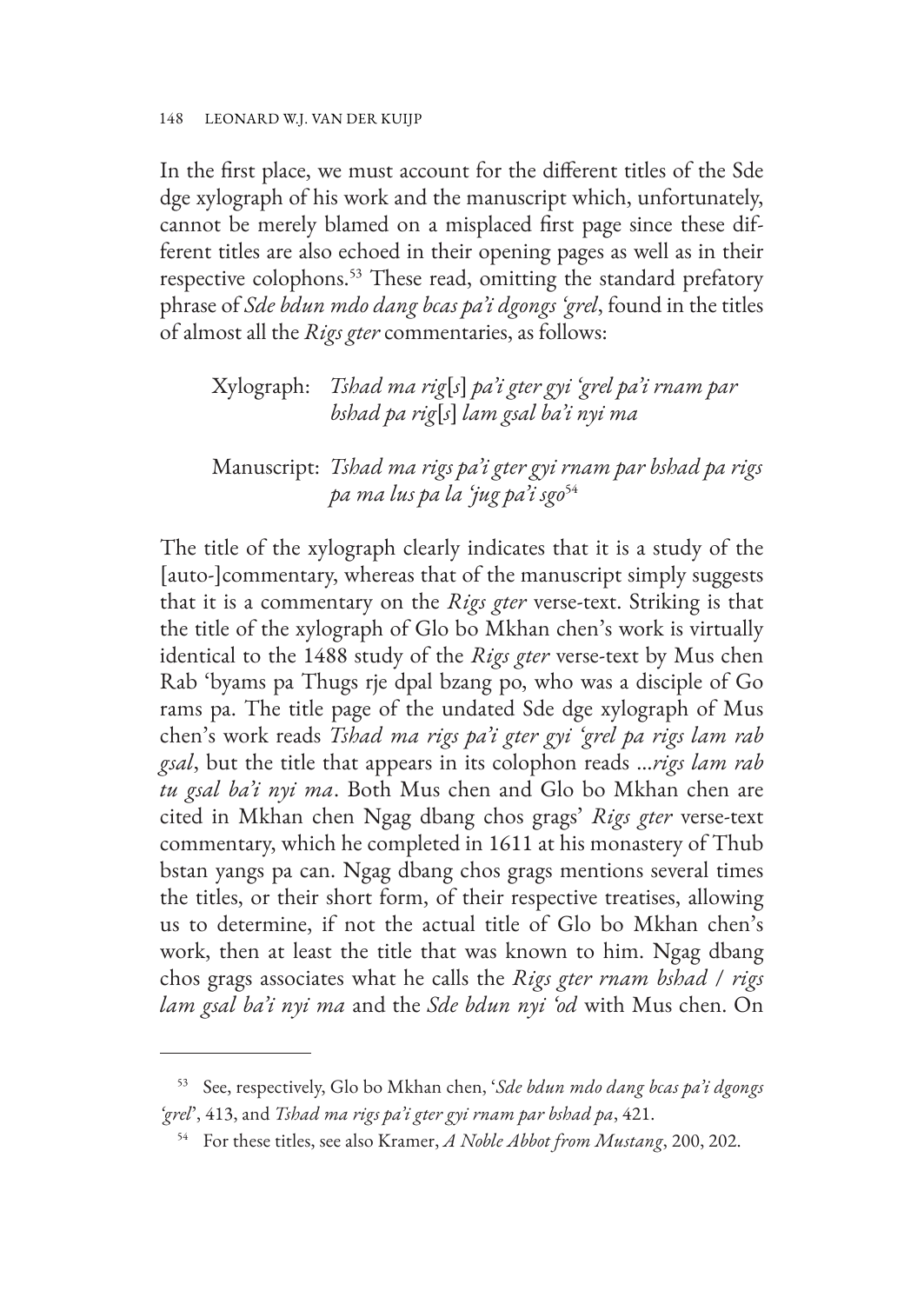In the first place, we must account for the different titles of the Sde dge xylograph of his work and the manuscript which, unfortunately, cannot be merely blamed on a misplaced first page since these different titles are also echoed in their opening pages as well as in their respective colophons.[53] These read, omitting the standard prefatory phrase of *Sde bdun mdo dang bcas pa'i dgongs 'grel*, found in the titles of almost all the *Rigs gter* commentaries, as follows:

> Xylograph: *Tshad ma rig*[*s*] *pa'i gter gyi 'grel pa'i rnam par bshad pa rig*[*s*] *lam gsal ba'i nyi ma*
>
> Manuscript: *Tshad ma rigs pa'i gter gyi rnam par bshad pa rigs pa ma lus pa la 'jug pa'i sgo*[54]

The title of the xylograph clearly indicates that it is a study of the [auto-]commentary, whereas that of the manuscript simply suggests that it is a commentary on the *Rigs gter* verse-text. Striking is that the title of the xylograph of Glo bo Mkhan chen's work is virtually identical to the 1488 study of the *Rigs gter* verse-text by Mus chen Rab 'byams pa Thugs rje dpal bzang po, who was a disciple of Go rams pa. The title page of the undated Sde dge xylograph of Mus chen's work reads *Tshad ma rigs pa'i gter gyi 'grel pa rigs lam rab gsal*, but the title that appears in its colophon reads ...*rigs lam rab tu gsal ba'i nyi ma*. Both Mus chen and Glo bo Mkhan chen are cited in Mkhan chen Ngag dbang chos grags' *Rigs gter* verse-text commentary, which he completed in 1611 at his monastery of Thub bstan yangs pa can. Ngag dbang chos grags mentions several times the titles, or their short form, of their respective treatises, allowing us to determine, if not the actual title of Glo bo Mkhan chen's work, then at least the title that was known to him. Ngag dbang chos grags associates what he calls the *Rigs gter rnam bshad / rigs lam gsal ba'i nyi ma* and the *Sde bdun nyi 'od* with Mus chen. On

---

[53] See, respectively, Glo bo Mkhan chen, '*Sde bdun mdo dang bcas pa'i dgongs 'grel*', 413, and *Tshad ma rigs pa'i gter gyi rnam par bshad pa*, 421.

[54] For these titles, see also Kramer, *A Noble Abbot from Mustang*, 200, 202.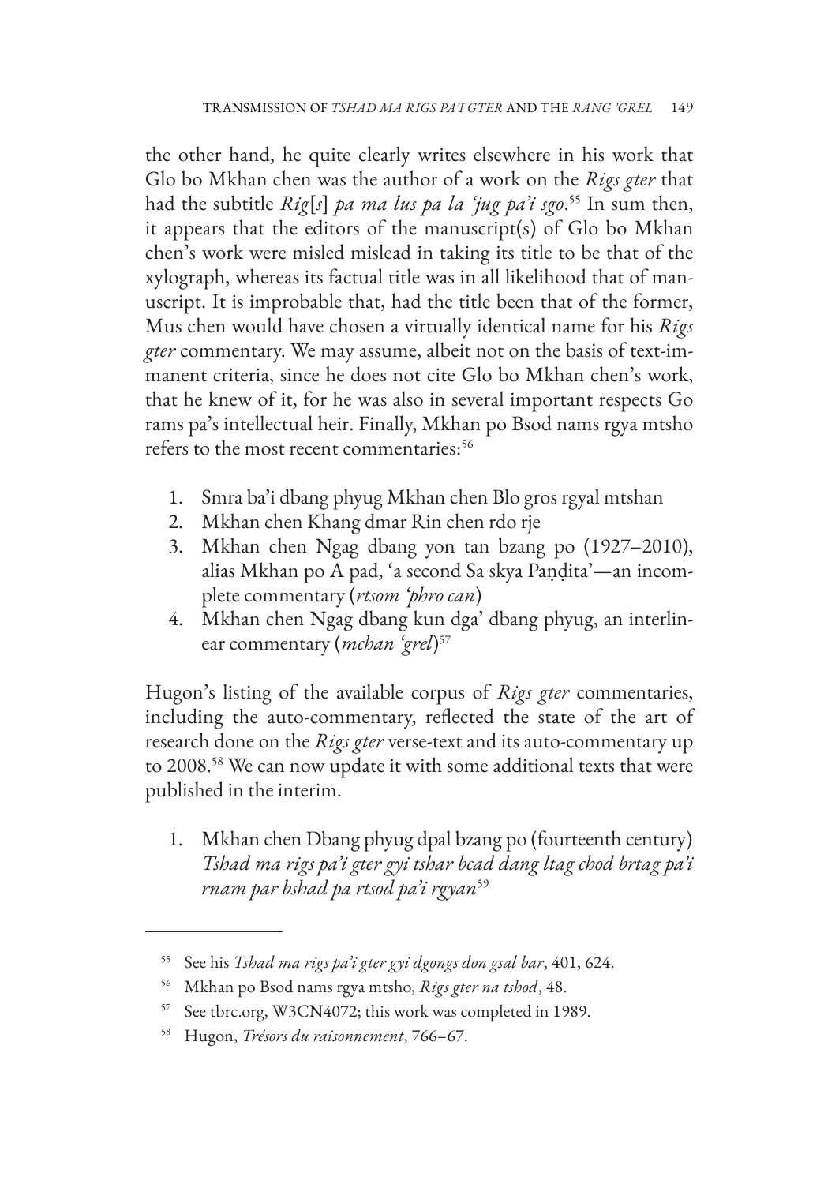the other hand, he quite clearly writes elsewhere in his work that Glo bo Mkhan chen was the author of a work on the *Rigs gter* that had the subtitle *Rig*[*s*] *pa ma lus pa la 'jug pa'i sgo*.[55] In sum then, it appears that the editors of the manuscript(s) of Glo bo Mkhan chen's work were misled mislead in taking its title to be that of the xylograph, whereas its factual title was in all likelihood that of manuscript. It is improbable that, had the title been that of the former, Mus chen would have chosen a virtually identical name for his *Rigs gter* commentary. We may assume, albeit not on the basis of text-immanent criteria, since he does not cite Glo bo Mkhan chen's work, that he knew of it, for he was also in several important respects Go rams pa's intellectual heir. Finally, Mkhan po Bsod nams rgya mtsho refers to the most recent commentaries:[56]

1. Smra ba'i dbang phyug Mkhan chen Blo gros rgyal mtshan
2. Mkhan chen Khang dmar Rin chen rdo rje
3. Mkhan chen Ngag dbang yon tan bzang po (1927–2010), alias Mkhan po A pad, 'a second Sa skya Paṇḍita'—an incomplete commentary (*rtsom 'phro can*)
4. Mkhan chen Ngag dbang kun dga' dbang phyug, an interlinear commentary (*mchan 'grel*)[57]

Hugon's listing of the available corpus of *Rigs gter* commentaries, including the auto-commentary, reflected the state of the art of research done on the *Rigs gter* verse-text and its auto-commentary up to 2008.[58] We can now update it with some additional texts that were published in the interim.

1. Mkhan chen Dbang phyug dpal bzang po (fourteenth century) *Tshad ma rigs pa'i gter gyi tshar bcad dang ltag chod brtag pa'i rnam par bshad pa rtsod pa'i rgyan*[59]

---

[55] See his *Tshad ma rigs pa'i gter gyi dgongs don gsal bar*, 401, 624.

[56] Mkhan po Bsod nams rgya mtsho, *Rigs gter na tshod*, 48.

[57] See tbrc.org, W3CN4072; this work was completed in 1989.

[58] Hugon, *Trésors du raisonnement*, 766–67.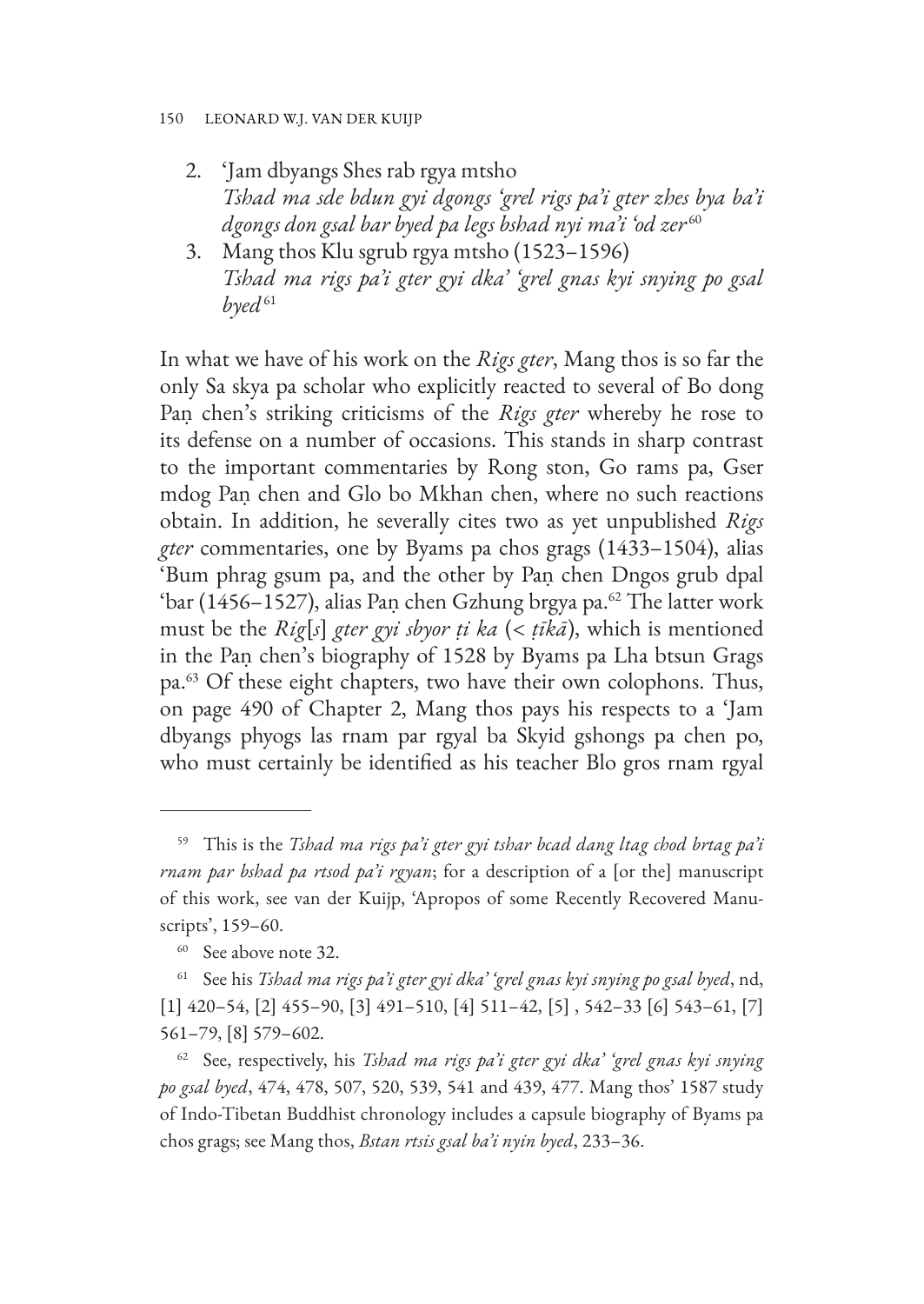2. 'Jam dbyangs Shes rab rgya mtsho
   *Tshad ma sde bdun gyi dgongs 'grel rigs pa'i gter zhes bya ba'i dgongs don gsal bar byed pa legs bshad nyi ma'i 'od zer*[60]
3. Mang thos Klu sgrub rgya mtsho (1523–1596)
   *Tshad ma rigs pa'i gter gyi dka' 'grel gnas kyi snying po gsal byed*[61]

In what we have of his work on the *Rigs gter*, Mang thos is so far the only Sa skya pa scholar who explicitly reacted to several of Bo dong Paṇ chen's striking criticisms of the *Rigs gter* whereby he rose to its defense on a number of occasions. This stands in sharp contrast to the important commentaries by Rong ston, Go rams pa, Gser mdog Paṇ chen and Glo bo Mkhan chen, where no such reactions obtain. In addition, he severally cites two as yet unpublished *Rigs gter* commentaries, one by Byams pa chos grags (1433–1504), alias 'Bum phrag gsum pa, and the other by Paṇ chen Dngos grub dpal 'bar (1456–1527), alias Paṇ chen Gzhung brgya pa.[62] The latter work must be the *Rig[s] gter gyi sbyor ṭi ka* (< *ṭīkā*), which is mentioned in the Paṇ chen's biography of 1528 by Byams pa Lha btsun Grags pa.[63] Of these eight chapters, two have their own colophons. Thus, on page 490 of Chapter 2, Mang thos pays his respects to a 'Jam dbyangs phyogs las rnam par rgyal ba Skyid gshongs pa chen po, who must certainly be identified as his teacher Blo gros rnam rgyal

---

[59] This is the *Tshad ma rigs pa'i gter gyi tshar bcad dang ltag chod brtag pa'i rnam par bshad pa rtsod pa'i rgyan*; for a description of a [or the] manuscript of this work, see van der Kuijp, 'Apropos of some Recently Recovered Manuscripts', 159–60.

[60] See above note 32.

[61] See his *Tshad ma rigs pa'i gter gyi dka' 'grel gnas kyi snying po gsal byed*, nd, [1] 420–54, [2] 455–90, [3] 491–510, [4] 511–42, [5] , 542–33 [6] 543–61, [7] 561–79, [8] 579–602.

[62] See, respectively, his *Tshad ma rigs pa'i gter gyi dka' 'grel gnas kyi snying po gsal byed*, 474, 478, 507, 520, 539, 541 and 439, 477. Mang thos' 1587 study of Indo-Tibetan Buddhist chronology includes a capsule biography of Byams pa chos grags; see Mang thos, *Bstan rtsis gsal ba'i nyin byed*, 233–36.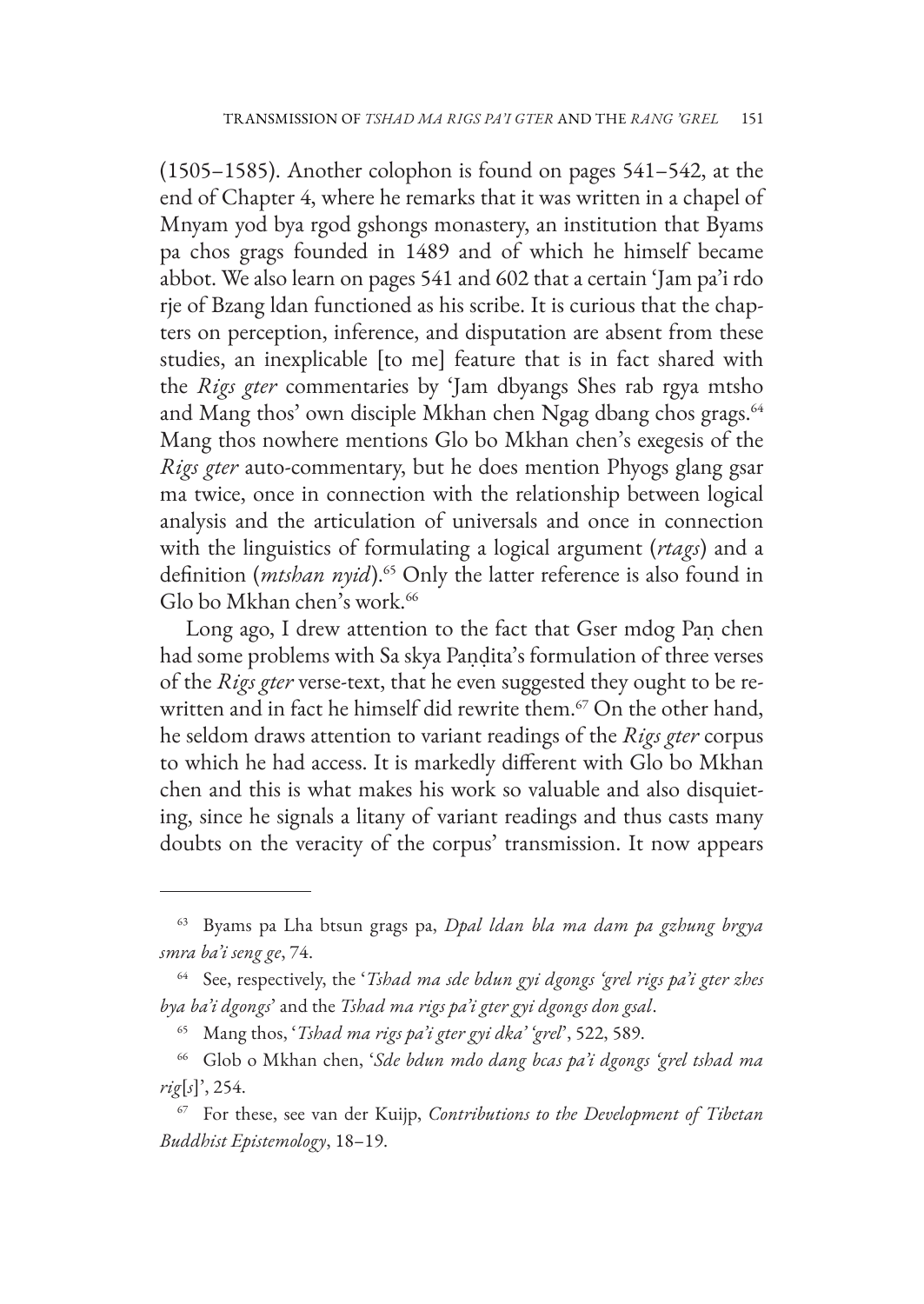(1505–1585). Another colophon is found on pages 541–542, at the end of Chapter 4, where he remarks that it was written in a chapel of Mnyam yod bya rgod gshongs monastery, an institution that Byams pa chos grags founded in 1489 and of which he himself became abbot. We also learn on pages 541 and 602 that a certain 'Jam pa'i rdo rje of Bzang ldan functioned as his scribe. It is curious that the chapters on perception, inference, and disputation are absent from these studies, an inexplicable [to me] feature that is in fact shared with the *Rigs gter* commentaries by 'Jam dbyangs Shes rab rgya mtsho and Mang thos' own disciple Mkhan chen Ngag dbang chos grags.[64] Mang thos nowhere mentions Glo bo Mkhan chen's exegesis of the *Rigs gter* auto-commentary, but he does mention Phyogs glang gsar ma twice, once in connection with the relationship between logical analysis and the articulation of universals and once in connection with the linguistics of formulating a logical argument (*rtags*) and a definition (*mtshan nyid*).[65] Only the latter reference is also found in Glo bo Mkhan chen's work.[66]

Long ago, I drew attention to the fact that Gser mdog Paṇ chen had some problems with Sa skya Paṇḍita's formulation of three verses of the *Rigs gter* verse-text, that he even suggested they ought to be rewritten and in fact he himself did rewrite them.[67] On the other hand, he seldom draws attention to variant readings of the *Rigs gter* corpus to which he had access. It is markedly different with Glo bo Mkhan chen and this is what makes his work so valuable and also disquieting, since he signals a litany of variant readings and thus casts many doubts on the veracity of the corpus' transmission. It now appears

---

[63] Byams pa Lha btsun grags pa, *Dpal ldan bla ma dam pa gzhung brgya smra ba'i seng ge*, 74.

[64] See, respectively, the '*Tshad ma sde bdun gyi dgongs 'grel rigs pa'i gter zhes bya ba'i dgongs*' and the *Tshad ma rigs pa'i gter gyi dgongs don gsal*.

[65] Mang thos, '*Tshad ma rigs pa'i gter gyi dka' 'grel*', 522, 589.

[66] Glob o Mkhan chen, '*Sde bdun mdo dang bcas pa'i dgongs 'grel tshad ma rig*[*s*]', 254.

[67] For these, see van der Kuijp, *Contributions to the Development of Tibetan Buddhist Epistemology*, 18–19.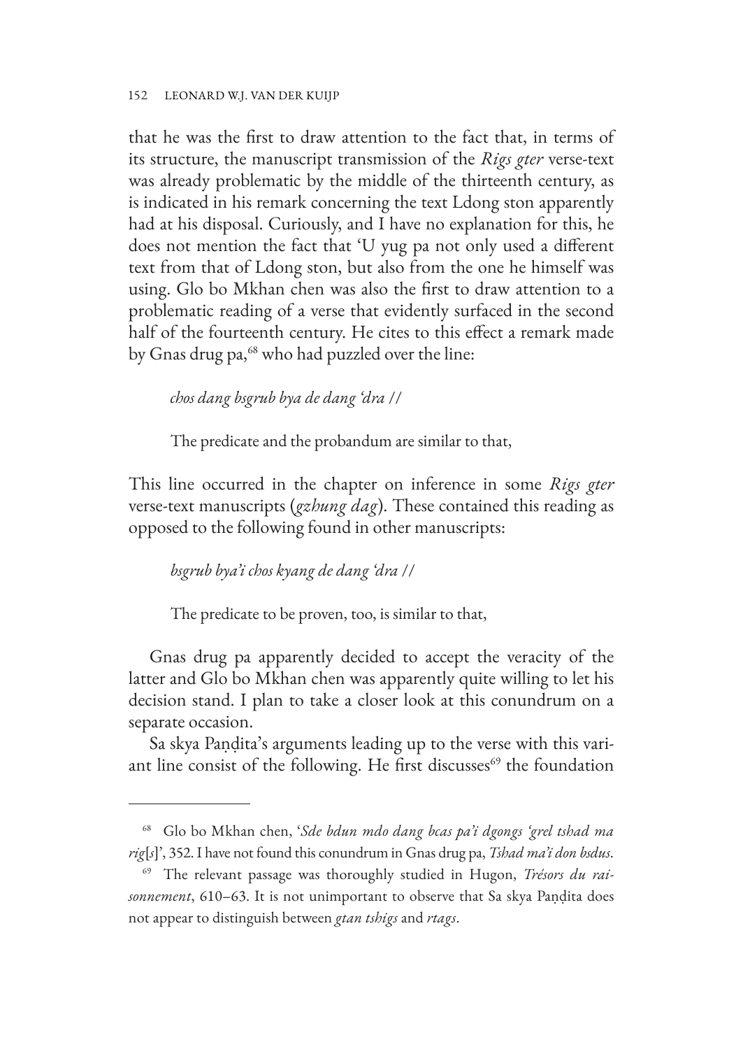that he was the first to draw attention to the fact that, in terms of its structure, the manuscript transmission of the *Rigs gter* verse-text was already problematic by the middle of the thirteenth century, as is indicated in his remark concerning the text Ldong ston apparently had at his disposal. Curiously, and I have no explanation for this, he does not mention the fact that 'U yug pa not only used a different text from that of Ldong ston, but also from the one he himself was using. Glo bo Mkhan chen was also the first to draw attention to a problematic reading of a verse that evidently surfaced in the second half of the fourteenth century. He cites to this effect a remark made by Gnas drug pa,[68] who had puzzled over the line:

> *chos dang bsgrub bya de dang 'dra //*
>
> The predicate and the probandum are similar to that,

This line occurred in the chapter on inference in some *Rigs gter* verse-text manuscripts (*gzhung dag*). These contained this reading as opposed to the following found in other manuscripts:

> *bsgrub bya'i chos kyang de dang 'dra //*
>
> The predicate to be proven, too, is similar to that,

Gnas drug pa apparently decided to accept the veracity of the latter and Glo bo Mkhan chen was apparently quite willing to let his decision stand. I plan to take a closer look at this conundrum on a separate occasion.

Sa skya Paṇḍita's arguments leading up to the verse with this variant line consist of the following. He first discusses[69] the foundation

---

[68] Glo bo Mkhan chen, '*Sde bdun mdo dang bcas pa'i dgongs 'grel tshad ma rig*[*s*]', 352. I have not found this conundrum in Gnas drug pa, *Tshad ma'i don bsdus*.

[69] The relevant passage was thoroughly studied in Hugon, *Trésors du raisonnement*, 610–63. It is not unimportant to observe that Sa skya Paṇḍita does not appear to distinguish between *gtan tshigs* and *rtags*.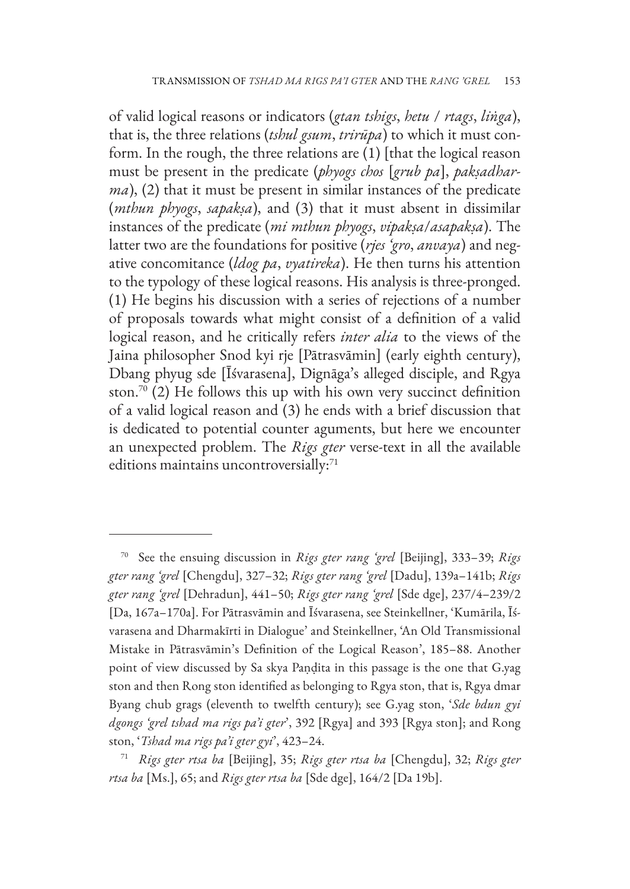of valid logical reasons or indicators (*gtan tshigs*, *hetu* / *rtags*, *liṅga*), that is, the three relations (*tshul gsum*, *trirūpa*) to which it must conform. In the rough, the three relations are (1) [that the logical reason must be present in the predicate (*phyogs chos* [*grub pa*], *pakṣadharma*), (2) that it must be present in similar instances of the predicate (*mthun phyogs*, *sapakṣa*), and (3) that it must absent in dissimilar instances of the predicate (*mi mthun phyogs*, *vipakṣa*/*asapakṣa*). The latter two are the foundations for positive (*rjes 'gro*, *anvaya*) and negative concomitance (*ldog pa*, *vyatireka*). He then turns his attention to the typology of these logical reasons. His analysis is three-pronged. (1) He begins his discussion with a series of rejections of a number of proposals towards what might consist of a definition of a valid logical reason, and he critically refers *inter alia* to the views of the Jaina philosopher Snod kyi rje [Pātrasvāmin] (early eighth century), Dbang phyug sde [Īśvarasena], Dignāga's alleged disciple, and Rgya ston.[70] (2) He follows this up with his own very succinct definition of a valid logical reason and (3) he ends with a brief discussion that is dedicated to potential counter aguments, but here we encounter an unexpected problem. The *Rigs gter* verse-text in all the available editions maintains uncontroversially:[71]

---

[70] See the ensuing discussion in *Rigs gter rang 'grel* [Beijing], 333–39; *Rigs gter rang 'grel* [Chengdu], 327–32; *Rigs gter rang 'grel* [Dadu], 139a–141b; *Rigs gter rang 'grel* [Dehradun], 441–50; *Rigs gter rang 'grel* [Sde dge], 237/4–239/2 [Da, 167a–170a]. For Pātrasvāmin and Īśvarasena, see Steinkellner, 'Kumārila, Īśvarasena and Dharmakīrti in Dialogue' and Steinkellner, 'An Old Transmissional Mistake in Pātrasvāmin's Definition of the Logical Reason', 185–88. Another point of view discussed by Sa skya Paṇḍita in this passage is the one that G.yag ston and then Rong ston identified as belonging to Rgya ston, that is, Rgya dmar Byang chub grags (eleventh to twelfth century); see G.yag ston, '*Sde bdun gyi dgongs 'grel tshad ma rigs pa'i gter*', 392 [Rgya] and 393 [Rgya ston]; and Rong ston, '*Tshad ma rigs pa'i gter gyi*', 423–24.

[71] *Rigs gter rtsa ba* [Beijing], 35; *Rigs gter rtsa ba* [Chengdu], 32; *Rigs gter rtsa ba* [Ms.], 65; and *Rigs gter rtsa ba* [Sde dge], 164/2 [Da 19b].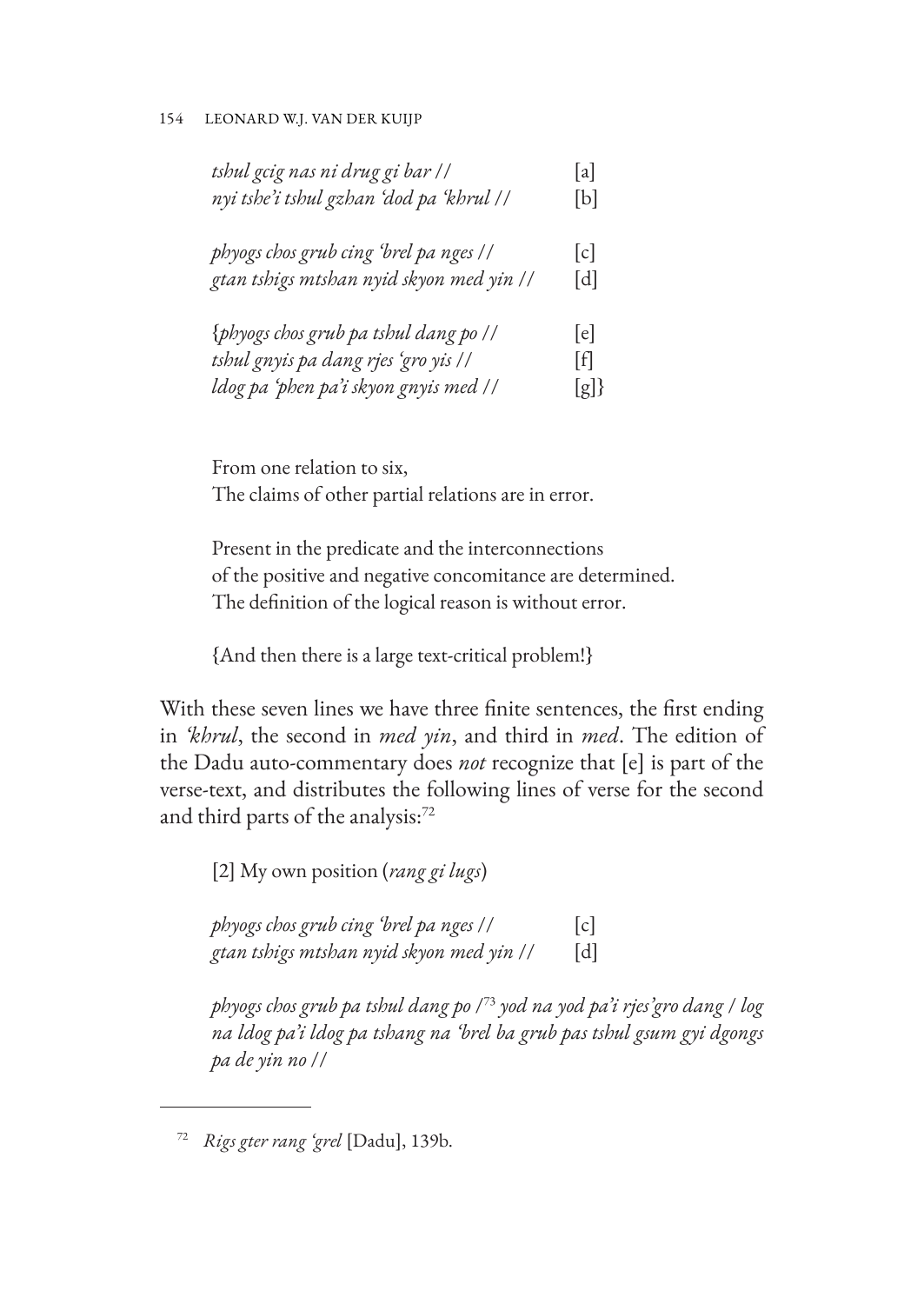*tshul gcig nas ni drug gi bar //* [a]
*nyi tshe'i tshul gzhan 'dod pa 'khrul //* [b]

*phyogs chos grub cing 'brel pa nges //* [c]
*gtan tshigs mtshan nyid skyon med yin //* [d]

{*phyogs chos grub pa tshul dang po //* [e]
*tshul gnyis pa dang rjes 'gro yis //* [f]
*ldog pa 'phen pa'i skyon gnyis med //* [g]}

> From one relation to six,
> The claims of other partial relations are in error.
>
> Present in the predicate and the interconnections
> of the positive and negative concomitance are determined.
> The definition of the logical reason is without error.
>
> {And then there is a large text-critical problem!}

With these seven lines we have three finite sentences, the first ending in *'khrul*, the second in *med yin*, and third in *med*. The edition of the Dadu auto-commentary does *not* recognize that [e] is part of the verse-text, and distributes the following lines of verse for the second and third parts of the analysis:[72]

> [2] My own position (*rang gi lugs*)
>
> *phyogs chos grub cing 'brel pa nges //* [c]
> *gtan tshigs mtshan nyid skyon med yin //* [d]
>
> *phyogs chos grub pa tshul dang po /*[73] *yod na yod pa'i rjes'gro dang / log na ldog pa'i ldog pa tshang na 'brel ba grub pas tshul gsum gyi dgongs pa de yin no //*

[72] *Rigs gter rang 'grel* [Dadu], 139b.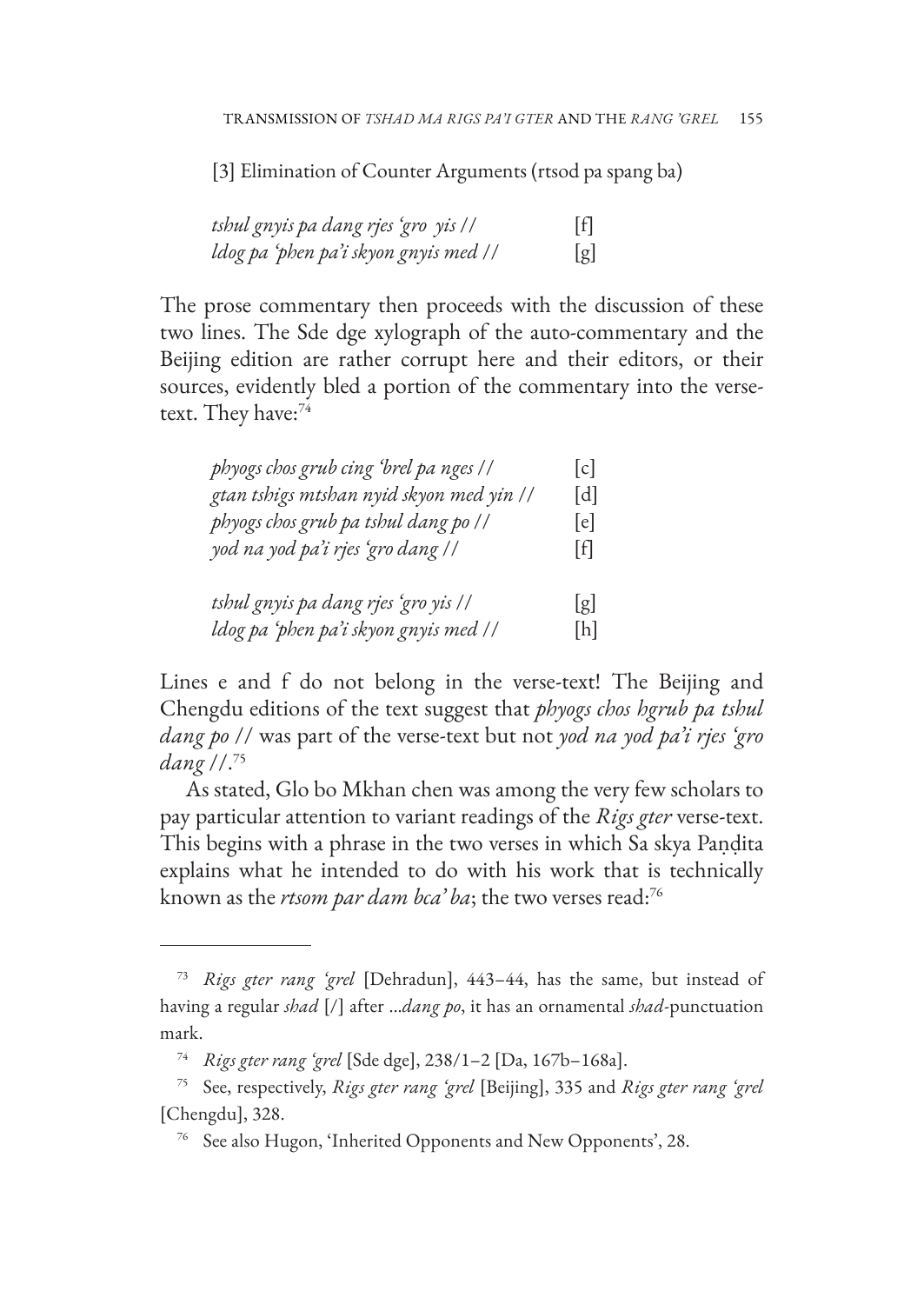[3] Elimination of Counter Arguments (rtsod pa spang ba)

*tshul gnyis pa dang rjes 'gro yis //* [f]
*ldog pa 'phen pa'i skyon gnyis med //* [g]

The prose commentary then proceeds with the discussion of these two lines. The Sde dge xylograph of the auto-commentary and the Beijing edition are rather corrupt here and their editors, or their sources, evidently bled a portion of the commentary into the verse-text. They have:[74]

*phyogs chos grub cing 'brel pa nges //* [c]
*gtan tshigs mtshan nyid skyon med yin //* [d]
*phyogs chos grub pa tshul dang po //* [e]
*yod na yod pa'i rjes 'gro dang //* [f]

*tshul gnyis pa dang rjes 'gro yis //* [g]
*ldog pa 'phen pa'i skyon gnyis med //* [h]

Lines e and f do not belong in the verse-text! The Beijing and Chengdu editions of the text suggest that *phyogs chos bgrub pa tshul dang po //* was part of the verse-text but not *yod na yod pa'i rjes 'gro dang //*.[75]

As stated, Glo bo Mkhan chen was among the very few scholars to pay particular attention to variant readings of the *Rigs gter* verse-text. This begins with a phrase in the two verses in which Sa skya Paṇḍita explains what he intended to do with his work that is technically known as the *rtsom par dam bca' ba*; the two verses read:[76]

---

[73] *Rigs gter rang 'grel* [Dehradun], 443–44, has the same, but instead of having a regular *shad* [/] after ...*dang po*, it has an ornamental *shad*-punctuation mark.

[74] *Rigs gter rang 'grel* [Sde dge], 238/1–2 [Da, 167b–168a].

[75] See, respectively, *Rigs gter rang 'grel* [Beijing], 335 and *Rigs gter rang 'grel* [Chengdu], 328.

[76] See also Hugon, 'Inherited Opponents and New Opponents', 28.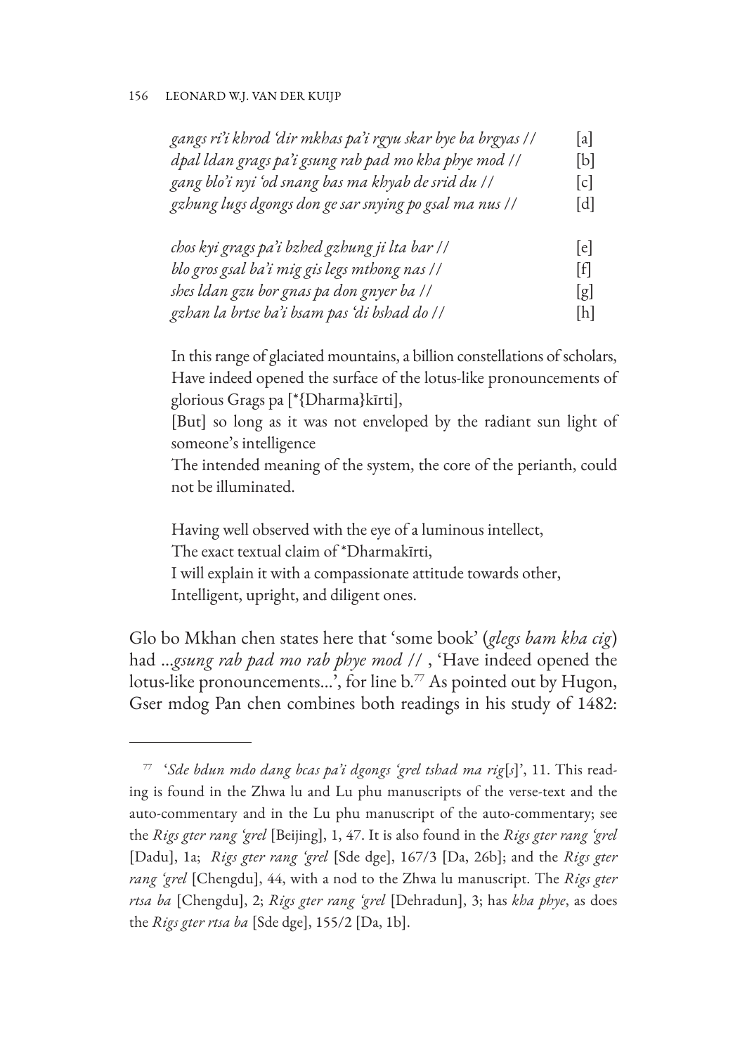| | |
|---|---|
| *gangs ri'i khrod 'dir mkhas pa'i rgyu skar bye ba brgyas //* | [a] |
| *dpal ldan grags pa'i gsung rab pad mo kha phye mod //* | [b] |
| *gang blo'i nyi 'od snang bas ma khyab de srid du //* | [c] |
| *gzhung lugs dgongs don ge sar snying po gsal ma nus //* | [d] |
| | |
| *chos kyi grags pa'i bzhed gzhung ji lta bar //* | [e] |
| *blo gros gsal ba'i mig gis legs mthong nas //* | [f] |
| *shes ldan gzu bor gnas pa don gnyer ba //* | [g] |
| *gzhan la brtse ba'i bsam pas 'di bshad do //* | [h] |

> In this range of glaciated mountains, a billion constellations of scholars,
> Have indeed opened the surface of the lotus-like pronouncements of glorious Grags pa [*{Dharma}kīrti],
> [But] so long as it was not enveloped by the radiant sun light of someone's intelligence
> The intended meaning of the system, the core of the perianth, could not be illuminated.
>
> Having well observed with the eye of a luminous intellect,
> The exact textual claim of *Dharmakīrti,
> I will explain it with a compassionate attitude towards other,
> Intelligent, upright, and diligent ones.

Glo bo Mkhan chen states here that 'some book' (*glegs bam kha cig*) had ...*gsung rab pad mo rab phye mod //* , 'Have indeed opened the lotus-like pronouncements...', for line b.[77] As pointed out by Hugon, Gser mdog Paṇ chen combines both readings in his study of 1482:

---

[77] '*Sde bdun mdo dang bcas pa'i dgongs 'grel tshad ma rig*[*s*]', 11. This reading is found in the Zhwa lu and Lu phu manuscripts of the verse-text and the auto-commentary and in the Lu phu manuscript of the auto-commentary; see the *Rigs gter rang 'grel* [Beijing], 1, 47. It is also found in the *Rigs gter rang 'grel* [Dadu], 1a; *Rigs gter rang 'grel* [Sde dge], 167/3 [Da, 26b]; and the *Rigs gter rang 'grel* [Chengdu], 44, with a nod to the Zhwa lu manuscript. The *Rigs gter rtsa ba* [Chengdu], 2; *Rigs gter rang 'grel* [Dehradun], 3; has *kha phye*, as does the *Rigs gter rtsa ba* [Sde dge], 155/2 [Da, 1b].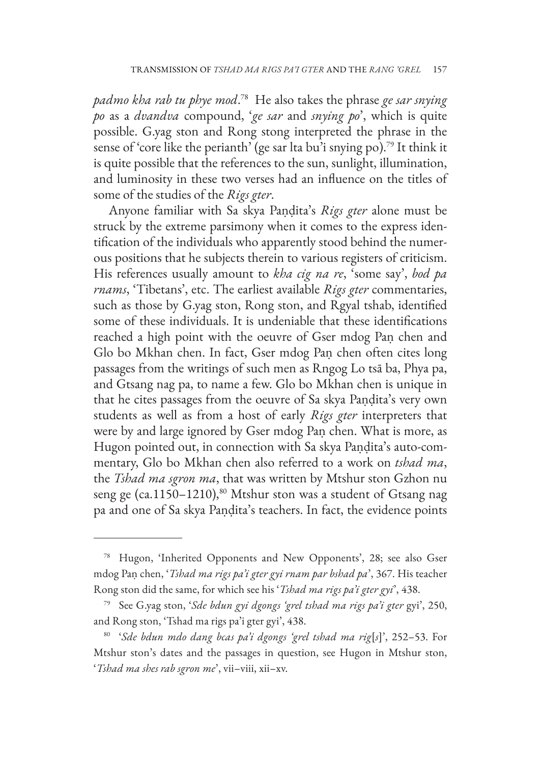*padmo kha rab tu phye mod*.[78] He also takes the phrase *ge sar snying po* as a *dvandva* compound, '*ge sar* and *snying po*', which is quite possible. G.yag ston and Rong stong interpreted the phrase in the sense of 'core like the perianth' (ge sar lta bu'i snying po).[79] It think it is quite possible that the references to the sun, sunlight, illumination, and luminosity in these two verses had an influence on the titles of some of the studies of the *Rigs gter*.

Anyone familiar with Sa skya Paṇḍita's *Rigs gter* alone must be struck by the extreme parsimony when it comes to the express identification of the individuals who apparently stood behind the numerous positions that he subjects therein to various registers of criticism. His references usually amount to *kha cig na re*, 'some say', *bod pa rnams*, 'Tibetans', etc. The earliest available *Rigs gter* commentaries, such as those by G.yag ston, Rong ston, and Rgyal tshab, identified some of these individuals. It is undeniable that these identifications reached a high point with the oeuvre of Gser mdog Paṇ chen and Glo bo Mkhan chen. In fact, Gser mdog Paṇ chen often cites long passages from the writings of such men as Rngog Lo tsā ba, Phya pa, and Gtsang nag pa, to name a few. Glo bo Mkhan chen is unique in that he cites passages from the oeuvre of Sa skya Paṇḍita's very own students as well as from a host of early *Rigs gter* interpreters that were by and large ignored by Gser mdog Paṇ chen. What is more, as Hugon pointed out, in connection with Sa skya Paṇḍita's auto-commentary, Glo bo Mkhan chen also referred to a work on *tshad ma*, the *Tshad ma sgron ma*, that was written by Mtshur ston Gzhon nu seng ge (ca.1150–1210),[80] Mtshur ston was a student of Gtsang nag pa and one of Sa skya Paṇḍita's teachers. In fact, the evidence points

---

[78] Hugon, 'Inherited Opponents and New Opponents', 28; see also Gser mdog Paṇ chen, '*Tshad ma rigs pa'i gter gyi rnam par bshad pa*', 367. His teacher Rong ston did the same, for which see his '*Tshad ma rigs pa'i gter gyi*', 438.

[79] See G.yag ston, '*Sde bdun gyi dgongs 'grel tshad ma rigs pa'i gter* gyi', 250, and Rong ston, 'Tshad ma rigs pa'i gter gyi', 438.

[80] '*Sde bdun mdo dang bcas pa'i dgongs 'grel tshad ma rig*[*s*]', 252–53. For Mtshur ston's dates and the passages in question, see Hugon in Mtshur ston, '*Tshad ma shes rab sgron me*', vii–viii, xii–xv.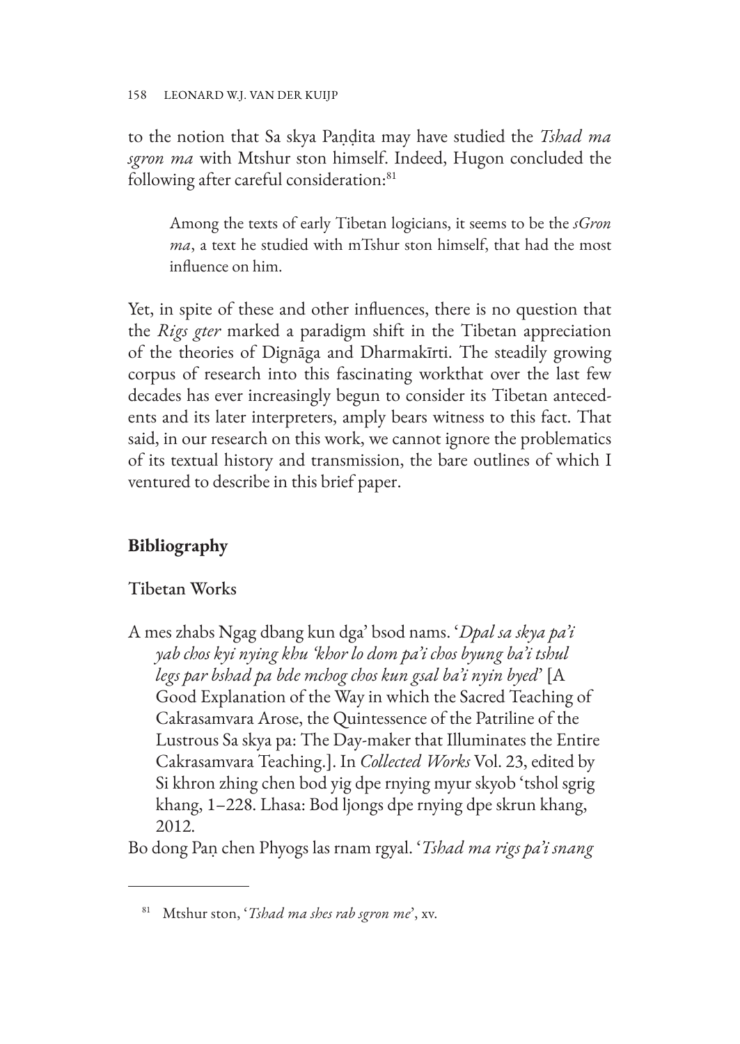to the notion that Sa skya Paṇḍita may have studied the *Tshad ma sgron ma* with Mtshur ston himself. Indeed, Hugon concluded the following after careful consideration:[81]

> Among the texts of early Tibetan logicians, it seems to be the *sGron ma*, a text he studied with mTshur ston himself, that had the most influence on him.

Yet, in spite of these and other influences, there is no question that the *Rigs gter* marked a paradigm shift in the Tibetan appreciation of the theories of Dignāga and Dharmakīrti. The steadily growing corpus of research into this fascinating workthat over the last few decades has ever increasingly begun to consider its Tibetan antecedents and its later interpreters, amply bears witness to this fact. That said, in our research on this work, we cannot ignore the problematics of its textual history and transmission, the bare outlines of which I ventured to describe in this brief paper.

## Bibliography

### Tibetan Works

A mes zhabs Ngag dbang kun dga' bsod nams. '*Dpal sa skya pa'i yab chos kyi nying khu 'khor lo dom pa'i chos byung ba'i tshul legs par bshad pa bde mchog chos kun gsal ba'i nyin byed*' [A Good Explanation of the Way in which the Sacred Teaching of Cakrasamvara Arose, the Quintessence of the Patriline of the Lustrous Sa skya pa: The Day-maker that Illuminates the Entire Cakrasamvara Teaching.]. In *Collected Works* Vol. 23, edited by Si khron zhing chen bod yig dpe rnying myur skyob 'tshol sgrig khang, 1–228. Lhasa: Bod ljongs dpe rnying dpe skrun khang, 2012.

Bo dong Paṇ chen Phyogs las rnam rgyal. '*Tshad ma rigs pa'i snang*

[81] Mtshur ston, '*Tshad ma shes rab sgron me*', xv.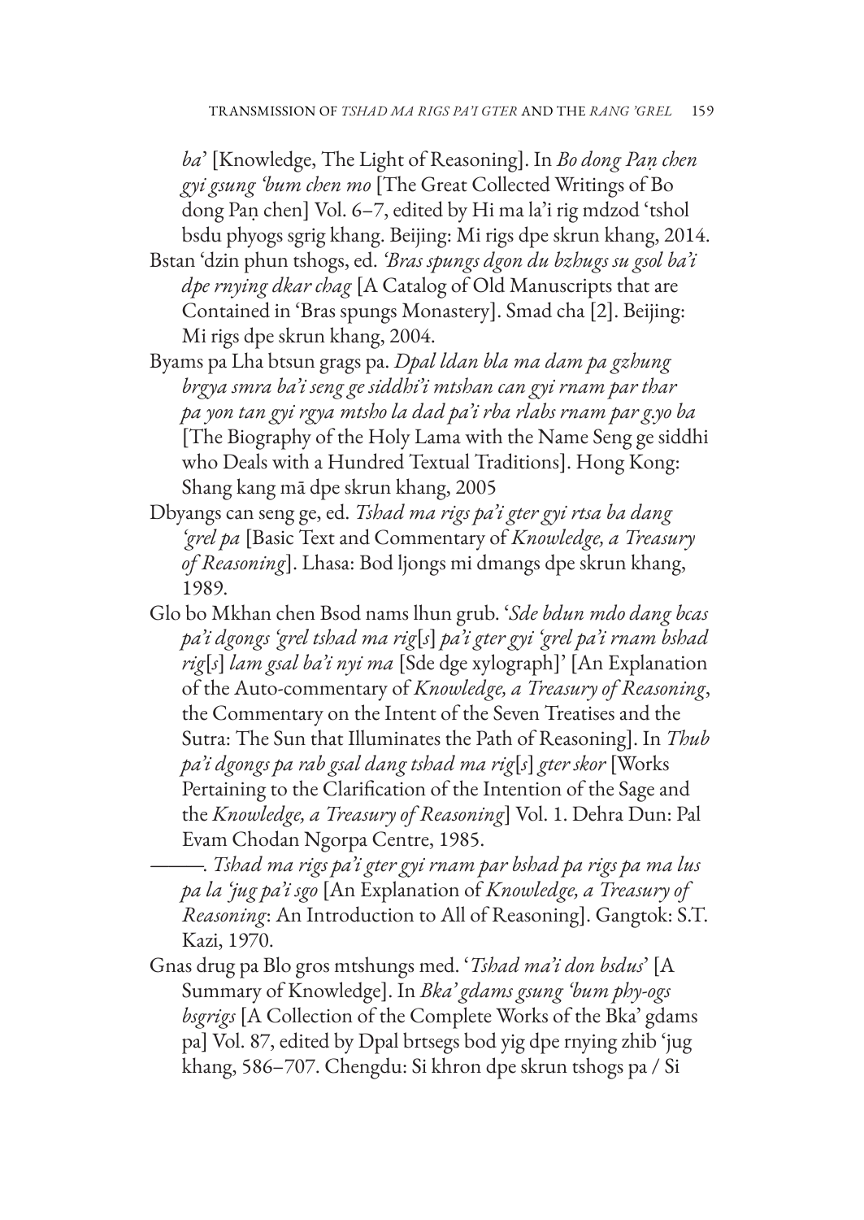*ba*' [Knowledge, The Light of Reasoning]. In *Bo dong Paṇ chen gyi gsung 'bum chen mo* [The Great Collected Writings of Bo dong Paṇ chen] Vol. 6–7, edited by Hi ma la'i rig mdzod 'tshol bsdu phyogs sgrig khang. Beijing: Mi rigs dpe skrun khang, 2014.

Bstan 'dzin phun tshogs, ed. *'Bras spungs dgon du bzhugs su gsol ba'i dpe rnying dkar chag* [A Catalog of Old Manuscripts that are Contained in 'Bras spungs Monastery]. Smad cha [2]. Beijing: Mi rigs dpe skrun khang, 2004.

Byams pa Lha btsun grags pa. *Dpal ldan bla ma dam pa gzhung brgya smra ba'i seng ge siddhi'i mtshan can gyi rnam par thar pa yon tan gyi rgya mtsho la dad pa'i rba rlabs rnam par g.yo ba* [The Biography of the Holy Lama with the Name Seng ge siddhi who Deals with a Hundred Textual Traditions]. Hong Kong: Shang kang mā dpe skrun khang, 2005

Dbyangs can seng ge, ed. *Tshad ma rigs pa'i gter gyi rtsa ba dang 'grel pa* [Basic Text and Commentary of *Knowledge, a Treasury of Reasoning*]. Lhasa: Bod ljongs mi dmangs dpe skrun khang, 1989.

Glo bo Mkhan chen Bsod nams lhun grub. '*Sde bdun mdo dang bcas pa'i dgongs 'grel tshad ma rig[s] pa'i gter gyi 'grel pa'i rnam bshad rig[s] lam gsal ba'i nyi ma* [Sde dge xylograph]' [An Explanation of the Auto-commentary of *Knowledge, a Treasury of Reasoning*, the Commentary on the Intent of the Seven Treatises and the Sutra: The Sun that Illuminates the Path of Reasoning]. In *Thub pa'i dgongs pa rab gsal dang tshad ma rig[s] gter skor* [Works Pertaining to the Clarification of the Intention of the Sage and the *Knowledge, a Treasury of Reasoning*] Vol. 1. Dehra Dun: Pal Evam Chodan Ngorpa Centre, 1985.

———. *Tshad ma rigs pa'i gter gyi rnam par bshad pa rigs pa ma lus pa la 'jug pa'i sgo* [An Explanation of *Knowledge, a Treasury of Reasoning*: An Introduction to All of Reasoning]. Gangtok: S.T. Kazi, 1970.

Gnas drug pa Blo gros mtshungs med. '*Tshad ma'i don bsdus*' [A Summary of Knowledge]. In *Bka' gdams gsung 'bum phy-ogs bsgrigs* [A Collection of the Complete Works of the Bka' gdams pa] Vol. 87, edited by Dpal brtsegs bod yig dpe rnying zhib 'jug khang, 586–707. Chengdu: Si khron dpe skrun tshogs pa / Si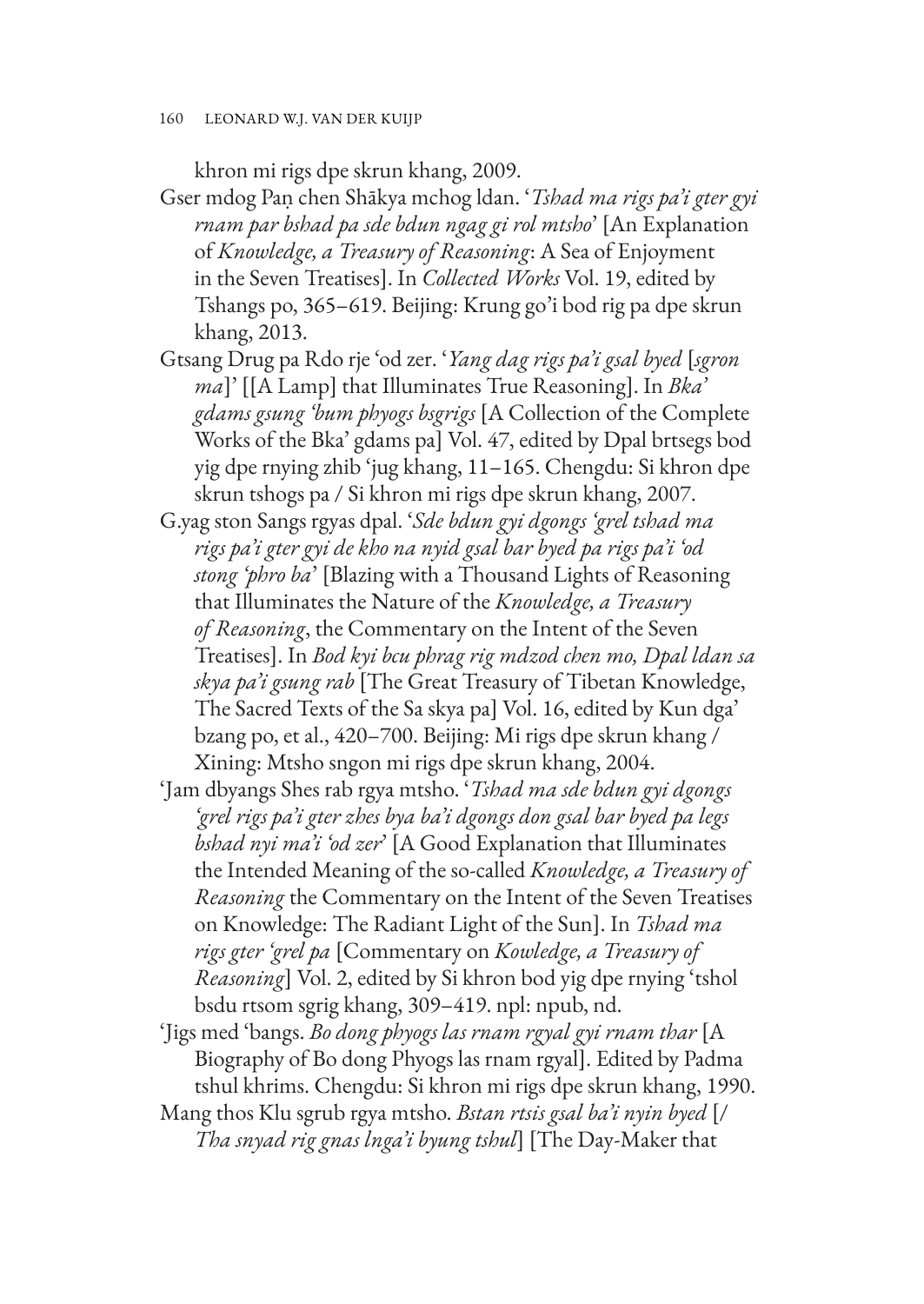khron mi rigs dpe skrun khang, 2009.

Gser mdog Paṇ chen Shākya mchog ldan. '*Tshad ma rigs pa'i gter gyi rnam par bshad pa sde bdun ngag gi rol mtsho*' [An Explanation of *Knowledge, a Treasury of Reasoning*: A Sea of Enjoyment in the Seven Treatises]. In *Collected Works* Vol. 19, edited by Tshangs po, 365–619. Beijing: Krung go'i bod rig pa dpe skrun khang, 2013.

Gtsang Drug pa Rdo rje 'od zer. '*Yang dag rigs pa'i gsal byed* [*sgron ma*]' [[A Lamp] that Illuminates True Reasoning]. In *Bka' gdams gsung 'bum phyogs bsgrigs* [A Collection of the Complete Works of the Bka' gdams pa] Vol. 47, edited by Dpal brtsegs bod yig dpe rnying zhib 'jug khang, 11–165. Chengdu: Si khron dpe skrun tshogs pa / Si khron mi rigs dpe skrun khang, 2007.

G.yag ston Sangs rgyas dpal. '*Sde bdun gyi dgongs 'grel tshad ma rigs pa'i gter gyi de kho na nyid gsal bar byed pa rigs pa'i 'od stong 'phro ba*' [Blazing with a Thousand Lights of Reasoning that Illuminates the Nature of the *Knowledge, a Treasury of Reasoning*, the Commentary on the Intent of the Seven Treatises]. In *Bod kyi bcu phrag rig mdzod chen mo, Dpal ldan sa skya pa'i gsung rab* [The Great Treasury of Tibetan Knowledge, The Sacred Texts of the Sa skya pa] Vol. 16, edited by Kun dga' bzang po, et al., 420–700. Beijing: Mi rigs dpe skrun khang / Xining: Mtsho sngon mi rigs dpe skrun khang, 2004.

'Jam dbyangs Shes rab rgya mtsho. '*Tshad ma sde bdun gyi dgongs 'grel rigs pa'i gter zhes bya ba'i dgongs don gsal bar byed pa legs bshad nyi ma'i 'od zer*' [A Good Explanation that Illuminates the Intended Meaning of the so-called *Knowledge, a Treasury of Reasoning* the Commentary on the Intent of the Seven Treatises on Knowledge: The Radiant Light of the Sun]. In *Tshad ma rigs gter 'grel pa* [Commentary on *Kowledge, a Treasury of Reasoning*] Vol. 2, edited by Si khron bod yig dpe rnying 'tshol bsdu rtsom sgrig khang, 309–419. npl: npub, nd.

'Jigs med 'bangs. *Bo dong phyogs las rnam rgyal gyi rnam thar* [A Biography of Bo dong Phyogs las rnam rgyal]. Edited by Padma tshul khrims. Chengdu: Si khron mi rigs dpe skrun khang, 1990.

Mang thos Klu sgrub rgya mtsho. *Bstan rtsis gsal ba'i nyin byed* [/ *Tha snyad rig gnas lnga'i byung tshul*] [The Day-Maker that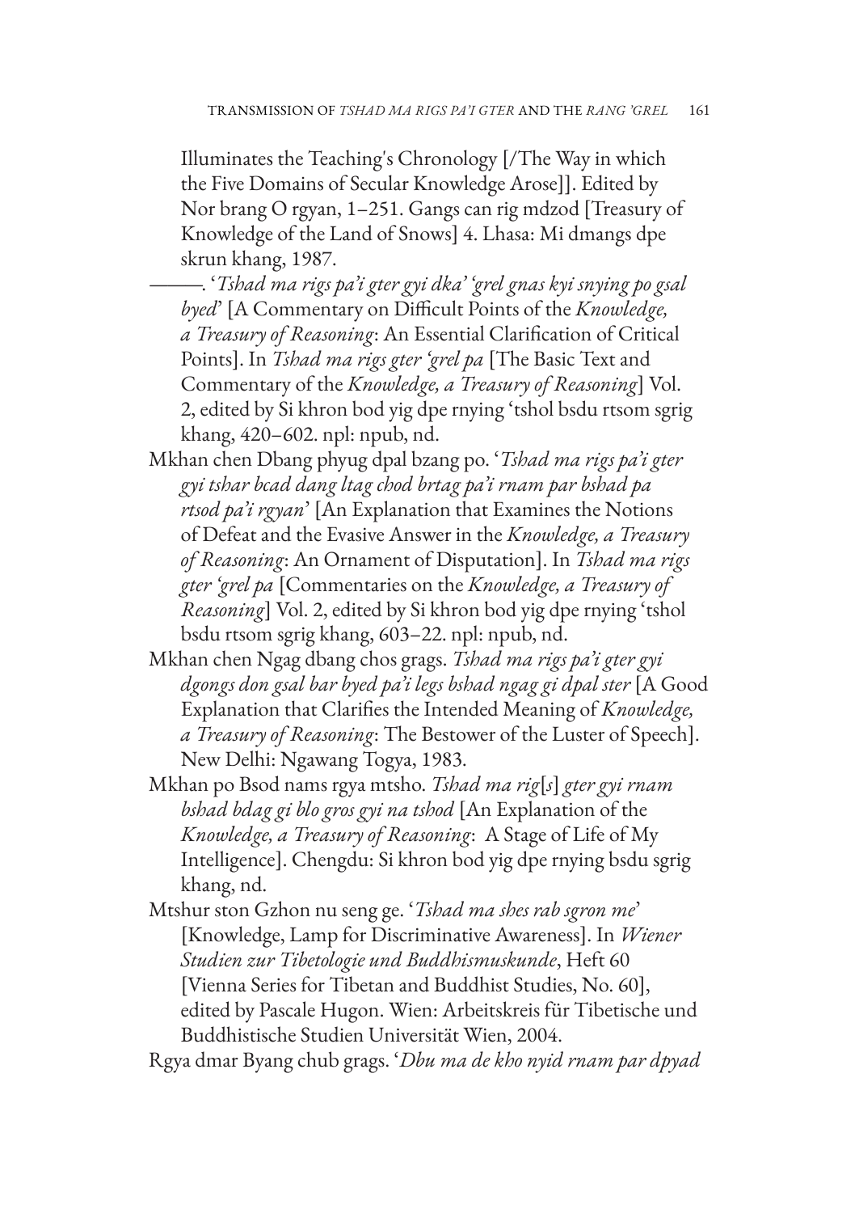Illuminates the Teaching's Chronology [/The Way in which the Five Domains of Secular Knowledge Arose]]. Edited by Nor brang O rgyan, 1–251. Gangs can rig mdzod [Treasury of Knowledge of the Land of Snows] 4. Lhasa: Mi dmangs dpe skrun khang, 1987.

———. '*Tshad ma rigs pa'i gter gyi dka' 'grel gnas kyi snying po gsal byed*' [A Commentary on Difficult Points of the *Knowledge, a Treasury of Reasoning*: An Essential Clarification of Critical Points]. In *Tshad ma rigs gter 'grel pa* [The Basic Text and Commentary of the *Knowledge, a Treasury of Reasoning*] Vol. 2, edited by Si khron bod yig dpe rnying 'tshol bsdu rtsom sgrig khang, 420–602. npl: npub, nd.

Mkhan chen Dbang phyug dpal bzang po. '*Tshad ma rigs pa'i gter gyi tshar bcad dang ltag chod brtag pa'i rnam par bshad pa rtsod pa'i rgyan*' [An Explanation that Examines the Notions of Defeat and the Evasive Answer in the *Knowledge, a Treasury of Reasoning*: An Ornament of Disputation]. In *Tshad ma rigs gter 'grel pa* [Commentaries on the *Knowledge, a Treasury of Reasoning*] Vol. 2, edited by Si khron bod yig dpe rnying 'tshol bsdu rtsom sgrig khang, 603–22. npl: npub, nd.

Mkhan chen Ngag dbang chos grags. *Tshad ma rigs pa'i gter gyi dgongs don gsal bar byed pa'i legs bshad ngag gi dpal ster* [A Good Explanation that Clarifies the Intended Meaning of *Knowledge, a Treasury of Reasoning*: The Bestower of the Luster of Speech]. New Delhi: Ngawang Togya, 1983.

Mkhan po Bsod nams rgya mtsho. *Tshad ma rig[s] gter gyi rnam bshad bdag gi blo gros gyi na tshod* [An Explanation of the *Knowledge, a Treasury of Reasoning*: A Stage of Life of My Intelligence]. Chengdu: Si khron bod yig dpe rnying bsdu sgrig khang, nd.

Mtshur ston Gzhon nu seng ge. '*Tshad ma shes rab sgron me*' [Knowledge, Lamp for Discriminative Awareness]. In *Wiener Studien zur Tibetologie und Buddhismuskunde*, Heft 60 [Vienna Series for Tibetan and Buddhist Studies, No. 60], edited by Pascale Hugon. Wien: Arbeitskreis für Tibetische und Buddhistische Studien Universität Wien, 2004.

Rgya dmar Byang chub grags. '*Dbu ma de kho nyid rnam par dpyad*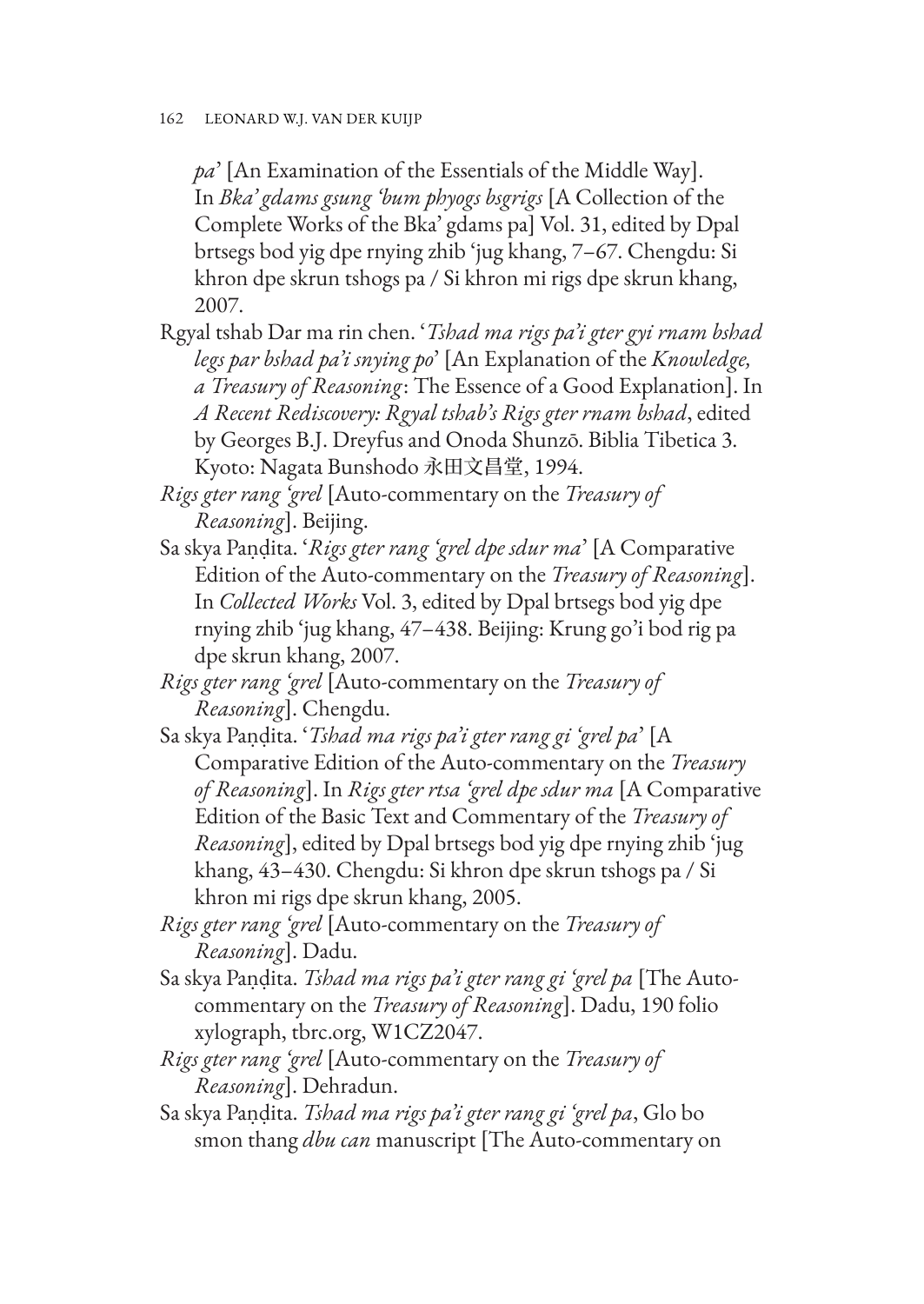*pa*' [An Examination of the Essentials of the Middle Way]. In *Bka' gdams gsung 'bum phyogs bsgrigs* [A Collection of the Complete Works of the Bka' gdams pa] Vol. 31, edited by Dpal brtsegs bod yig dpe rnying zhib 'jug khang, 7–67. Chengdu: Si khron dpe skrun tshogs pa / Si khron mi rigs dpe skrun khang, 2007.

Rgyal tshab Dar ma rin chen. '*Tshad ma rigs pa'i gter gyi rnam bshad legs par bshad pa'i snying po*' [An Explanation of the *Knowledge, a Treasury of Reasoning*: The Essence of a Good Explanation]. In *A Recent Rediscovery: Rgyal tshab's Rigs gter rnam bshad*, edited by Georges B.J. Dreyfus and Onoda Shunzō. Biblia Tibetica 3. Kyoto: Nagata Bunshodo 永田文昌堂, 1994.

*Rigs gter rang 'grel* [Auto-commentary on the *Treasury of Reasoning*]. Beijing.

Sa skya Paṇḍita. '*Rigs gter rang 'grel dpe sdur ma*' [A Comparative Edition of the Auto-commentary on the *Treasury of Reasoning*]. In *Collected Works* Vol. 3, edited by Dpal brtsegs bod yig dpe rnying zhib 'jug khang, 47–438. Beijing: Krung go'i bod rig pa dpe skrun khang, 2007.

*Rigs gter rang 'grel* [Auto-commentary on the *Treasury of Reasoning*]. Chengdu.

Sa skya Paṇḍita. '*Tshad ma rigs pa'i gter rang gi 'grel pa*' [A Comparative Edition of the Auto-commentary on the *Treasury of Reasoning*]. In *Rigs gter rtsa 'grel dpe sdur ma* [A Comparative Edition of the Basic Text and Commentary of the *Treasury of Reasoning*], edited by Dpal brtsegs bod yig dpe rnying zhib 'jug khang, 43–430. Chengdu: Si khron dpe skrun tshogs pa / Si khron mi rigs dpe skrun khang, 2005.

*Rigs gter rang 'grel* [Auto-commentary on the *Treasury of Reasoning*]. Dadu.

Sa skya Paṇḍita. *Tshad ma rigs pa'i gter rang gi 'grel pa* [The Auto-commentary on the *Treasury of Reasoning*]. Dadu, 190 folio xylograph, tbrc.org, W1CZ2047.

*Rigs gter rang 'grel* [Auto-commentary on the *Treasury of Reasoning*]. Dehradun.

Sa skya Paṇḍita. *Tshad ma rigs pa'i gter rang gi 'grel pa*, Glo bo smon thang *dbu can* manuscript [The Auto-commentary on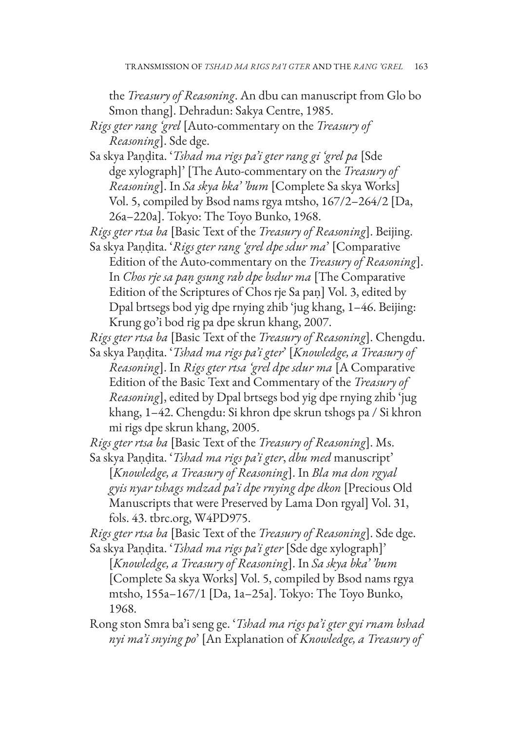the *Treasury of Reasoning*. An dbu can manuscript from Glo bo Smon thang]. Dehradun: Sakya Centre, 1985.

*Rigs gter rang 'grel* [Auto-commentary on the *Treasury of Reasoning*]. Sde dge.

Sa skya Paṇḍita. '*Tshad ma rigs pa'i gter rang gi 'grel pa* [Sde dge xylograph]' [The Auto-commentary on the *Treasury of Reasoning*]. In *Sa skya bka' 'bum* [Complete Sa skya Works] Vol. 5, compiled by Bsod nams rgya mtsho, 167/2–264/2 [Da, 26a–220a]. Tokyo: The Toyo Bunko, 1968.

*Rigs gter rtsa ba* [Basic Text of the *Treasury of Reasoning*]. Beijing.

Sa skya Paṇḍita. '*Rigs gter rang 'grel dpe sdur ma*' [Comparative Edition of the Auto-commentary on the *Treasury of Reasoning*]. In *Chos rje sa paṇ gsung rab dpe bsdur ma* [The Comparative Edition of the Scriptures of Chos rje Sa paṇ] Vol. 3, edited by Dpal brtsegs bod yig dpe rnying zhib 'jug khang, 1–46. Beijing: Krung go'i bod rig pa dpe skrun khang, 2007.

*Rigs gter rtsa ba* [Basic Text of the *Treasury of Reasoning*]. Chengdu.

Sa skya Paṇḍita. '*Tshad ma rigs pa'i gter*' [*Knowledge, a Treasury of Reasoning*]. In *Rigs gter rtsa 'grel dpe sdur ma* [A Comparative Edition of the Basic Text and Commentary of the *Treasury of Reasoning*], edited by Dpal brtsegs bod yig dpe rnying zhib 'jug khang, 1–42. Chengdu: Si khron dpe skrun tshogs pa / Si khron mi rigs dpe skrun khang, 2005.

*Rigs gter rtsa ba* [Basic Text of the *Treasury of Reasoning*]. Ms.

Sa skya Paṇḍita. '*Tshad ma rigs pa'i gter*, *dbu med* manuscript' [*Knowledge, a Treasury of Reasoning*]. In *Bla ma don rgyal gyis nyar tshags mdzad pa'i dpe rnying dpe dkon* [Precious Old Manuscripts that were Preserved by Lama Don rgyal] Vol. 31, fols. 43. tbrc.org, W4PD975.

*Rigs gter rtsa ba* [Basic Text of the *Treasury of Reasoning*]. Sde dge.

Sa skya Paṇḍita. '*Tshad ma rigs pa'i gter* [Sde dge xylograph]' [*Knowledge, a Treasury of Reasoning*]. In *Sa skya bka' 'bum* [Complete Sa skya Works] Vol. 5, compiled by Bsod nams rgya mtsho, 155a–167/1 [Da, 1a–25a]. Tokyo: The Toyo Bunko, 1968.

Rong ston Smra ba'i seng ge. '*Tshad ma rigs pa'i gter gyi rnam bshad nyi ma'i snying po*' [An Explanation of *Knowledge, a Treasury of*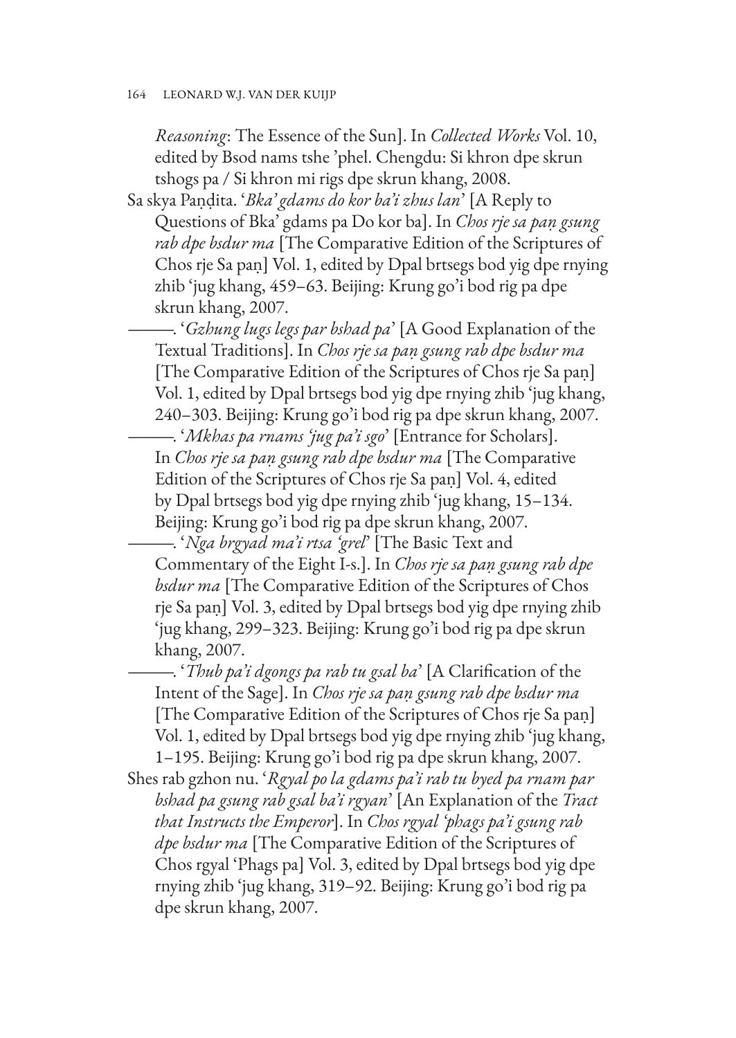*Reasoning*: The Essence of the Sun]. In *Collected Works* Vol. 10, edited by Bsod nams tshe 'phel. Chengdu: Si khron dpe skrun tshogs pa / Si khron mi rigs dpe skrun khang, 2008.

Sa skya Paṇḍita. '*Bka' gdams do kor ba'i zhus lan*' [A Reply to Questions of Bka' gdams pa Do kor ba]. In *Chos rje sa paṇ gsung rab dpe bsdur ma* [The Comparative Edition of the Scriptures of Chos rje Sa paṇ] Vol. 1, edited by Dpal brtsegs bod yig dpe rnying zhib 'jug khang, 459–63. Beijing: Krung go'i bod rig pa dpe skrun khang, 2007.

———. '*Gzhung lugs legs par bshad pa*' [A Good Explanation of the Textual Traditions]. In *Chos rje sa paṇ gsung rab dpe bsdur ma* [The Comparative Edition of the Scriptures of Chos rje Sa paṇ] Vol. 1, edited by Dpal brtsegs bod yig dpe rnying zhib 'jug khang, 240–303. Beijing: Krung go'i bod rig pa dpe skrun khang, 2007.

———. '*Mkhas pa rnams 'jug pa'i sgo*' [Entrance for Scholars]. In *Chos rje sa paṇ gsung rab dpe bsdur ma* [The Comparative Edition of the Scriptures of Chos rje Sa paṇ] Vol. 4, edited by Dpal brtsegs bod yig dpe rnying zhib 'jug khang, 15–134. Beijing: Krung go'i bod rig pa dpe skrun khang, 2007.

———. '*Nga brgyad ma'i rtsa 'grel*' [The Basic Text and Commentary of the Eight I-s.]. In *Chos rje sa paṇ gsung rab dpe bsdur ma* [The Comparative Edition of the Scriptures of Chos rje Sa paṇ] Vol. 3, edited by Dpal brtsegs bod yig dpe rnying zhib 'jug khang, 299–323. Beijing: Krung go'i bod rig pa dpe skrun khang, 2007.

———. '*Thub pa'i dgongs pa rab tu gsal ba*' [A Clarification of the Intent of the Sage]. In *Chos rje sa paṇ gsung rab dpe bsdur ma* [The Comparative Edition of the Scriptures of Chos rje Sa paṇ] Vol. 1, edited by Dpal brtsegs bod yig dpe rnying zhib 'jug khang, 1–195. Beijing: Krung go'i bod rig pa dpe skrun khang, 2007.

Shes rab gzhon nu. '*Rgyal po la gdams pa'i rab tu byed pa rnam par bshad pa gsung rab gsal ba'i rgyan*' [An Explanation of the *Tract that Instructs the Emperor*]. In *Chos rgyal 'phags pa'i gsung rab dpe bsdur ma* [The Comparative Edition of the Scriptures of Chos rgyal 'Phags pa] Vol. 3, edited by Dpal brtsegs bod yig dpe rnying zhib 'jug khang, 319–92. Beijing: Krung go'i bod rig pa dpe skrun khang, 2007.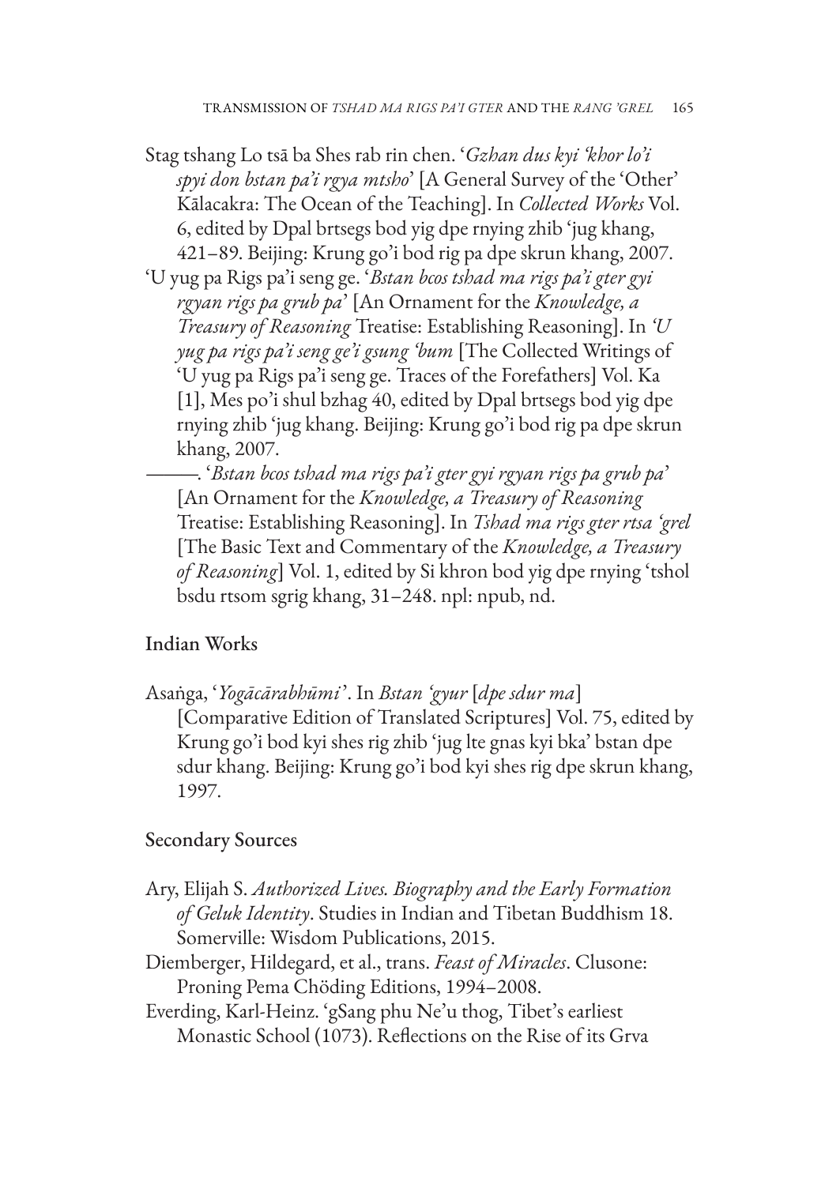Stag tshang Lo tsā ba Shes rab rin chen. '*Gzhan dus kyi 'khor lo'i spyi don bstan pa'i rgya mtsho*' [A General Survey of the 'Other' Kālacakra: The Ocean of the Teaching]. In *Collected Works* Vol. 6, edited by Dpal brtsegs bod yig dpe rnying zhib 'jug khang, 421–89. Beijing: Krung go'i bod rig pa dpe skrun khang, 2007.

'U yug pa Rigs pa'i seng ge. '*Bstan bcos tshad ma rigs pa'i gter gyi rgyan rigs pa grub pa*' [An Ornament for the *Knowledge, a Treasury of Reasoning* Treatise: Establishing Reasoning]. In *'U yug pa rigs pa'i seng ge'i gsung 'bum* [The Collected Writings of 'U yug pa Rigs pa'i seng ge. Traces of the Forefathers] Vol. Ka [1], Mes po'i shul bzhag 40, edited by Dpal brtsegs bod yig dpe rnying zhib 'jug khang. Beijing: Krung go'i bod rig pa dpe skrun khang, 2007.

———. '*Bstan bcos tshad ma rigs pa'i gter gyi rgyan rigs pa grub pa*' [An Ornament for the *Knowledge, a Treasury of Reasoning* Treatise: Establishing Reasoning]. In *Tshad ma rigs gter rtsa 'grel* [The Basic Text and Commentary of the *Knowledge, a Treasury of Reasoning*] Vol. 1, edited by Si khron bod yig dpe rnying 'tshol bsdu rtsom sgrig khang, 31–248. npl: npub, nd.

## Indian Works

Asaṅga, '*Yogācārabhūmi*'. In *Bstan 'gyur* [*dpe sdur ma*] [Comparative Edition of Translated Scriptures] Vol. 75, edited by Krung go'i bod kyi shes rig zhib 'jug lte gnas kyi bka' bstan dpe sdur khang. Beijing: Krung go'i bod kyi shes rig dpe skrun khang, 1997.

## Secondary Sources

Ary, Elijah S. *Authorized Lives. Biography and the Early Formation of Geluk Identity*. Studies in Indian and Tibetan Buddhism 18. Somerville: Wisdom Publications, 2015.

Diemberger, Hildegard, et al., trans. *Feast of Miracles*. Clusone: Proning Pema Chöding Editions, 1994–2008.

Everding, Karl-Heinz. 'gSang phu Ne'u thog, Tibet's earliest Monastic School (1073). Reflections on the Rise of its Grva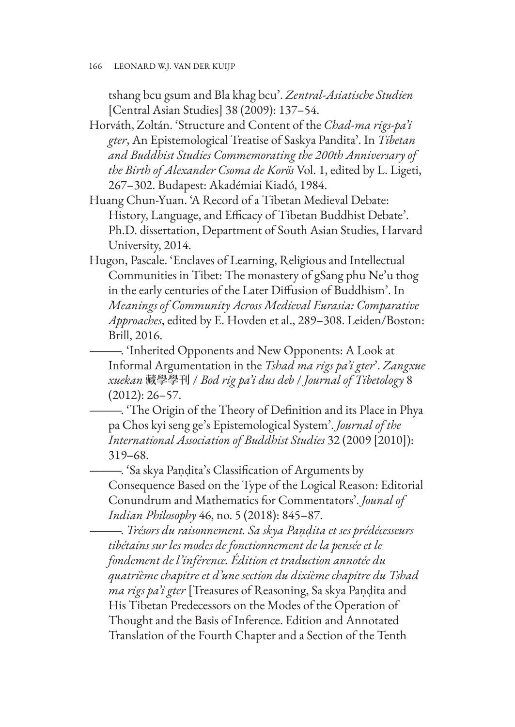tshang bcu gsum and Bla khag bcu'. *Zentral-Asiatische Studien* [Central Asian Studies] 38 (2009): 137–54.

Horváth, Zoltán. 'Structure and Content of the *Chad-ma rigs-pa'i gter*, An Epistemological Treatise of Saskya Pandita'. In *Tibetan and Buddhist Studies Commemorating the 200th Anniversary of the Birth of Alexander Csoma de Korös* Vol. 1, edited by L. Ligeti, 267–302. Budapest: Akadémiai Kiadó, 1984.

Huang Chun-Yuan. 'A Record of a Tibetan Medieval Debate: History, Language, and Efficacy of Tibetan Buddhist Debate'. Ph.D. dissertation, Department of South Asian Studies, Harvard University, 2014.

Hugon, Pascale. 'Enclaves of Learning, Religious and Intellectual Communities in Tibet: The monastery of gSang phu Ne'u thog in the early centuries of the Later Diffusion of Buddhism'. In *Meanings of Community Across Medieval Eurasia: Comparative Approaches*, edited by E. Hovden et al., 289–308. Leiden/Boston: Brill, 2016.

———. 'Inherited Opponents and New Opponents: A Look at Informal Argumentation in the *Tshad ma rigs pa'i gter*'. *Zangxue xuekan* 藏學學刊 / *Bod rig pa'i dus deb* / *Journal of Tibetology* 8 (2012): 26–57.

———. 'The Origin of the Theory of Definition and its Place in Phya pa Chos kyi seng ge's Epistemological System'. *Journal of the International Association of Buddhist Studies* 32 (2009 [2010]): 319–68.

———. 'Sa skya Paṇḍita's Classification of Arguments by Consequence Based on the Type of the Logical Reason: Editorial Conundrum and Mathematics for Commentators'. *Jounal of Indian Philosophy* 46, no. 5 (2018): 845–87.

———. *Trésors du raisonnement. Sa skya Paṇḍita et ses prédécesseurs tibétains sur les modes de fonctionnement de la pensée et le fondement de l'inférence. Édition et traduction annotée du quatrième chapitre et d'une section du dixième chapitre du Tshad ma rigs pa'i gter* [Treasures of Reasoning, Sa skya Paṇḍita and His Tibetan Predecessors on the Modes of the Operation of Thought and the Basis of Inference. Edition and Annotated Translation of the Fourth Chapter and a Section of the Tenth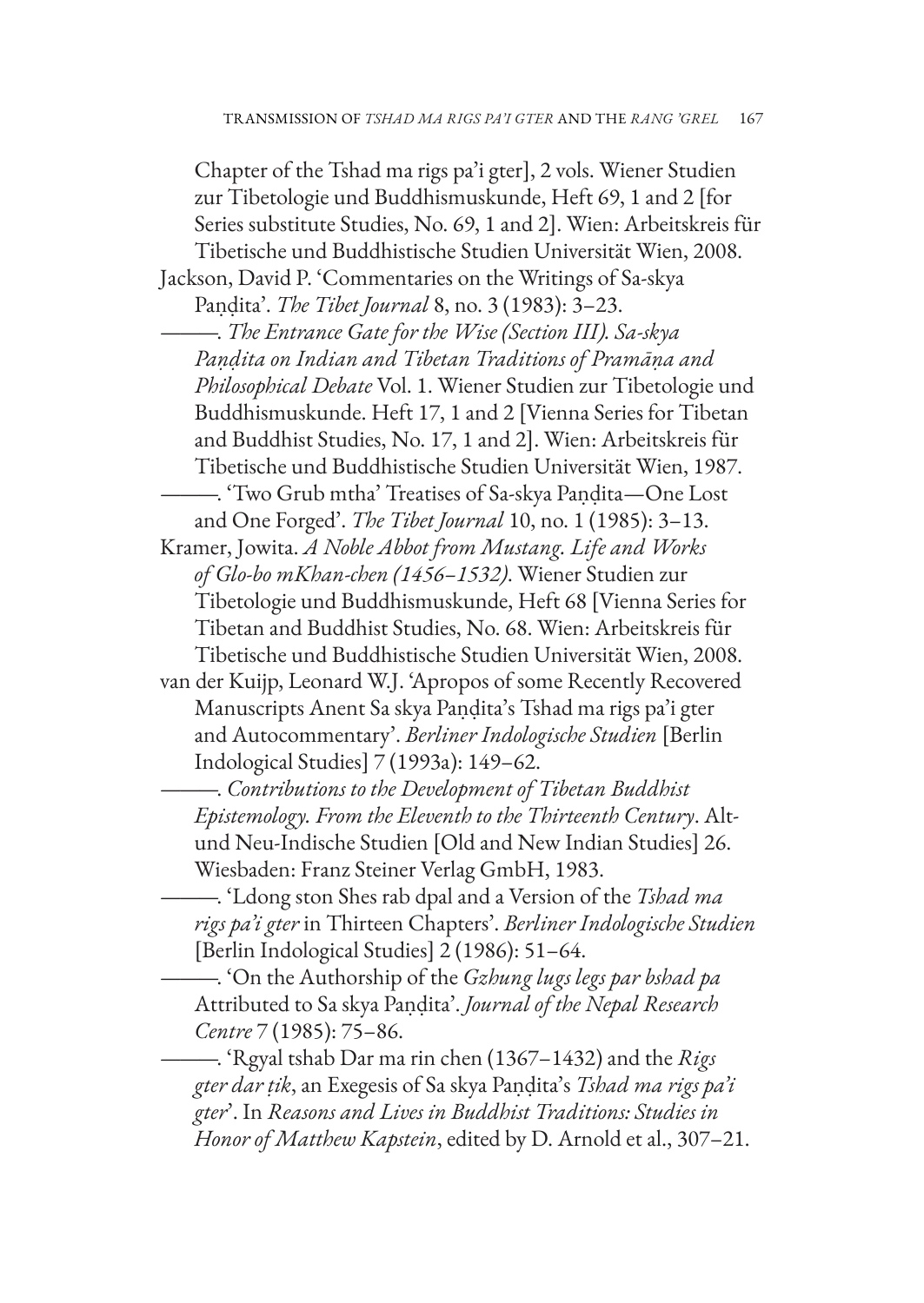Chapter of the Tshad ma rigs pa'i gter], 2 vols. Wiener Studien zur Tibetologie und Buddhismuskunde, Heft 69, 1 and 2 [for Series substitute Studies, No. 69, 1 and 2]. Wien: Arbeitskreis für Tibetische und Buddhistische Studien Universität Wien, 2008.

Jackson, David P. 'Commentaries on the Writings of Sa-skya Paṇḍita'. *The Tibet Journal* 8, no. 3 (1983): 3–23.

———. *The Entrance Gate for the Wise (Section III). Sa-skya Paṇḍita on Indian and Tibetan Traditions of Pramāṇa and Philosophical Debate* Vol. 1. Wiener Studien zur Tibetologie und Buddhismuskunde. Heft 17, 1 and 2 [Vienna Series for Tibetan and Buddhist Studies, No. 17, 1 and 2]. Wien: Arbeitskreis für Tibetische und Buddhistische Studien Universität Wien, 1987.

———. 'Two Grub mtha' Treatises of Sa-skya Paṇḍita—One Lost and One Forged'. *The Tibet Journal* 10, no. 1 (1985): 3–13.

Kramer, Jowita. *A Noble Abbot from Mustang. Life and Works of Glo-bo mKhan-chen (1456–1532)*. Wiener Studien zur Tibetologie und Buddhismuskunde, Heft 68 [Vienna Series for Tibetan and Buddhist Studies, No. 68. Wien: Arbeitskreis für Tibetische und Buddhistische Studien Universität Wien, 2008.

van der Kuijp, Leonard W.J. 'Apropos of some Recently Recovered Manuscripts Anent Sa skya Paṇḍita's Tshad ma rigs pa'i gter and Autocommentary'. *Berliner Indologische Studien* [Berlin Indological Studies] 7 (1993a): 149–62.

———. *Contributions to the Development of Tibetan Buddhist Epistemology. From the Eleventh to the Thirteenth Century*. Alt- und Neu-Indische Studien [Old and New Indian Studies] 26. Wiesbaden: Franz Steiner Verlag GmbH, 1983.

———. 'Ldong ston Shes rab dpal and a Version of the *Tshad ma rigs pa'i gter* in Thirteen Chapters'. *Berliner Indologische Studien* [Berlin Indological Studies] 2 (1986): 51–64.

———. 'On the Authorship of the *Gzhung lugs legs par bshad pa* Attributed to Sa skya Paṇḍita'. *Journal of the Nepal Research Centre* 7 (1985): 75–86.

———. 'Rgyal tshab Dar ma rin chen (1367–1432) and the *Rigs gter dar ṭik*, an Exegesis of Sa skya Paṇḍita's *Tshad ma rigs pa'i gter*'. In *Reasons and Lives in Buddhist Traditions: Studies in Honor of Matthew Kapstein*, edited by D. Arnold et al., 307–21.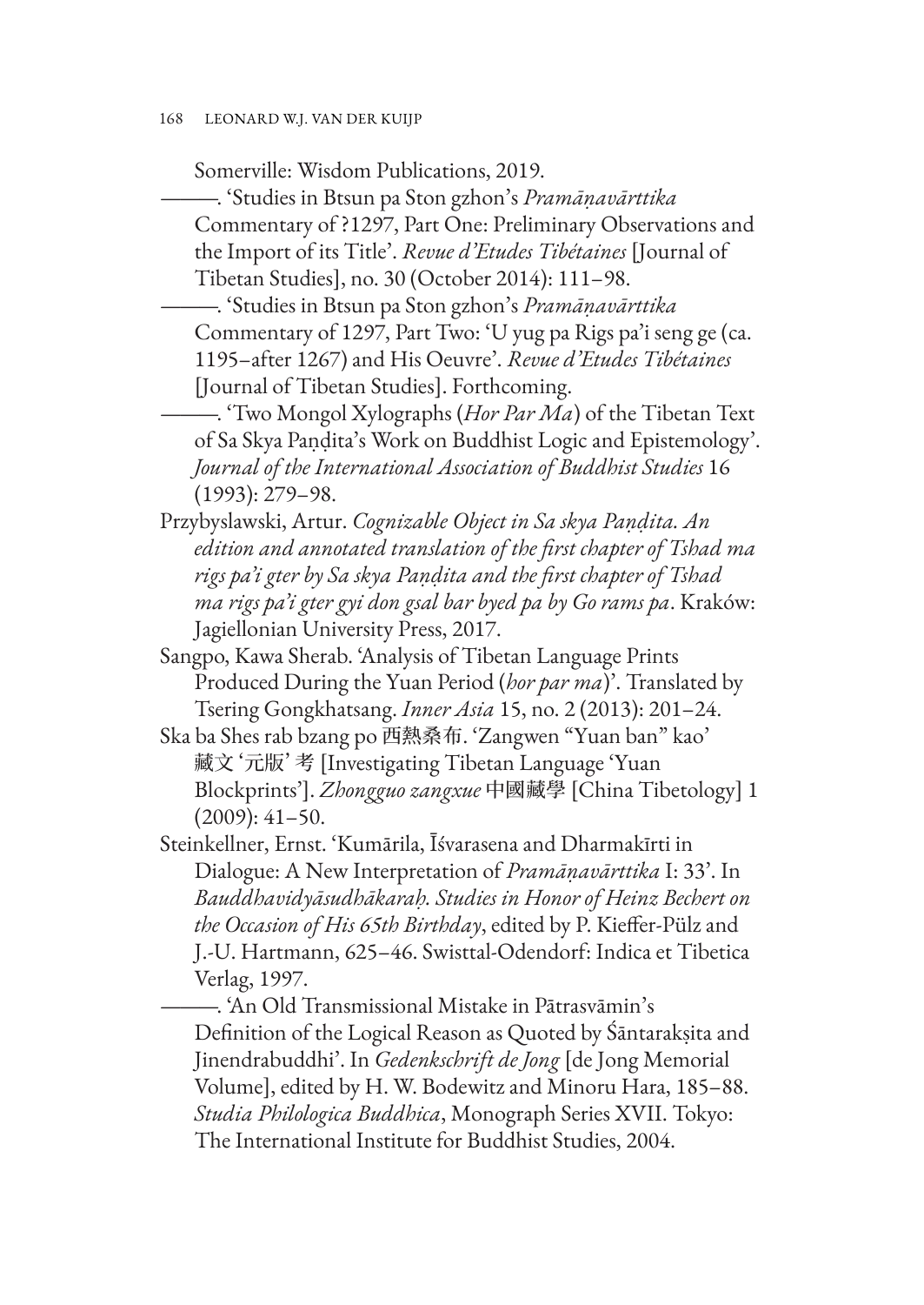Somerville: Wisdom Publications, 2019.

———. 'Studies in Btsun pa Ston gzhon's *Pramāṇavārttika* Commentary of ?1297, Part One: Preliminary Observations and the Import of its Title'. *Revue d'Etudes Tibétaines* [Journal of Tibetan Studies], no. 30 (October 2014): 111–98.

———. 'Studies in Btsun pa Ston gzhon's *Pramāṇavārttika* Commentary of 1297, Part Two: 'U yug pa Rigs pa'i seng ge (ca. 1195–after 1267) and His Oeuvre'. *Revue d'Etudes Tibétaines* [Journal of Tibetan Studies]. Forthcoming.

———. 'Two Mongol Xylographs (*Hor Par Ma*) of the Tibetan Text of Sa Skya Paṇḍita's Work on Buddhist Logic and Epistemology'. *Journal of the International Association of Buddhist Studies* 16 (1993): 279–98.

Przybyslawski, Artur. *Cognizable Object in Sa skya Paṇḍita. An edition and annotated translation of the first chapter of Tshad ma rigs pa'i gter by Sa skya Paṇḍita and the first chapter of Tshad ma rigs pa'i gter gyi don gsal bar byed pa by Go rams pa*. Kraków: Jagiellonian University Press, 2017.

Sangpo, Kawa Sherab. 'Analysis of Tibetan Language Prints Produced During the Yuan Period (*hor par ma*)'. Translated by Tsering Gongkhatsang. *Inner Asia* 15, no. 2 (2013): 201–24.

Ska ba Shes rab bzang po 西熱桑布. 'Zangwen "Yuan ban" kao' 藏文'元版' 考 [Investigating Tibetan Language 'Yuan Blockprints']. *Zhongguo zangxue* 中國藏學 [China Tibetology] 1 (2009): 41–50.

Steinkellner, Ernst. 'Kumārila, Īśvarasena and Dharmakīrti in Dialogue: A New Interpretation of *Pramāṇavārttika* I: 33'. In *Bauddhavidyāsudhākaraḥ. Studies in Honor of Heinz Bechert on the Occasion of His 65th Birthday*, edited by P. Kieffer-Pülz and J.-U. Hartmann, 625–46. Swisttal-Odendorf: Indica et Tibetica Verlag, 1997.

———. 'An Old Transmissional Mistake in Pātrasvāmin's Definition of the Logical Reason as Quoted by Śāntarakṣita and Jinendrabuddhi'. In *Gedenkschrift de Jong* [de Jong Memorial Volume], edited by H. W. Bodewitz and Minoru Hara, 185–88. *Studia Philologica Buddhica*, Monograph Series XVII. Tokyo: The International Institute for Buddhist Studies, 2004.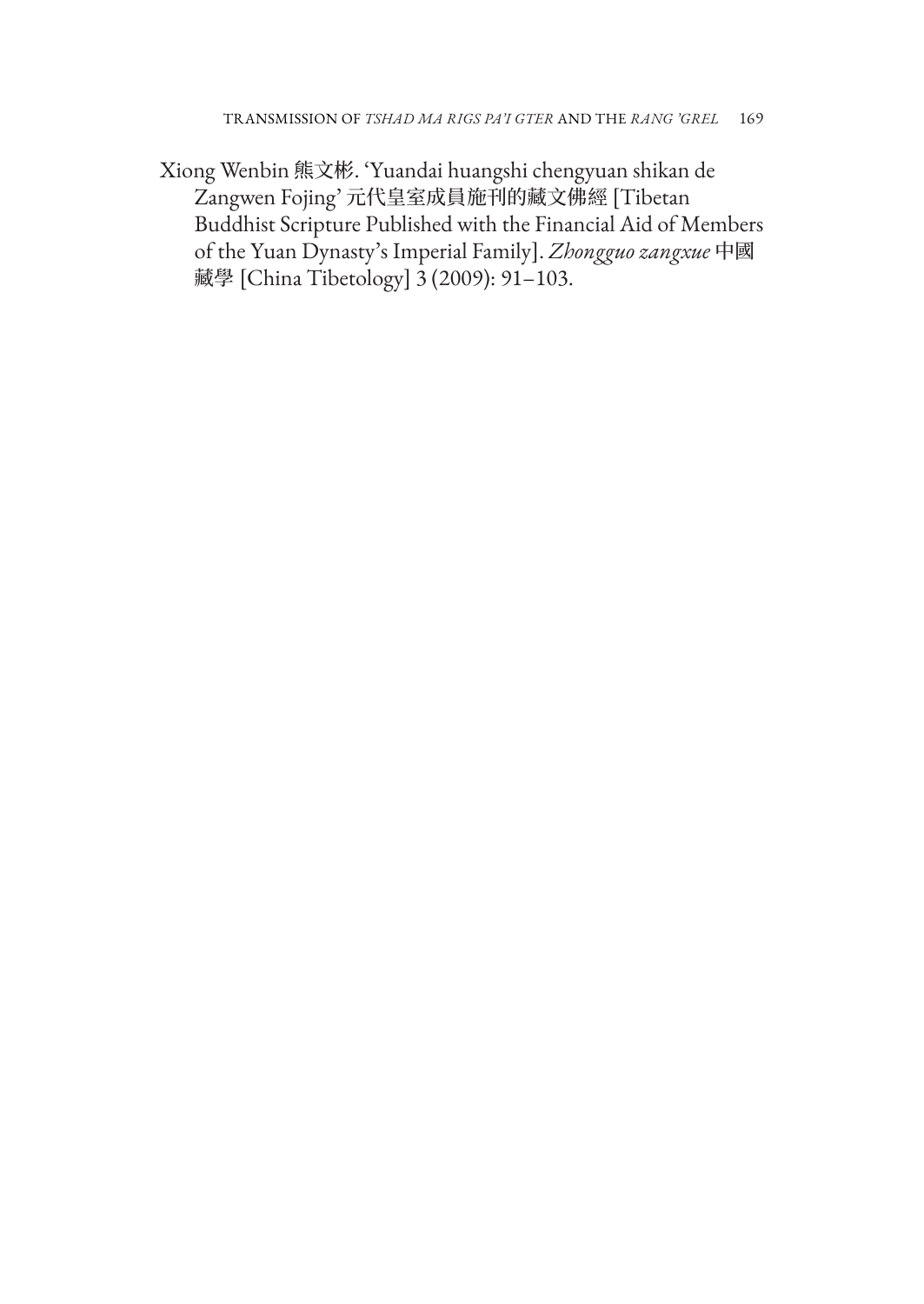Xiong Wenbin 熊文彬. 'Yuandai huangshi chengyuan shikan de Zangwen Fojing' 元代皇室成員施刊的藏文佛經 [Tibetan Buddhist Scripture Published with the Financial Aid of Members of the Yuan Dynasty's Imperial Family]. *Zhongguo zangxue* 中國藏學 [China Tibetology] 3 (2009): 91–103.